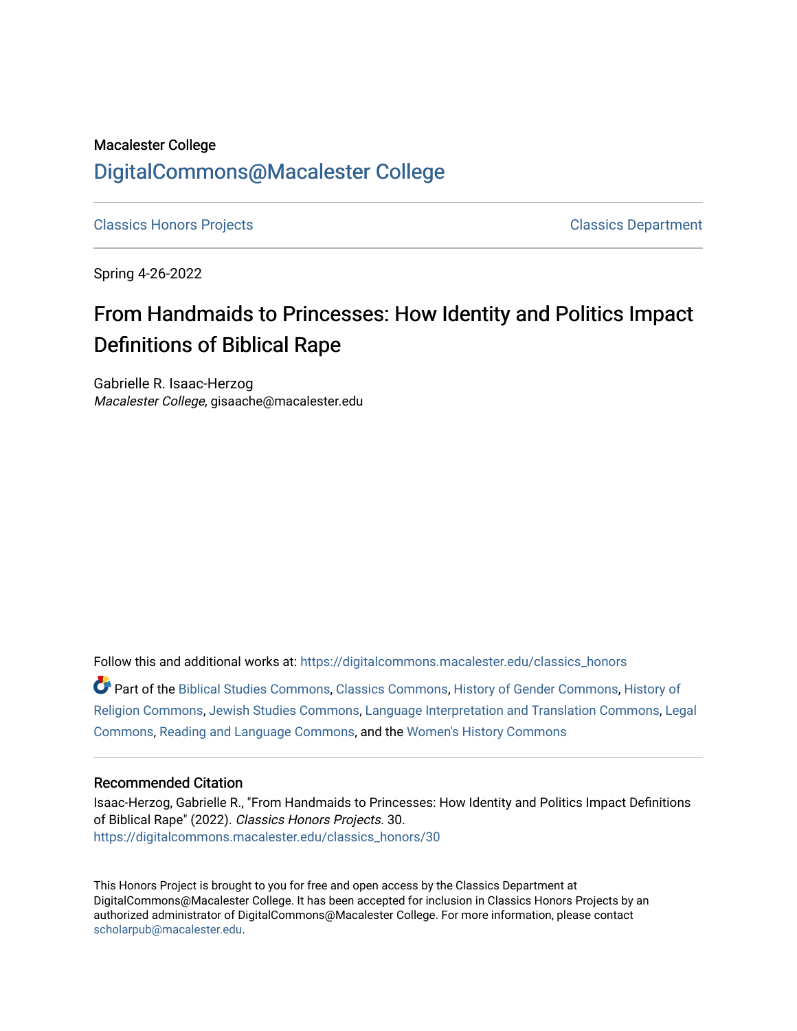Macalester College

DigitalCommons@Macalester College

Classics Honors Projects | Classics Department

Spring 4-26-2022

# From Handmaids to Princesses: How Identity and Politics Impact Definitions of Biblical Rape

Gabrielle R. Isaac-Herzog
*Macalester College*, gisaache@macalester.edu

Follow this and additional works at: https://digitalcommons.macalester.edu/classics_honors

Part of the Biblical Studies Commons, Classics Commons, History of Gender Commons, History of Religion Commons, Jewish Studies Commons, Language Interpretation and Translation Commons, Legal Commons, Reading and Language Commons, and the Women's History Commons

### Recommended Citation

Isaac-Herzog, Gabrielle R., "From Handmaids to Princesses: How Identity and Politics Impact Definitions of Biblical Rape" (2022). *Classics Honors Projects*. 30.
https://digitalcommons.macalester.edu/classics_honors/30

This Honors Project is brought to you for free and open access by the Classics Department at DigitalCommons@Macalester College. It has been accepted for inclusion in Classics Honors Projects by an authorized administrator of DigitalCommons@Macalester College. For more information, please contact scholarpub@macalester.edu.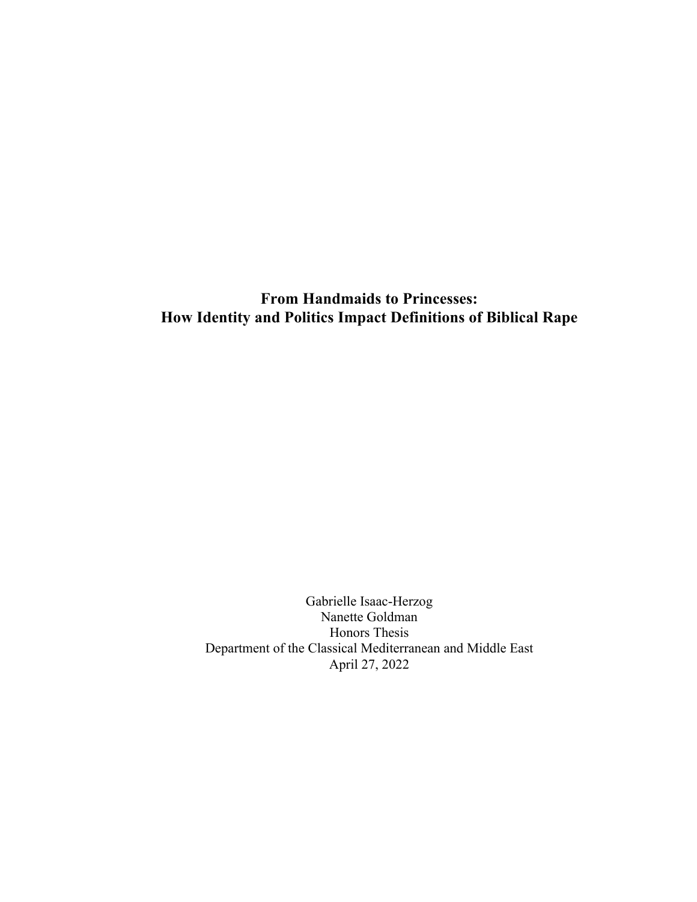# From Handmaids to Princesses: How Identity and Politics Impact Definitions of Biblical Rape

Gabrielle Isaac-Herzog
Nanette Goldman
Honors Thesis
Department of the Classical Mediterranean and Middle East
April 27, 2022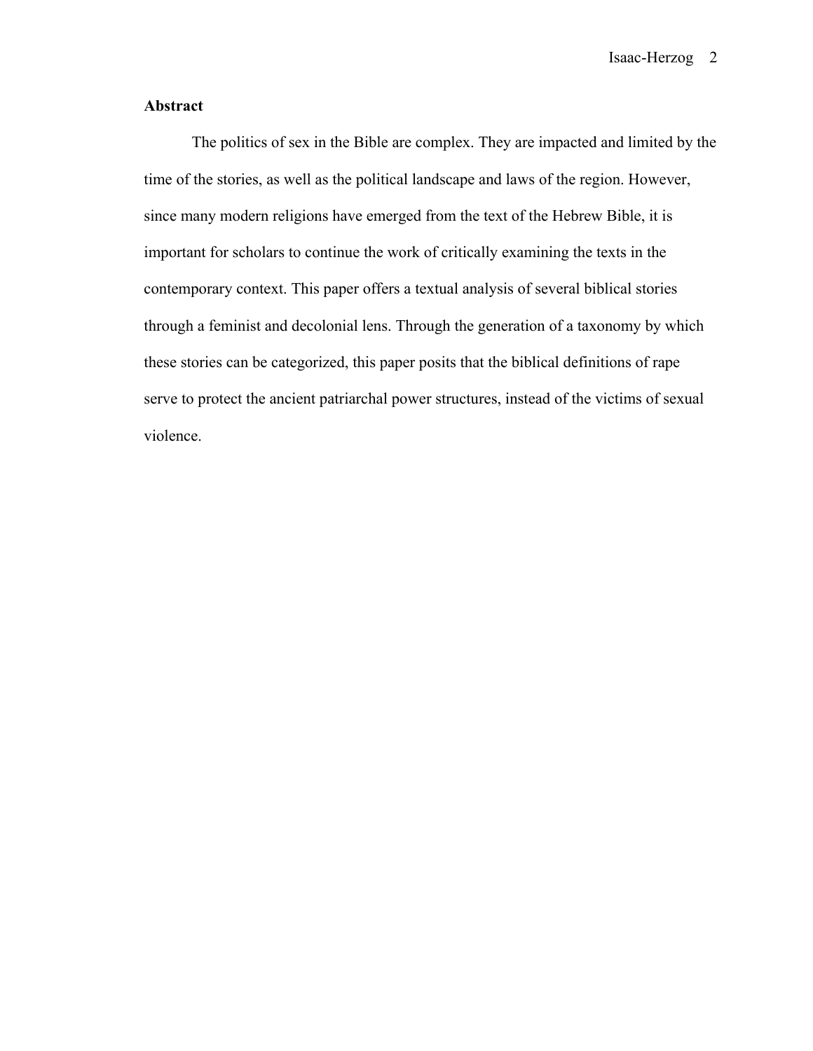**Abstract**

The politics of sex in the Bible are complex. They are impacted and limited by the time of the stories, as well as the political landscape and laws of the region. However, since many modern religions have emerged from the text of the Hebrew Bible, it is important for scholars to continue the work of critically examining the texts in the contemporary context. This paper offers a textual analysis of several biblical stories through a feminist and decolonial lens. Through the generation of a taxonomy by which these stories can be categorized, this paper posits that the biblical definitions of rape serve to protect the ancient patriarchal power structures, instead of the victims of sexual violence.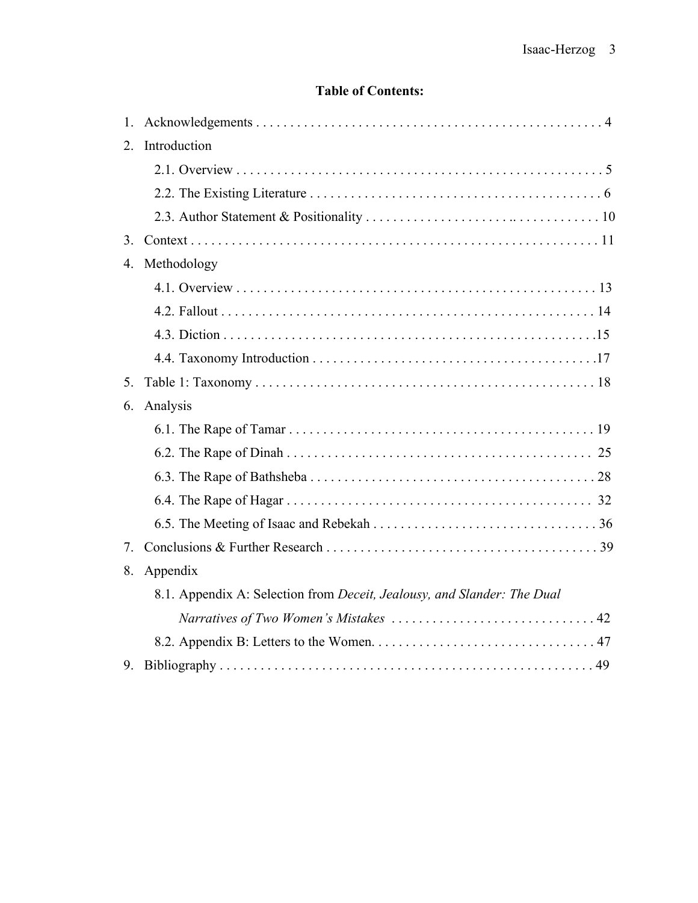## Table of Contents:

1. Acknowledgements . . . . . . . . . . . . . . . . . . . . . . . . . . . . . . . . . . . . . . . . . . . . . . . . . . . 4
2. Introduction
   - 2.1. Overview . . . . . . . . . . . . . . . . . . . . . . . . . . . . . . . . . . . . . . . . . . . . . . . . . . . . . . 5
   - 2.2. The Existing Literature . . . . . . . . . . . . . . . . . . . . . . . . . . . . . . . . . . . . . . . . . . 6
   - 2.3. Author Statement & Positionality . . . . . . . . . . . . . . . . . . . . .. . . . . . . . . . . . . 10
3. Context . . . . . . . . . . . . . . . . . . . . . . . . . . . . . . . . . . . . . . . . . . . . . . . . . . . . . . . . . . . 11
4. Methodology
   - 4.1. Overview . . . . . . . . . . . . . . . . . . . . . . . . . . . . . . . . . . . . . . . . . . . . . . . . . . . . . 13
   - 4.2. Fallout . . . . . . . . . . . . . . . . . . . . . . . . . . . . . . . . . . . . . . . . . . . . . . . . . . . . . . . 14
   - 4.3. Diction . . . . . . . . . . . . . . . . . . . . . . . . . . . . . . . . . . . . . . . . . . . . . . . . . . . . . . .15
   - 4.4. Taxonomy Introduction . . . . . . . . . . . . . . . . . . . . . . . . . . . . . . . . . . . . . . . . . .17
5. Table 1: Taxonomy . . . . . . . . . . . . . . . . . . . . . . . . . . . . . . . . . . . . . . . . . . . . . . . . . . 18
6. Analysis
   - 6.1. The Rape of Tamar . . . . . . . . . . . . . . . . . . . . . . . . . . . . . . . . . . . . . . . . . . . . . 19
   - 6.2. The Rape of Dinah . . . . . . . . . . . . . . . . . . . . . . . . . . . . . . . . . . . . . . . . . . . . . 25
   - 6.3. The Rape of Bathsheba . . . . . . . . . . . . . . . . . . . . . . . . . . . . . . . . . . . . . . . . . . 28
   - 6.4. The Rape of Hagar . . . . . . . . . . . . . . . . . . . . . . . . . . . . . . . . . . . . . . . . . . . . . 32
   - 6.5. The Meeting of Isaac and Rebekah . . . . . . . . . . . . . . . . . . . . . . . . . . . . . . . . . 36
7. Conclusions & Further Research . . . . . . . . . . . . . . . . . . . . . . . . . . . . . . . . . . . . . . . . 39
8. Appendix
   - 8.1. Appendix A: Selection from *Deceit, Jealousy, and Slander: The Dual Narratives of Two Women's Mistakes* . . . . . . . . . . . . . . . . . . . . . . . . . . . . . . 42
   - 8.2. Appendix B: Letters to the Women. . . . . . . . . . . . . . . . . . . . . . . . . . . . . . . . . 47
9. Bibliography . . . . . . . . . . . . . . . . . . . . . . . . . . . . . . . . . . . . . . . . . . . . . . . . . . . . . . . 49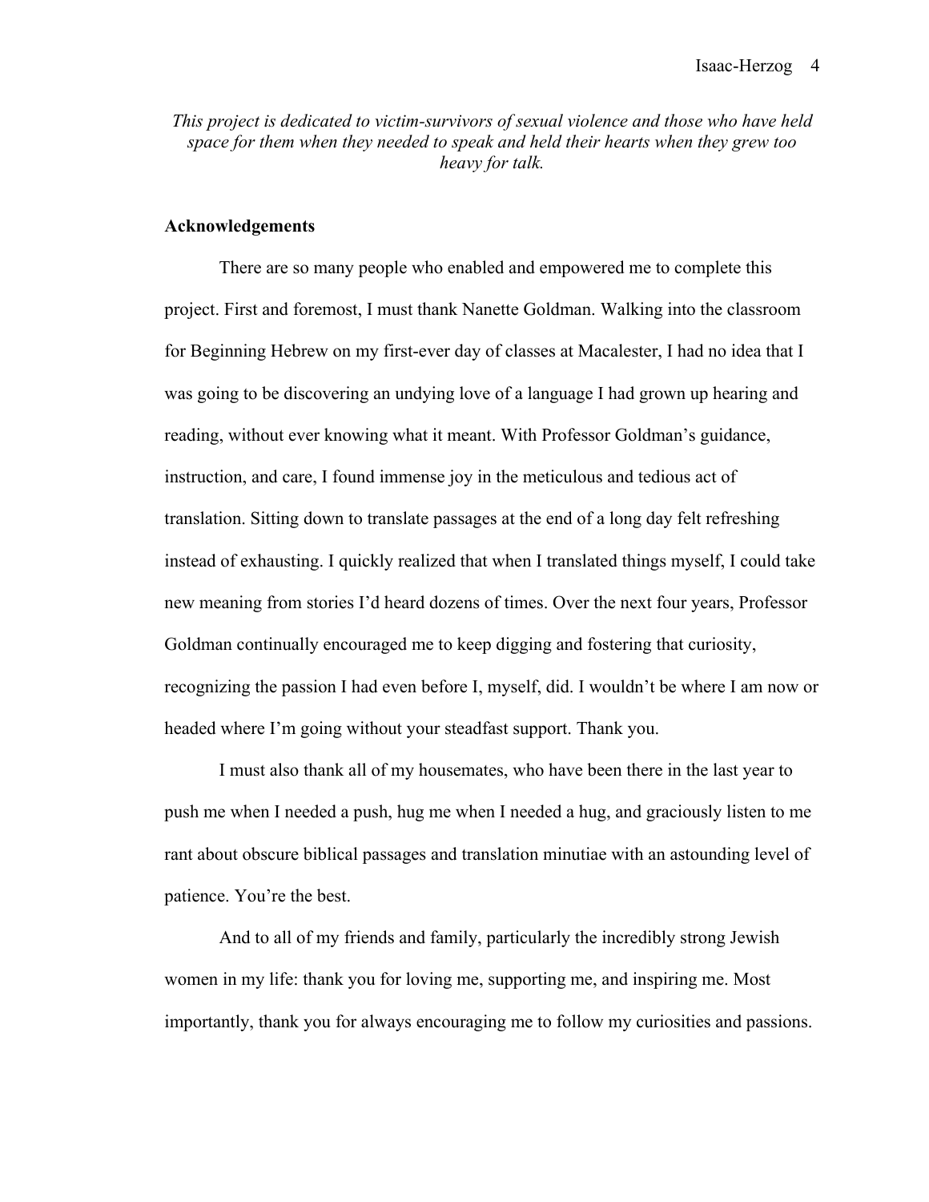*This project is dedicated to victim-survivors of sexual violence and those who have held space for them when they needed to speak and held their hearts when they grew too heavy for talk.*

**Acknowledgements**

There are so many people who enabled and empowered me to complete this project. First and foremost, I must thank Nanette Goldman. Walking into the classroom for Beginning Hebrew on my first-ever day of classes at Macalester, I had no idea that I was going to be discovering an undying love of a language I had grown up hearing and reading, without ever knowing what it meant. With Professor Goldman's guidance, instruction, and care, I found immense joy in the meticulous and tedious act of translation. Sitting down to translate passages at the end of a long day felt refreshing instead of exhausting. I quickly realized that when I translated things myself, I could take new meaning from stories I'd heard dozens of times. Over the next four years, Professor Goldman continually encouraged me to keep digging and fostering that curiosity, recognizing the passion I had even before I, myself, did. I wouldn't be where I am now or headed where I'm going without your steadfast support. Thank you.

I must also thank all of my housemates, who have been there in the last year to push me when I needed a push, hug me when I needed a hug, and graciously listen to me rant about obscure biblical passages and translation minutiae with an astounding level of patience. You're the best.

And to all of my friends and family, particularly the incredibly strong Jewish women in my life: thank you for loving me, supporting me, and inspiring me. Most importantly, thank you for always encouraging me to follow my curiosities and passions.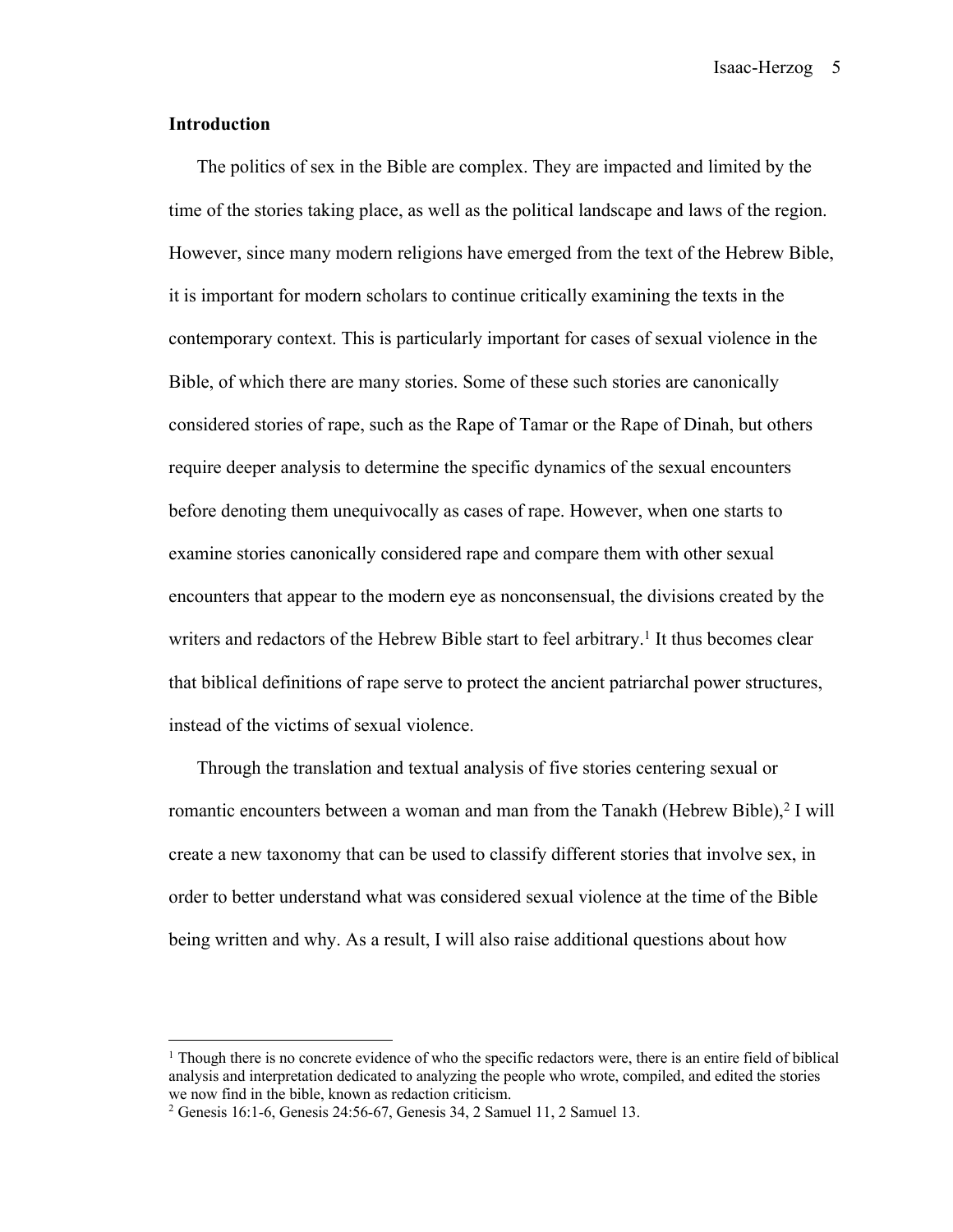## Introduction

The politics of sex in the Bible are complex. They are impacted and limited by the time of the stories taking place, as well as the political landscape and laws of the region. However, since many modern religions have emerged from the text of the Hebrew Bible, it is important for modern scholars to continue critically examining the texts in the contemporary context. This is particularly important for cases of sexual violence in the Bible, of which there are many stories. Some of these such stories are canonically considered stories of rape, such as the Rape of Tamar or the Rape of Dinah, but others require deeper analysis to determine the specific dynamics of the sexual encounters before denoting them unequivocally as cases of rape. However, when one starts to examine stories canonically considered rape and compare them with other sexual encounters that appear to the modern eye as nonconsensual, the divisions created by the writers and redactors of the Hebrew Bible start to feel arbitrary.[1] It thus becomes clear that biblical definitions of rape serve to protect the ancient patriarchal power structures, instead of the victims of sexual violence.

Through the translation and textual analysis of five stories centering sexual or romantic encounters between a woman and man from the Tanakh (Hebrew Bible),[2] I will create a new taxonomy that can be used to classify different stories that involve sex, in order to better understand what was considered sexual violence at the time of the Bible being written and why. As a result, I will also raise additional questions about how

---

[1] Though there is no concrete evidence of who the specific redactors were, there is an entire field of biblical analysis and interpretation dedicated to analyzing the people who wrote, compiled, and edited the stories we now find in the bible, known as redaction criticism.

[2] Genesis 16:1-6, Genesis 24:56-67, Genesis 34, 2 Samuel 11, 2 Samuel 13.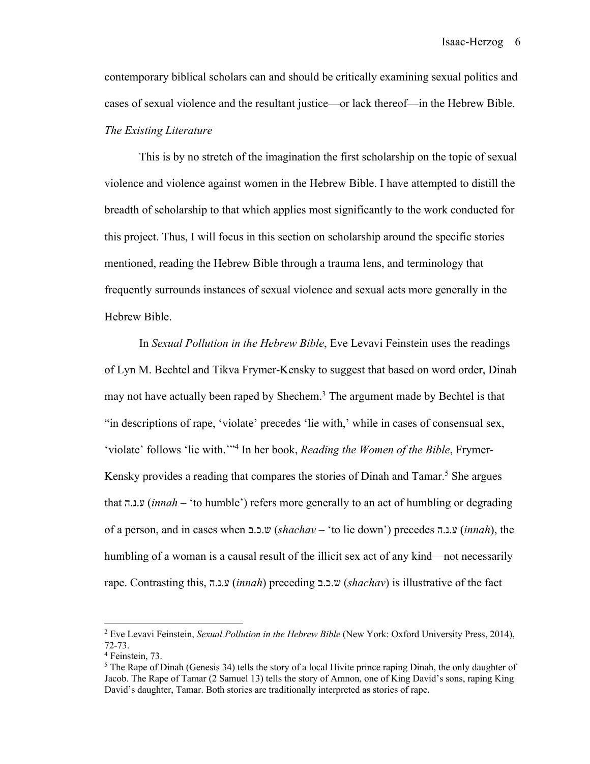contemporary biblical scholars can and should be critically examining sexual politics and cases of sexual violence and the resultant justice—or lack thereof—in the Hebrew Bible.

*The Existing Literature*

This is by no stretch of the imagination the first scholarship on the topic of sexual violence and violence against women in the Hebrew Bible. I have attempted to distill the breadth of scholarship to that which applies most significantly to the work conducted for this project. Thus, I will focus in this section on scholarship around the specific stories mentioned, reading the Hebrew Bible through a trauma lens, and terminology that frequently surrounds instances of sexual violence and sexual acts more generally in the Hebrew Bible.

In *Sexual Pollution in the Hebrew Bible*, Eve Levavi Feinstein uses the readings of Lyn M. Bechtel and Tikva Frymer-Kensky to suggest that based on word order, Dinah may not have actually been raped by Shechem.[3] The argument made by Bechtel is that "in descriptions of rape, 'violate' precedes 'lie with,' while in cases of consensual sex, 'violate' follows 'lie with.'"[4] In her book, *Reading the Women of the Bible*, Frymer-Kensky provides a reading that compares the stories of Dinah and Tamar.[5] She argues that ע.נ.ה (*innah* – 'to humble') refers more generally to an act of humbling or degrading of a person, and in cases when ש.כ.ב (*shachav* – 'to lie down') precedes ע.נ.ה (*innah*), the humbling of a woman is a causal result of the illicit sex act of any kind—not necessarily rape. Contrasting this, ע.נ.ה (*innah*) preceding ש.כ.ב (*shachav*) is illustrative of the fact

---

[2] Eve Levavi Feinstein, *Sexual Pollution in the Hebrew Bible* (New York: Oxford University Press, 2014), 72-73.

[4] Feinstein, 73.

[5] The Rape of Dinah (Genesis 34) tells the story of a local Hivite prince raping Dinah, the only daughter of Jacob. The Rape of Tamar (2 Samuel 13) tells the story of Amnon, one of King David's sons, raping King David's daughter, Tamar. Both stories are traditionally interpreted as stories of rape.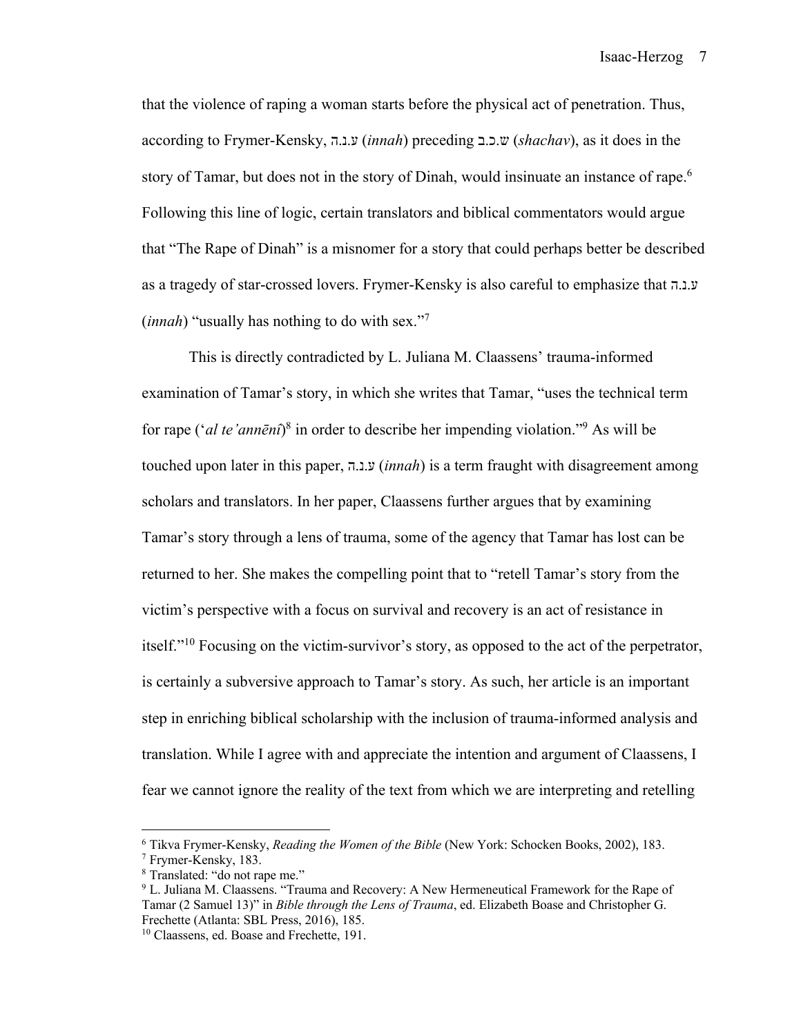that the violence of raping a woman starts before the physical act of penetration. Thus, according to Frymer-Kensky, ע.נ.ה (*innah*) preceding ש.כ.ב (*shachav*), as it does in the story of Tamar, but does not in the story of Dinah, would insinuate an instance of rape.[6] Following this line of logic, certain translators and biblical commentators would argue that "The Rape of Dinah" is a misnomer for a story that could perhaps better be described as a tragedy of star-crossed lovers. Frymer-Kensky is also careful to emphasize that ע.נ.ה (*innah*) "usually has nothing to do with sex."[7]

This is directly contradicted by L. Juliana M. Claassens' trauma-informed examination of Tamar's story, in which she writes that Tamar, "uses the technical term for rape ('*al te'annēnî*)[8] in order to describe her impending violation."[9] As will be touched upon later in this paper, ע.נ.ה (*innah*) is a term fraught with disagreement among scholars and translators. In her paper, Claassens further argues that by examining Tamar's story through a lens of trauma, some of the agency that Tamar has lost can be returned to her. She makes the compelling point that to "retell Tamar's story from the victim's perspective with a focus on survival and recovery is an act of resistance in itself."[10] Focusing on the victim-survivor's story, as opposed to the act of the perpetrator, is certainly a subversive approach to Tamar's story. As such, her article is an important step in enriching biblical scholarship with the inclusion of trauma-informed analysis and translation. While I agree with and appreciate the intention and argument of Claassens, I fear we cannot ignore the reality of the text from which we are interpreting and retelling

---

[6] Tikva Frymer-Kensky, *Reading the Women of the Bible* (New York: Schocken Books, 2002), 183.

[7] Frymer-Kensky, 183.

[8] Translated: "do not rape me."

[9] L. Juliana M. Claassens. "Trauma and Recovery: A New Hermeneutical Framework for the Rape of Tamar (2 Samuel 13)" in *Bible through the Lens of Trauma*, ed. Elizabeth Boase and Christopher G. Frechette (Atlanta: SBL Press, 2016), 185.

[10] Claassens, ed. Boase and Frechette, 191.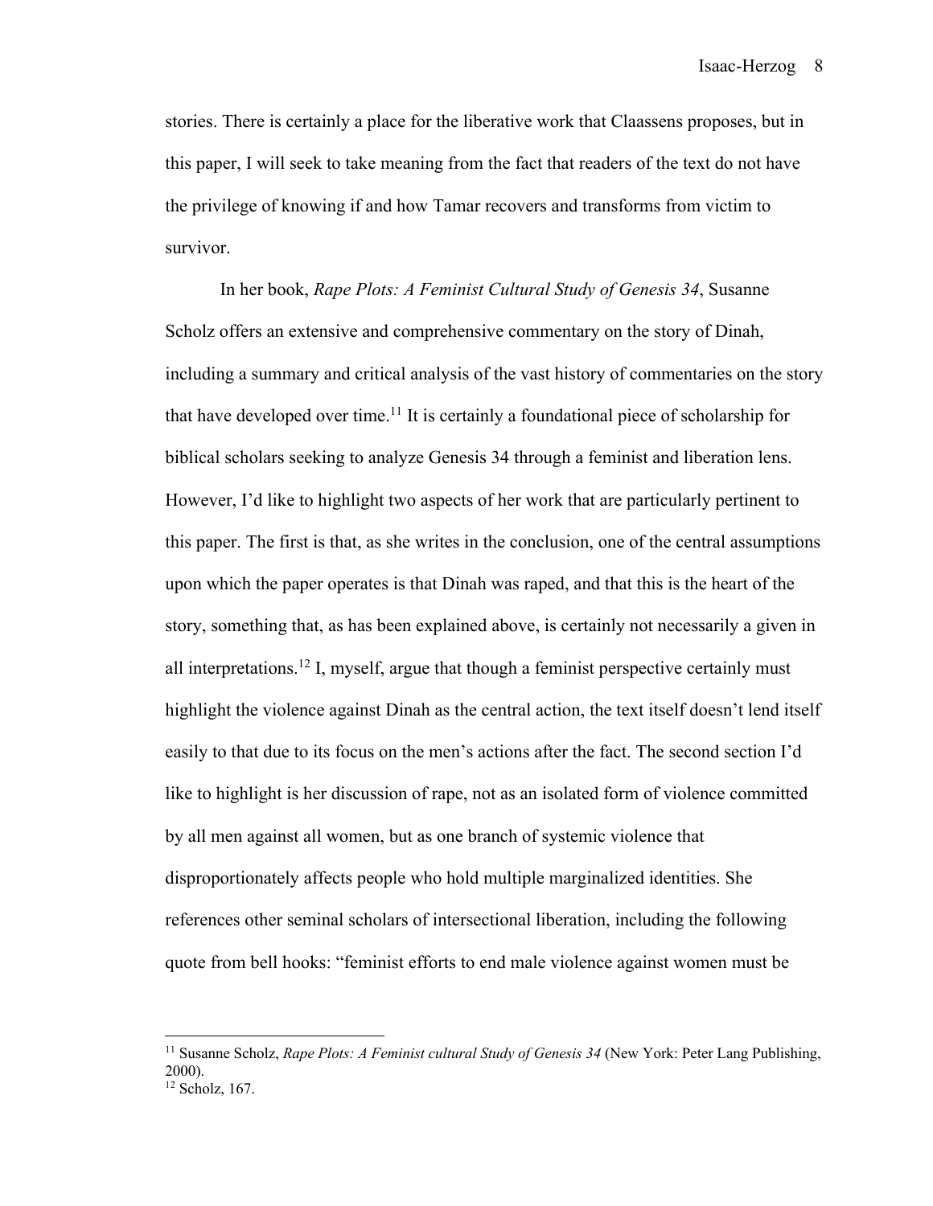stories. There is certainly a place for the liberative work that Claassens proposes, but in this paper, I will seek to take meaning from the fact that readers of the text do not have the privilege of knowing if and how Tamar recovers and transforms from victim to survivor.

In her book, *Rape Plots: A Feminist Cultural Study of Genesis 34*, Susanne Scholz offers an extensive and comprehensive commentary on the story of Dinah, including a summary and critical analysis of the vast history of commentaries on the story that have developed over time.[11] It is certainly a foundational piece of scholarship for biblical scholars seeking to analyze Genesis 34 through a feminist and liberation lens. However, I'd like to highlight two aspects of her work that are particularly pertinent to this paper. The first is that, as she writes in the conclusion, one of the central assumptions upon which the paper operates is that Dinah was raped, and that this is the heart of the story, something that, as has been explained above, is certainly not necessarily a given in all interpretations.[12] I, myself, argue that though a feminist perspective certainly must highlight the violence against Dinah as the central action, the text itself doesn't lend itself easily to that due to its focus on the men's actions after the fact. The second section I'd like to highlight is her discussion of rape, not as an isolated form of violence committed by all men against all women, but as one branch of systemic violence that disproportionately affects people who hold multiple marginalized identities. She references other seminal scholars of intersectional liberation, including the following quote from bell hooks: "feminist efforts to end male violence against women must be

---

[11] Susanne Scholz, *Rape Plots: A Feminist cultural Study of Genesis 34* (New York: Peter Lang Publishing, 2000).

[12] Scholz, 167.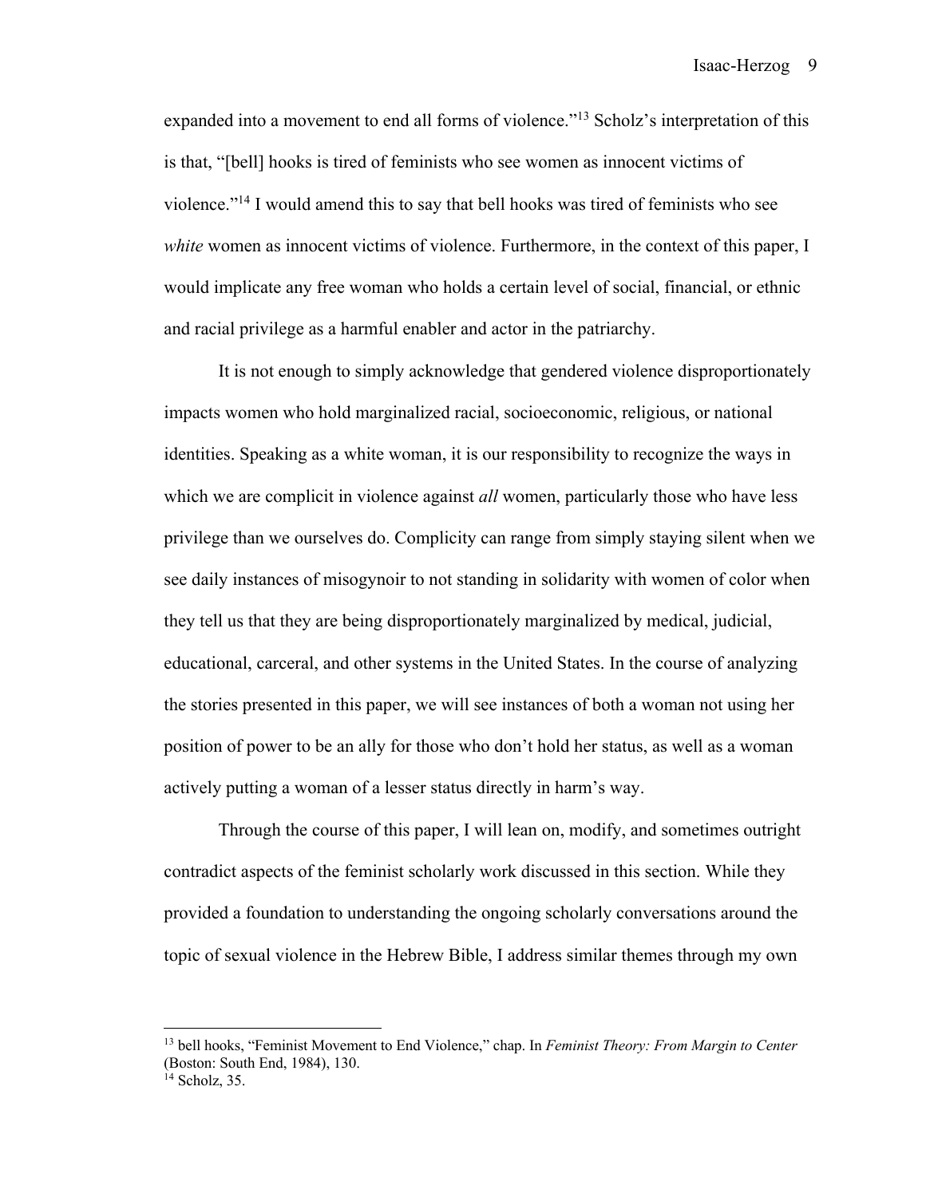expanded into a movement to end all forms of violence."[13] Scholz's interpretation of this is that, "[bell] hooks is tired of feminists who see women as innocent victims of violence."[14] I would amend this to say that bell hooks was tired of feminists who see *white* women as innocent victims of violence. Furthermore, in the context of this paper, I would implicate any free woman who holds a certain level of social, financial, or ethnic and racial privilege as a harmful enabler and actor in the patriarchy.

It is not enough to simply acknowledge that gendered violence disproportionately impacts women who hold marginalized racial, socioeconomic, religious, or national identities. Speaking as a white woman, it is our responsibility to recognize the ways in which we are complicit in violence against *all* women, particularly those who have less privilege than we ourselves do. Complicity can range from simply staying silent when we see daily instances of misogynoir to not standing in solidarity with women of color when they tell us that they are being disproportionately marginalized by medical, judicial, educational, carceral, and other systems in the United States. In the course of analyzing the stories presented in this paper, we will see instances of both a woman not using her position of power to be an ally for those who don't hold her status, as well as a woman actively putting a woman of a lesser status directly in harm's way.

Through the course of this paper, I will lean on, modify, and sometimes outright contradict aspects of the feminist scholarly work discussed in this section. While they provided a foundation to understanding the ongoing scholarly conversations around the topic of sexual violence in the Hebrew Bible, I address similar themes through my own

---

[13] bell hooks, "Feminist Movement to End Violence," chap. In *Feminist Theory: From Margin to Center* (Boston: South End, 1984), 130.

[14] Scholz, 35.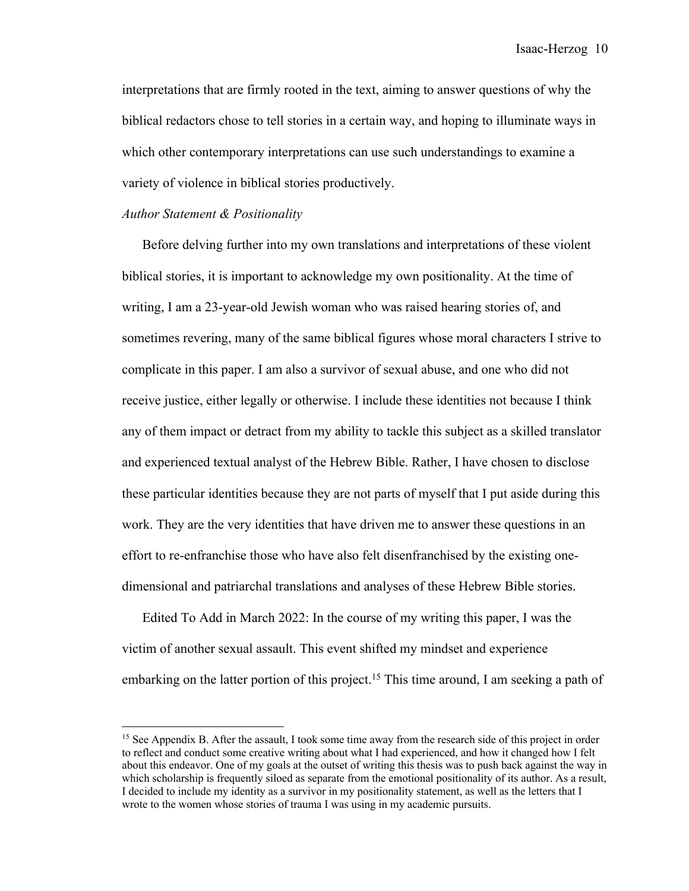interpretations that are firmly rooted in the text, aiming to answer questions of why the biblical redactors chose to tell stories in a certain way, and hoping to illuminate ways in which other contemporary interpretations can use such understandings to examine a variety of violence in biblical stories productively.

*Author Statement & Positionality*

Before delving further into my own translations and interpretations of these violent biblical stories, it is important to acknowledge my own positionality. At the time of writing, I am a 23-year-old Jewish woman who was raised hearing stories of, and sometimes revering, many of the same biblical figures whose moral characters I strive to complicate in this paper. I am also a survivor of sexual abuse, and one who did not receive justice, either legally or otherwise. I include these identities not because I think any of them impact or detract from my ability to tackle this subject as a skilled translator and experienced textual analyst of the Hebrew Bible. Rather, I have chosen to disclose these particular identities because they are not parts of myself that I put aside during this work. They are the very identities that have driven me to answer these questions in an effort to re-enfranchise those who have also felt disenfranchised by the existing one-dimensional and patriarchal translations and analyses of these Hebrew Bible stories.

Edited To Add in March 2022: In the course of my writing this paper, I was the victim of another sexual assault. This event shifted my mindset and experience embarking on the latter portion of this project.[15] This time around, I am seeking a path of

[15] See Appendix B. After the assault, I took some time away from the research side of this project in order to reflect and conduct some creative writing about what I had experienced, and how it changed how I felt about this endeavor. One of my goals at the outset of writing this thesis was to push back against the way in which scholarship is frequently siloed as separate from the emotional positionality of its author. As a result, I decided to include my identity as a survivor in my positionality statement, as well as the letters that I wrote to the women whose stories of trauma I was using in my academic pursuits.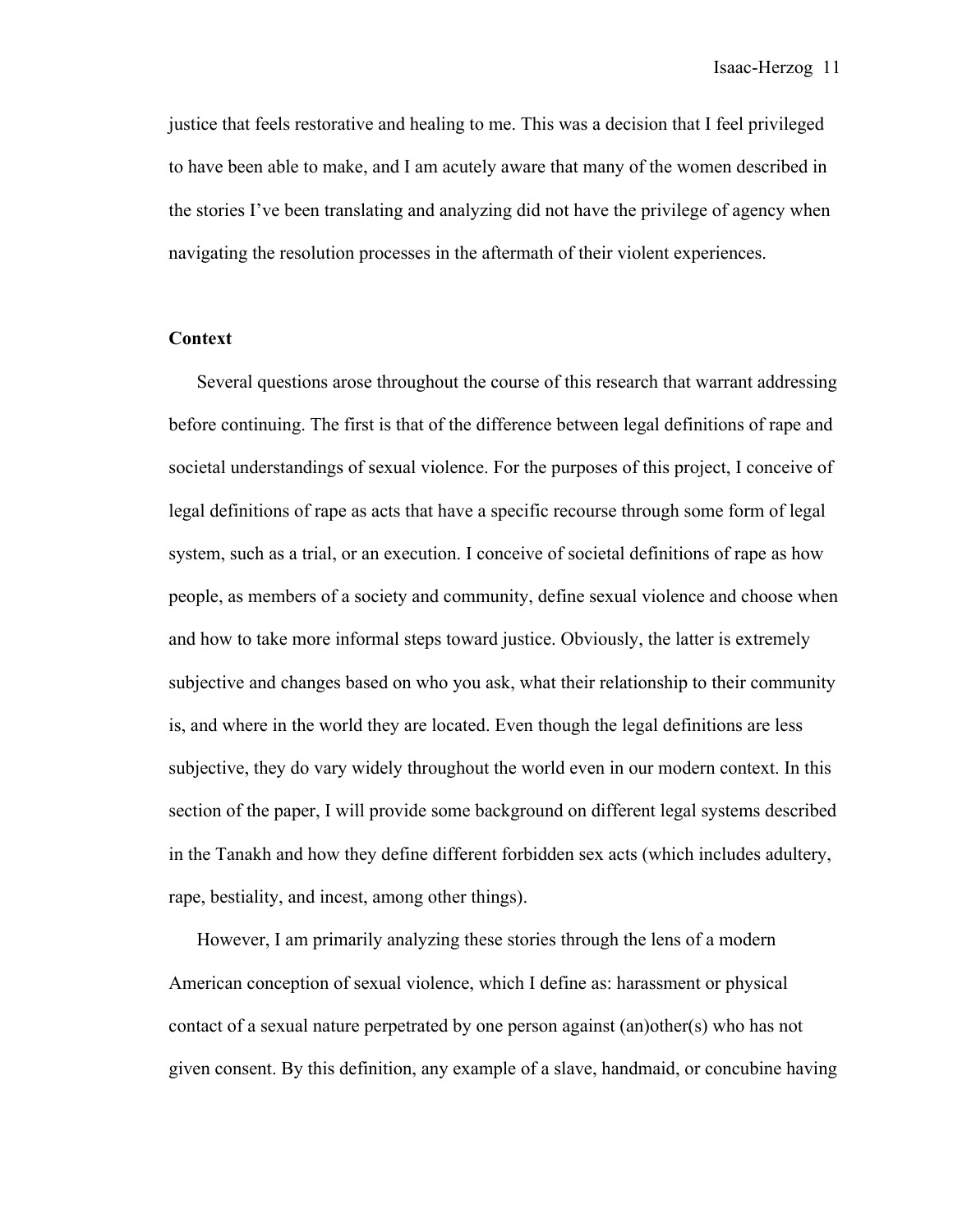justice that feels restorative and healing to me. This was a decision that I feel privileged to have been able to make, and I am acutely aware that many of the women described in the stories I've been translating and analyzing did not have the privilege of agency when navigating the resolution processes in the aftermath of their violent experiences.

## Context

Several questions arose throughout the course of this research that warrant addressing before continuing. The first is that of the difference between legal definitions of rape and societal understandings of sexual violence. For the purposes of this project, I conceive of legal definitions of rape as acts that have a specific recourse through some form of legal system, such as a trial, or an execution. I conceive of societal definitions of rape as how people, as members of a society and community, define sexual violence and choose when and how to take more informal steps toward justice. Obviously, the latter is extremely subjective and changes based on who you ask, what their relationship to their community is, and where in the world they are located. Even though the legal definitions are less subjective, they do vary widely throughout the world even in our modern context. In this section of the paper, I will provide some background on different legal systems described in the Tanakh and how they define different forbidden sex acts (which includes adultery, rape, bestiality, and incest, among other things).

However, I am primarily analyzing these stories through the lens of a modern American conception of sexual violence, which I define as: harassment or physical contact of a sexual nature perpetrated by one person against (an)other(s) who has not given consent. By this definition, any example of a slave, handmaid, or concubine having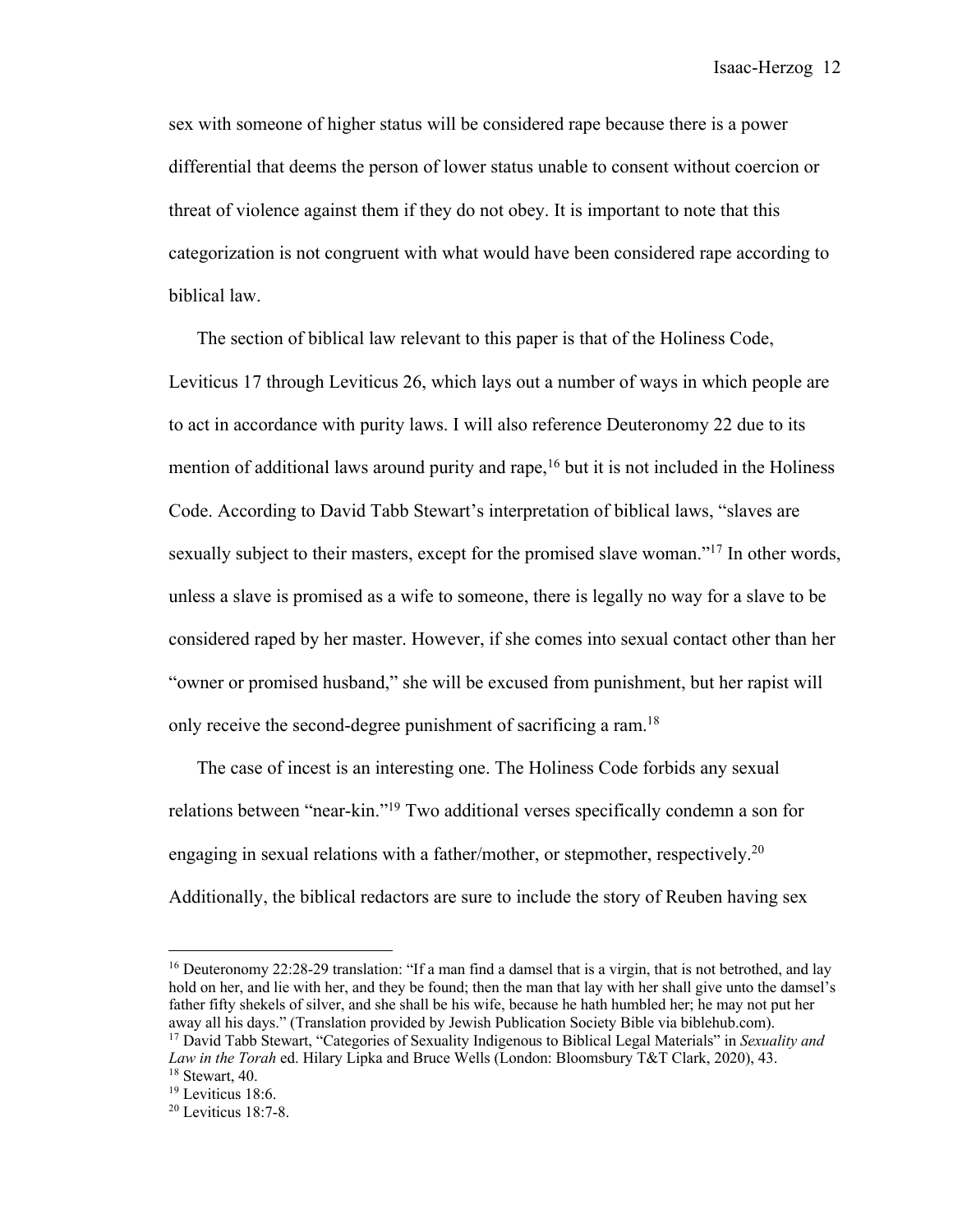sex with someone of higher status will be considered rape because there is a power differential that deems the person of lower status unable to consent without coercion or threat of violence against them if they do not obey. It is important to note that this categorization is not congruent with what would have been considered rape according to biblical law.

The section of biblical law relevant to this paper is that of the Holiness Code, Leviticus 17 through Leviticus 26, which lays out a number of ways in which people are to act in accordance with purity laws. I will also reference Deuteronomy 22 due to its mention of additional laws around purity and rape,[16] but it is not included in the Holiness Code. According to David Tabb Stewart's interpretation of biblical laws, "slaves are sexually subject to their masters, except for the promised slave woman."[17] In other words, unless a slave is promised as a wife to someone, there is legally no way for a slave to be considered raped by her master. However, if she comes into sexual contact other than her "owner or promised husband," she will be excused from punishment, but her rapist will only receive the second-degree punishment of sacrificing a ram.[18]

The case of incest is an interesting one. The Holiness Code forbids any sexual relations between "near-kin."[19] Two additional verses specifically condemn a son for engaging in sexual relations with a father/mother, or stepmother, respectively.[20] Additionally, the biblical redactors are sure to include the story of Reuben having sex

---

[16] Deuteronomy 22:28-29 translation: "If a man find a damsel that is a virgin, that is not betrothed, and lay hold on her, and lie with her, and they be found; then the man that lay with her shall give unto the damsel's father fifty shekels of silver, and she shall be his wife, because he hath humbled her; he may not put her away all his days." (Translation provided by Jewish Publication Society Bible via biblehub.com).

[17] David Tabb Stewart, "Categories of Sexuality Indigenous to Biblical Legal Materials" in *Sexuality and Law in the Torah* ed. Hilary Lipka and Bruce Wells (London: Bloomsbury T&T Clark, 2020), 43.

[18] Stewart, 40.

[19] Leviticus 18:6.

[20] Leviticus 18:7-8.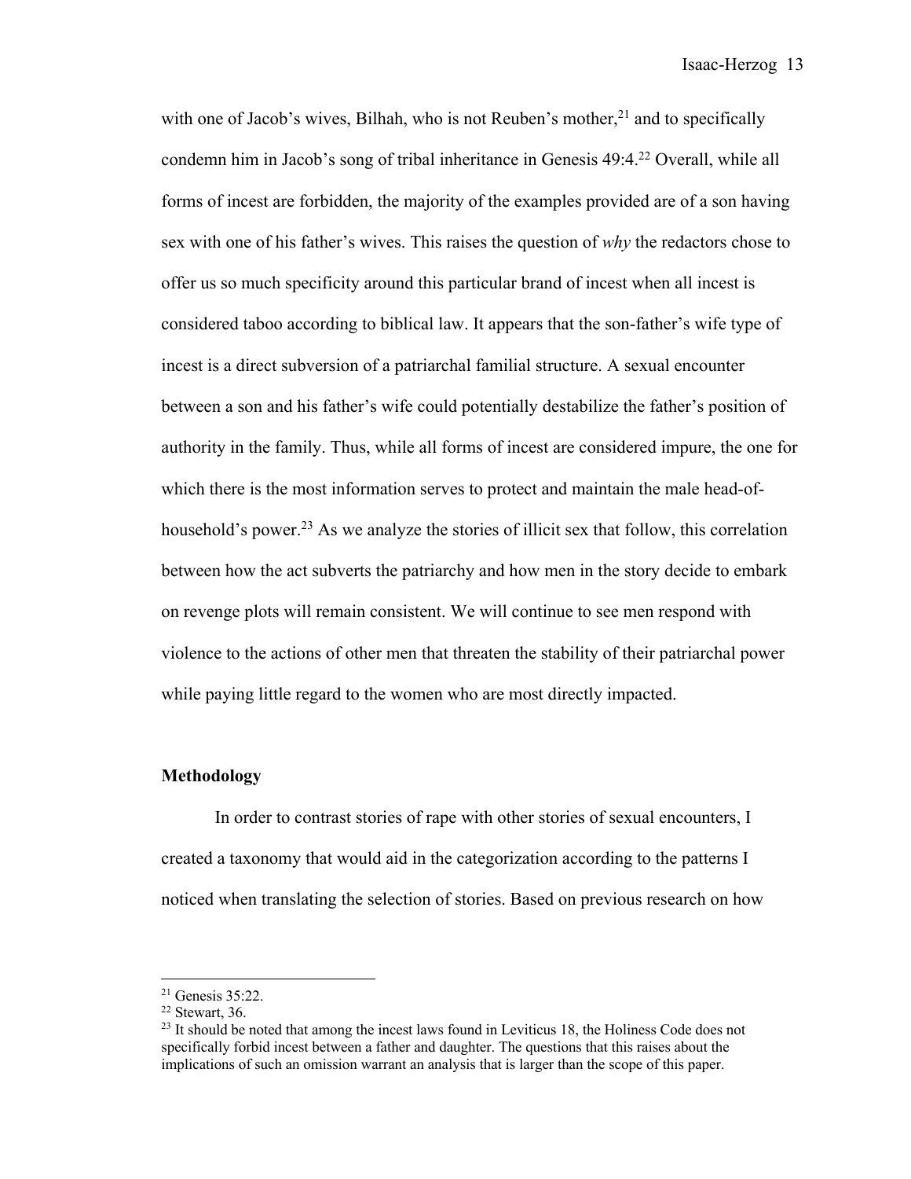with one of Jacob's wives, Bilhah, who is not Reuben's mother,[21] and to specifically condemn him in Jacob's song of tribal inheritance in Genesis 49:4.[22] Overall, while all forms of incest are forbidden, the majority of the examples provided are of a son having sex with one of his father's wives. This raises the question of *why* the redactors chose to offer us so much specificity around this particular brand of incest when all incest is considered taboo according to biblical law. It appears that the son-father's wife type of incest is a direct subversion of a patriarchal familial structure. A sexual encounter between a son and his father's wife could potentially destabilize the father's position of authority in the family. Thus, while all forms of incest are considered impure, the one for which there is the most information serves to protect and maintain the male head-of-household's power.[23] As we analyze the stories of illicit sex that follow, this correlation between how the act subverts the patriarchy and how men in the story decide to embark on revenge plots will remain consistent. We will continue to see men respond with violence to the actions of other men that threaten the stability of their patriarchal power while paying little regard to the women who are most directly impacted.

**Methodology**

In order to contrast stories of rape with other stories of sexual encounters, I created a taxonomy that would aid in the categorization according to the patterns I noticed when translating the selection of stories. Based on previous research on how

---

[21] Genesis 35:22.

[22] Stewart, 36.

[23] It should be noted that among the incest laws found in Leviticus 18, the Holiness Code does not specifically forbid incest between a father and daughter. The questions that this raises about the implications of such an omission warrant an analysis that is larger than the scope of this paper.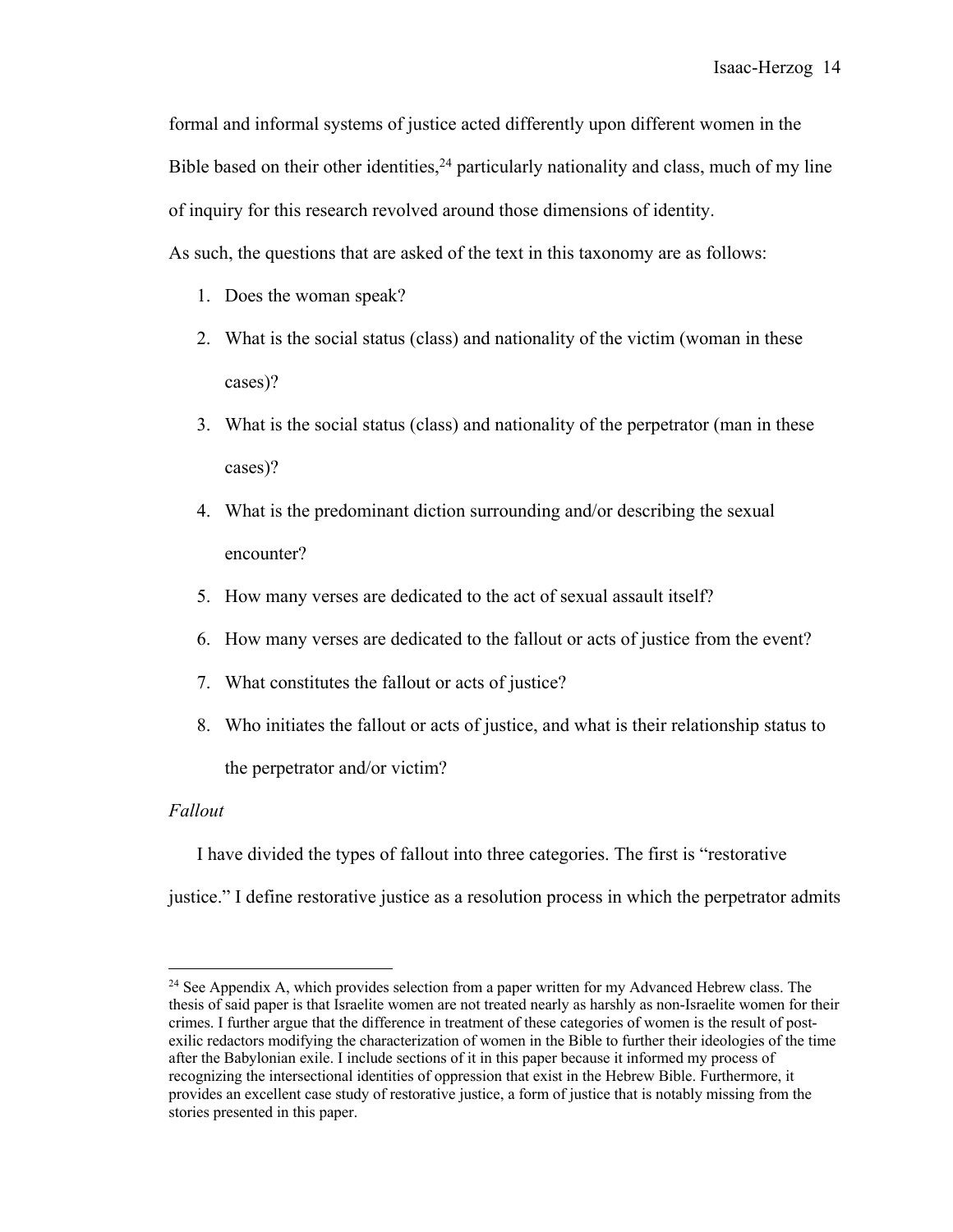formal and informal systems of justice acted differently upon different women in the Bible based on their other identities,[24] particularly nationality and class, much of my line of inquiry for this research revolved around those dimensions of identity.

As such, the questions that are asked of the text in this taxonomy are as follows:

1. Does the woman speak?
2. What is the social status (class) and nationality of the victim (woman in these cases)?
3. What is the social status (class) and nationality of the perpetrator (man in these cases)?
4. What is the predominant diction surrounding and/or describing the sexual encounter?
5. How many verses are dedicated to the act of sexual assault itself?
6. How many verses are dedicated to the fallout or acts of justice from the event?
7. What constitutes the fallout or acts of justice?
8. Who initiates the fallout or acts of justice, and what is their relationship status to the perpetrator and/or victim?

*Fallout*

I have divided the types of fallout into three categories. The first is "restorative justice." I define restorative justice as a resolution process in which the perpetrator admits

[24] See Appendix A, which provides selection from a paper written for my Advanced Hebrew class. The thesis of said paper is that Israelite women are not treated nearly as harshly as non-Israelite women for their crimes. I further argue that the difference in treatment of these categories of women is the result of post-exilic redactors modifying the characterization of women in the Bible to further their ideologies of the time after the Babylonian exile. I include sections of it in this paper because it informed my process of recognizing the intersectional identities of oppression that exist in the Hebrew Bible. Furthermore, it provides an excellent case study of restorative justice, a form of justice that is notably missing from the stories presented in this paper.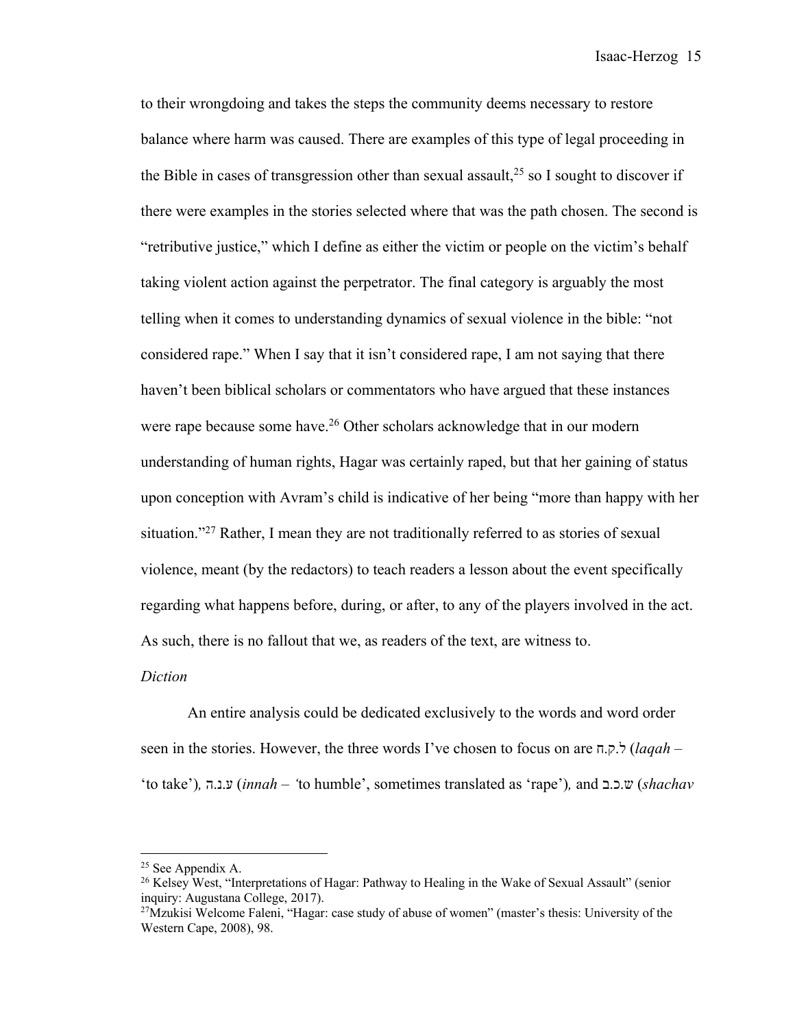to their wrongdoing and takes the steps the community deems necessary to restore balance where harm was caused. There are examples of this type of legal proceeding in the Bible in cases of transgression other than sexual assault,[25] so I sought to discover if there were examples in the stories selected where that was the path chosen. The second is "retributive justice," which I define as either the victim or people on the victim's behalf taking violent action against the perpetrator. The final category is arguably the most telling when it comes to understanding dynamics of sexual violence in the bible: "not considered rape." When I say that it isn't considered rape, I am not saying that there haven't been biblical scholars or commentators who have argued that these instances were rape because some have.[26] Other scholars acknowledge that in our modern understanding of human rights, Hagar was certainly raped, but that her gaining of status upon conception with Avram's child is indicative of her being "more than happy with her situation."[27] Rather, I mean they are not traditionally referred to as stories of sexual violence, meant (by the redactors) to teach readers a lesson about the event specifically regarding what happens before, during, or after, to any of the players involved in the act. As such, there is no fallout that we, as readers of the text, are witness to.

*Diction*

An entire analysis could be dedicated exclusively to the words and word order seen in the stories. However, the three words I've chosen to focus on are ל.ק.ח (*laqah* – 'to take'), ע.נ.ה (*innah* – 'to humble', sometimes translated as 'rape'), and ש.כ.ב (*shachav*

---

[25] See Appendix A.

[26] Kelsey West, "Interpretations of Hagar: Pathway to Healing in the Wake of Sexual Assault" (senior inquiry: Augustana College, 2017).

[27] Mzukisi Welcome Faleni, "Hagar: case study of abuse of women" (master's thesis: University of the Western Cape, 2008), 98.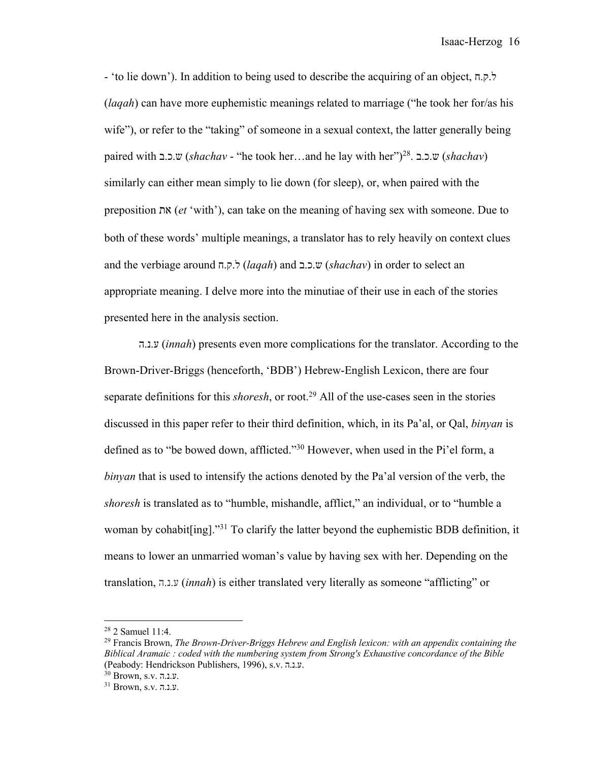- 'to lie down'). In addition to being used to describe the acquiring of an object, ל.ק.ח (*laqah*) can have more euphemistic meanings related to marriage ("he took her for/as his wife"), or refer to the "taking" of someone in a sexual context, the latter generally being paired with ש.כ.ב (*shachav* - "he took her…and he lay with her")[28]. ש.כ.ב (*shachav*) similarly can either mean simply to lie down (for sleep), or, when paired with the preposition את (*et* 'with'), can take on the meaning of having sex with someone. Due to both of these words' multiple meanings, a translator has to rely heavily on context clues and the verbiage around ל.ק.ח (*laqah*) and ש.כ.ב (*shachav*) in order to select an appropriate meaning. I delve more into the minutiae of their use in each of the stories presented here in the analysis section.

ע.נ.ה (*innah*) presents even more complications for the translator. According to the Brown-Driver-Briggs (henceforth, 'BDB') Hebrew-English Lexicon, there are four separate definitions for this *shoresh*, or root.[29] All of the use-cases seen in the stories discussed in this paper refer to their third definition, which, in its Pa'al, or Qal, *binyan* is defined as to "be bowed down, afflicted."[30] However, when used in the Pi'el form, a *binyan* that is used to intensify the actions denoted by the Pa'al version of the verb, the *shoresh* is translated as to "humble, mishandle, afflict," an individual, or to "humble a woman by cohabit[ing]."[31] To clarify the latter beyond the euphemistic BDB definition, it means to lower an unmarried woman's value by having sex with her. Depending on the translation, ע.נ.ה (*innah*) is either translated very literally as someone "afflicting" or

---

[28] 2 Samuel 11:4.

[29] Francis Brown, *The Brown-Driver-Briggs Hebrew and English lexicon: with an appendix containing the Biblical Aramaic : coded with the numbering system from Strong's Exhaustive concordance of the Bible* (Peabody: Hendrickson Publishers, 1996), s.v. ע.נ.ה.

[30] Brown, s.v. ע.נ.ה.

[31] Brown, s.v. ע.נ.ה.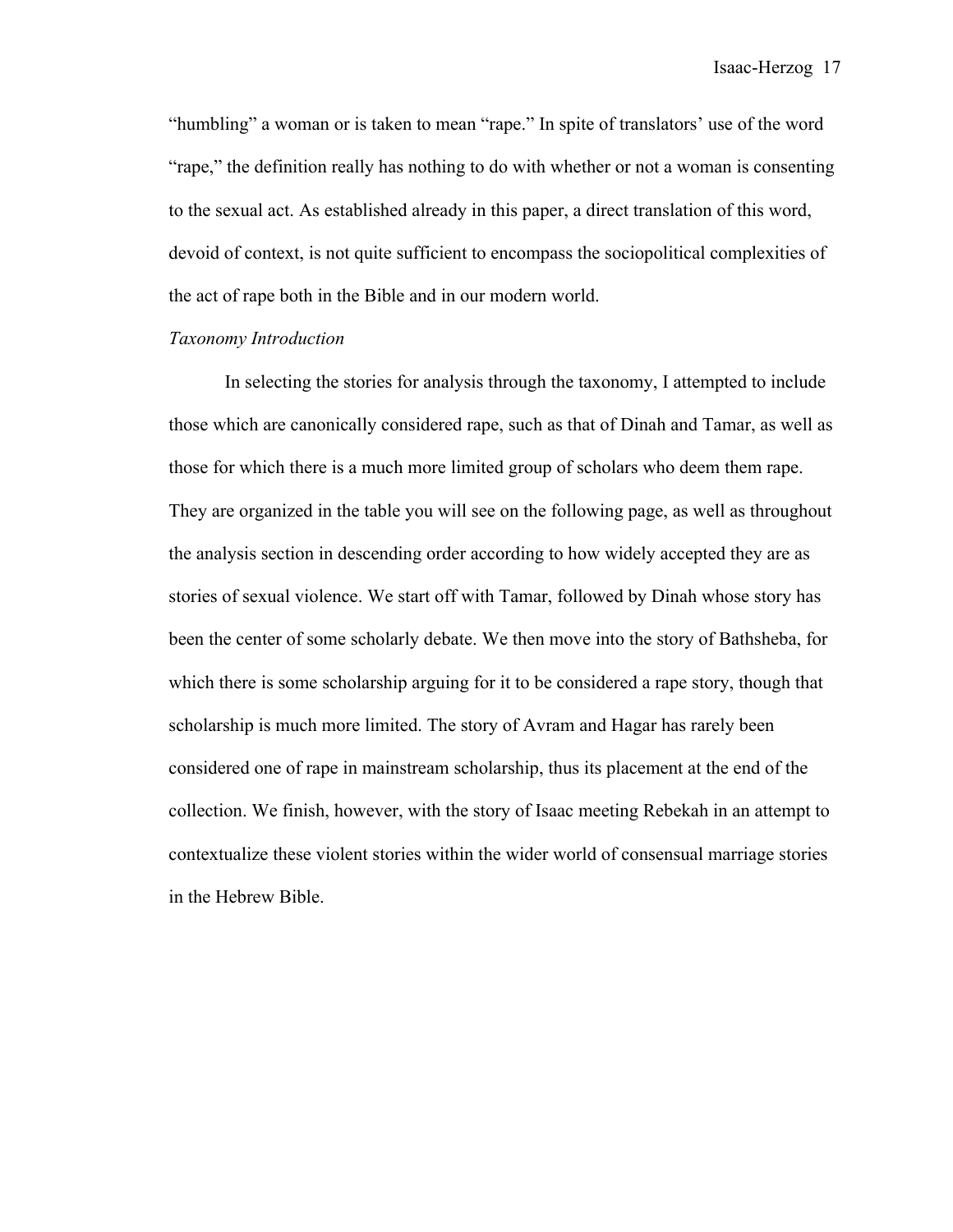"humbling" a woman or is taken to mean "rape." In spite of translators' use of the word "rape," the definition really has nothing to do with whether or not a woman is consenting to the sexual act. As established already in this paper, a direct translation of this word, devoid of context, is not quite sufficient to encompass the sociopolitical complexities of the act of rape both in the Bible and in our modern world.

*Taxonomy Introduction*

In selecting the stories for analysis through the taxonomy, I attempted to include those which are canonically considered rape, such as that of Dinah and Tamar, as well as those for which there is a much more limited group of scholars who deem them rape. They are organized in the table you will see on the following page, as well as throughout the analysis section in descending order according to how widely accepted they are as stories of sexual violence. We start off with Tamar, followed by Dinah whose story has been the center of some scholarly debate. We then move into the story of Bathsheba, for which there is some scholarship arguing for it to be considered a rape story, though that scholarship is much more limited. The story of Avram and Hagar has rarely been considered one of rape in mainstream scholarship, thus its placement at the end of the collection. We finish, however, with the story of Isaac meeting Rebekah in an attempt to contextualize these violent stories within the wider world of consensual marriage stories in the Hebrew Bible.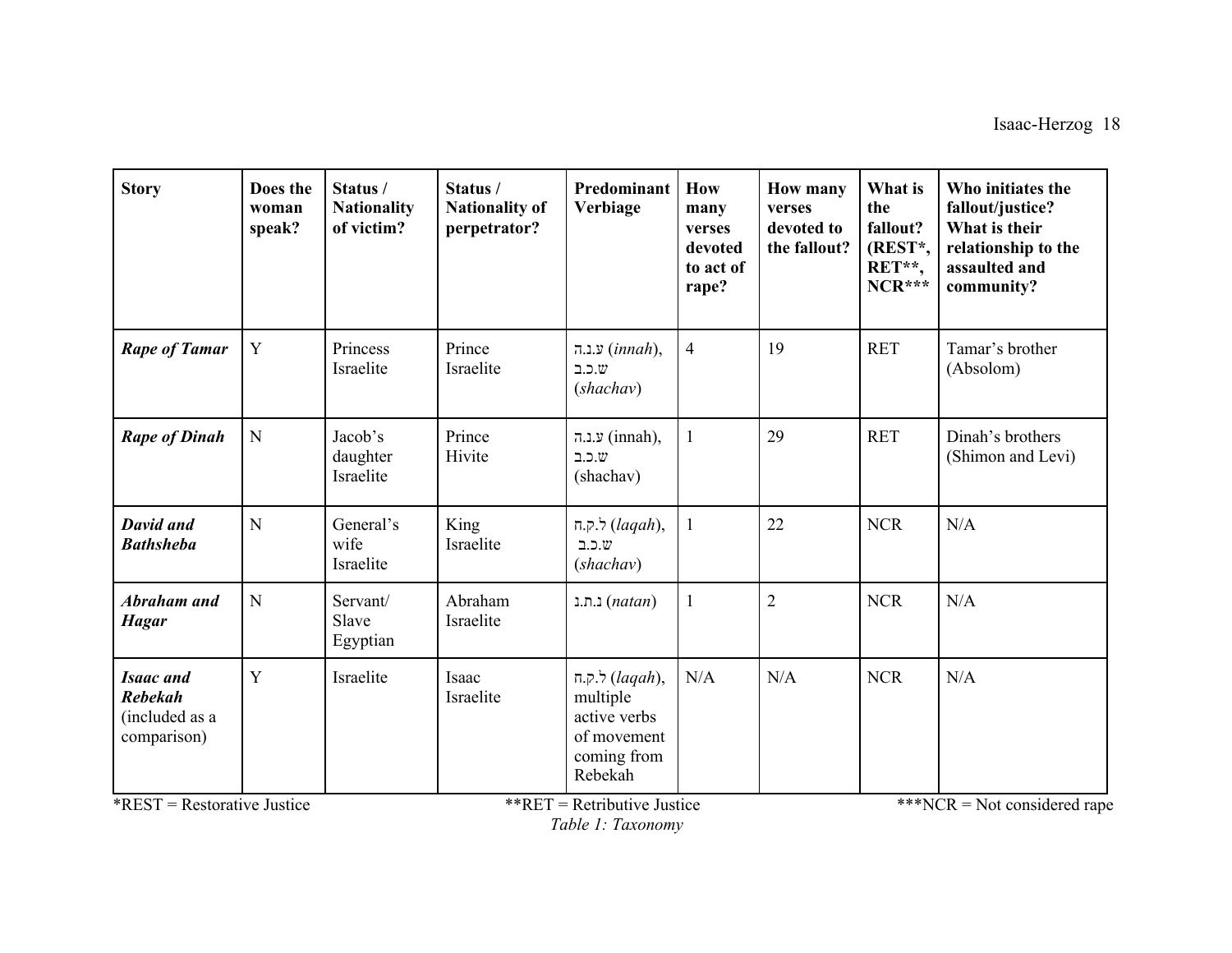| Story | Does the woman speak? | Status / Nationality of victim? | Status / Nationality of perpetrator? | Predominant Verbiage | How many verses devoted to act of rape? | How many verses devoted to the fallout? | What is the fallout? (REST*, RET**, NCR*** | Who initiates the fallout/justice? What is their relationship to the assaulted and community? |
|---|---|---|---|---|---|---|---|---|
| ***Rape of Tamar*** | Y | Princess Israelite | Prince Israelite | ע.נ.ה (*innah*), ש.כ.ב (*shachav*) | 4 | 19 | RET | Tamar's brother (Absolom) |
| ***Rape of Dinah*** | N | Jacob's daughter Israelite | Prince Hivite | ע.נ.ה (innah), ש.כ.ב (shachav) | 1 | 29 | RET | Dinah's brothers (Shimon and Levi) |
| ***David and Bathsheba*** | N | General's wife Israelite | King Israelite | ל.ק.ח (*laqah*), ש.כ.ב (*shachav*) | 1 | 22 | NCR | N/A |
| ***Abraham and Hagar*** | N | Servant/ Slave Egyptian | Abraham Israelite | נ.ת.נ (*natan*) | 1 | 2 | NCR | N/A |
| ***Isaac and Rebekah*** (included as a comparison) | Y | Israelite | Isaac Israelite | ל.ק.ח (*laqah*), multiple active verbs of movement coming from Rebekah | N/A | N/A | NCR | N/A |

*REST = Restorative Justice **RET = Retributive Justice ***NCR = Not considered rape

*Table 1: Taxonomy*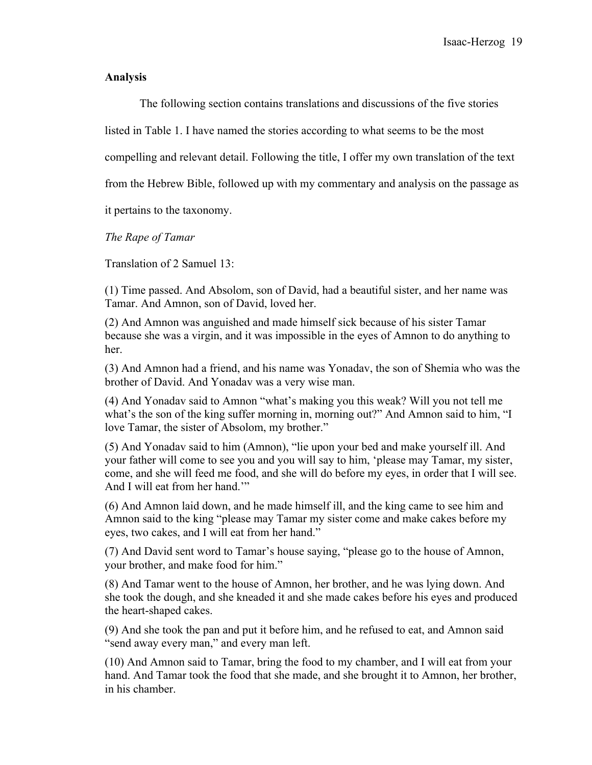**Analysis**

The following section contains translations and discussions of the five stories listed in Table 1. I have named the stories according to what seems to be the most compelling and relevant detail. Following the title, I offer my own translation of the text from the Hebrew Bible, followed up with my commentary and analysis on the passage as it pertains to the taxonomy.

*The Rape of Tamar*

Translation of 2 Samuel 13:

(1) Time passed. And Absolom, son of David, had a beautiful sister, and her name was Tamar. And Amnon, son of David, loved her.

(2) And Amnon was anguished and made himself sick because of his sister Tamar because she was a virgin, and it was impossible in the eyes of Amnon to do anything to her.

(3) And Amnon had a friend, and his name was Yonadav, the son of Shemia who was the brother of David. And Yonadav was a very wise man.

(4) And Yonadav said to Amnon "what's making you this weak? Will you not tell me what's the son of the king suffer morning in, morning out?" And Amnon said to him, "I love Tamar, the sister of Absolom, my brother."

(5) And Yonadav said to him (Amnon), "lie upon your bed and make yourself ill. And your father will come to see you and you will say to him, 'please may Tamar, my sister, come, and she will feed me food, and she will do before my eyes, in order that I will see. And I will eat from her hand.'"

(6) And Amnon laid down, and he made himself ill, and the king came to see him and Amnon said to the king "please may Tamar my sister come and make cakes before my eyes, two cakes, and I will eat from her hand."

(7) And David sent word to Tamar's house saying, "please go to the house of Amnon, your brother, and make food for him."

(8) And Tamar went to the house of Amnon, her brother, and he was lying down. And she took the dough, and she kneaded it and she made cakes before his eyes and produced the heart-shaped cakes.

(9) And she took the pan and put it before him, and he refused to eat, and Amnon said "send away every man," and every man left.

(10) And Amnon said to Tamar, bring the food to my chamber, and I will eat from your hand. And Tamar took the food that she made, and she brought it to Amnon, her brother, in his chamber.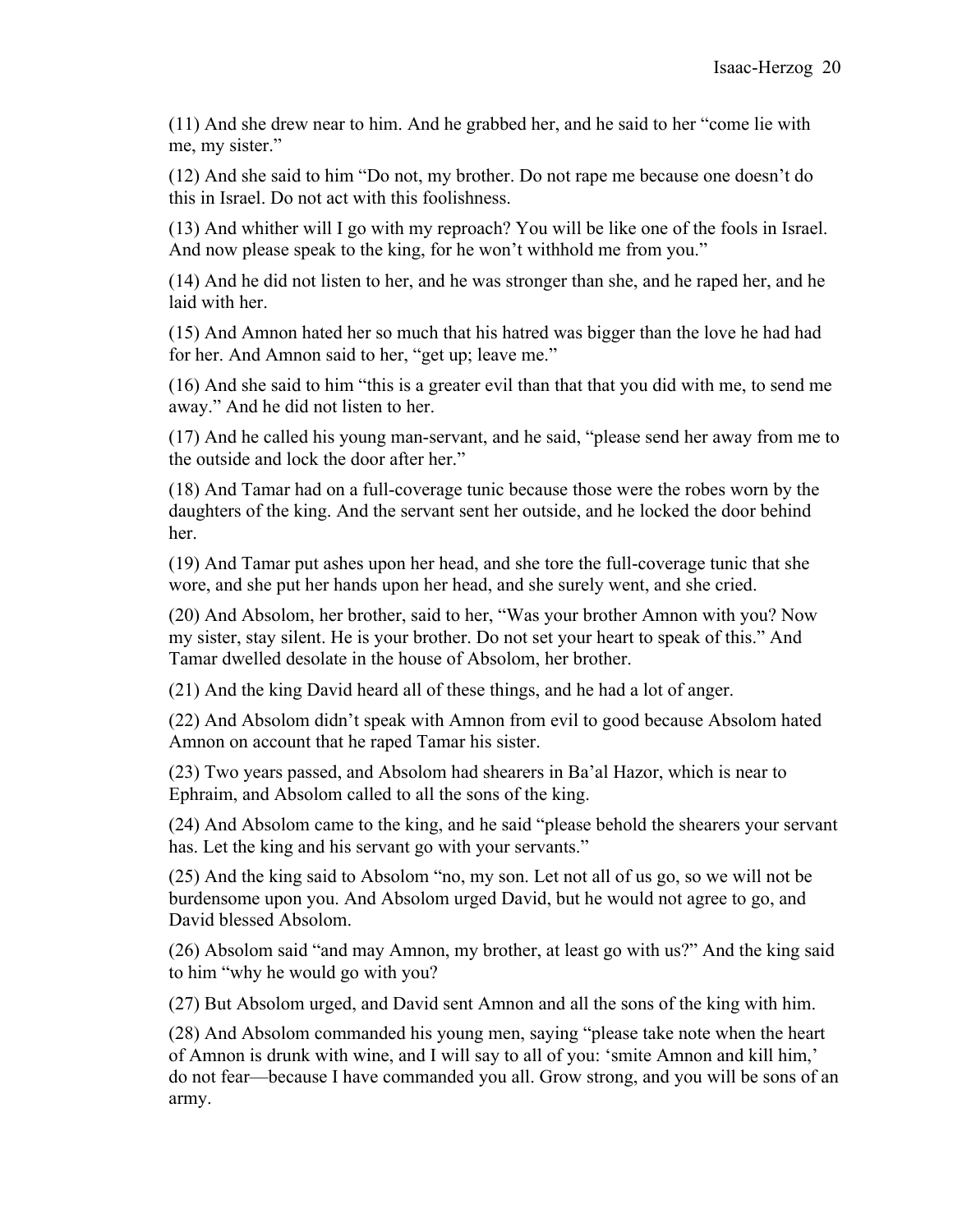(11) And she drew near to him. And he grabbed her, and he said to her "come lie with me, my sister."

(12) And she said to him "Do not, my brother. Do not rape me because one doesn't do this in Israel. Do not act with this foolishness.

(13) And whither will I go with my reproach? You will be like one of the fools in Israel. And now please speak to the king, for he won't withhold me from you."

(14) And he did not listen to her, and he was stronger than she, and he raped her, and he laid with her.

(15) And Amnon hated her so much that his hatred was bigger than the love he had had for her. And Amnon said to her, "get up; leave me."

(16) And she said to him "this is a greater evil than that that you did with me, to send me away." And he did not listen to her.

(17) And he called his young man-servant, and he said, "please send her away from me to the outside and lock the door after her."

(18) And Tamar had on a full-coverage tunic because those were the robes worn by the daughters of the king. And the servant sent her outside, and he locked the door behind her.

(19) And Tamar put ashes upon her head, and she tore the full-coverage tunic that she wore, and she put her hands upon her head, and she surely went, and she cried.

(20) And Absolom, her brother, said to her, "Was your brother Amnon with you? Now my sister, stay silent. He is your brother. Do not set your heart to speak of this." And Tamar dwelled desolate in the house of Absolom, her brother.

(21) And the king David heard all of these things, and he had a lot of anger.

(22) And Absolom didn't speak with Amnon from evil to good because Absolom hated Amnon on account that he raped Tamar his sister.

(23) Two years passed, and Absolom had shearers in Ba'al Hazor, which is near to Ephraim, and Absolom called to all the sons of the king.

(24) And Absolom came to the king, and he said "please behold the shearers your servant has. Let the king and his servant go with your servants."

(25) And the king said to Absolom "no, my son. Let not all of us go, so we will not be burdensome upon you. And Absolom urged David, but he would not agree to go, and David blessed Absolom.

(26) Absolom said "and may Amnon, my brother, at least go with us?" And the king said to him "why he would go with you?

(27) But Absolom urged, and David sent Amnon and all the sons of the king with him.

(28) And Absolom commanded his young men, saying "please take note when the heart of Amnon is drunk with wine, and I will say to all of you: 'smite Amnon and kill him,' do not fear—because I have commanded you all. Grow strong, and you will be sons of an army.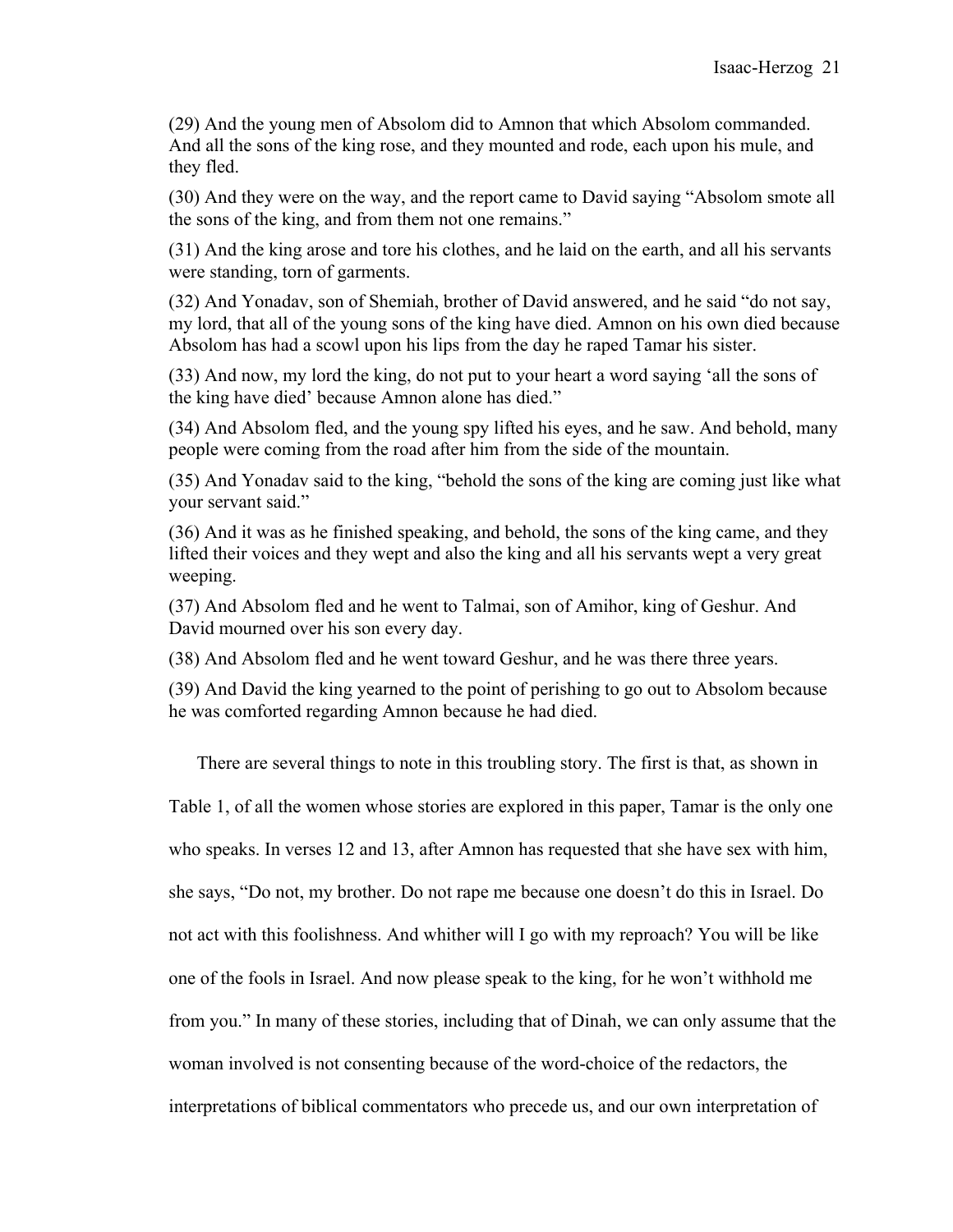(29) And the young men of Absolom did to Amnon that which Absolom commanded. And all the sons of the king rose, and they mounted and rode, each upon his mule, and they fled.

(30) And they were on the way, and the report came to David saying "Absolom smote all the sons of the king, and from them not one remains."

(31) And the king arose and tore his clothes, and he laid on the earth, and all his servants were standing, torn of garments.

(32) And Yonadav, son of Shemiah, brother of David answered, and he said "do not say, my lord, that all of the young sons of the king have died. Amnon on his own died because Absolom has had a scowl upon his lips from the day he raped Tamar his sister.

(33) And now, my lord the king, do not put to your heart a word saying 'all the sons of the king have died' because Amnon alone has died."

(34) And Absolom fled, and the young spy lifted his eyes, and he saw. And behold, many people were coming from the road after him from the side of the mountain.

(35) And Yonadav said to the king, "behold the sons of the king are coming just like what your servant said."

(36) And it was as he finished speaking, and behold, the sons of the king came, and they lifted their voices and they wept and also the king and all his servants wept a very great weeping.

(37) And Absolom fled and he went to Talmai, son of Amihor, king of Geshur. And David mourned over his son every day.

(38) And Absolom fled and he went toward Geshur, and he was there three years.

(39) And David the king yearned to the point of perishing to go out to Absolom because he was comforted regarding Amnon because he had died.

There are several things to note in this troubling story. The first is that, as shown in Table 1, of all the women whose stories are explored in this paper, Tamar is the only one who speaks. In verses 12 and 13, after Amnon has requested that she have sex with him, she says, "Do not, my brother. Do not rape me because one doesn't do this in Israel. Do not act with this foolishness. And whither will I go with my reproach? You will be like one of the fools in Israel. And now please speak to the king, for he won't withhold me from you." In many of these stories, including that of Dinah, we can only assume that the woman involved is not consenting because of the word-choice of the redactors, the interpretations of biblical commentators who precede us, and our own interpretation of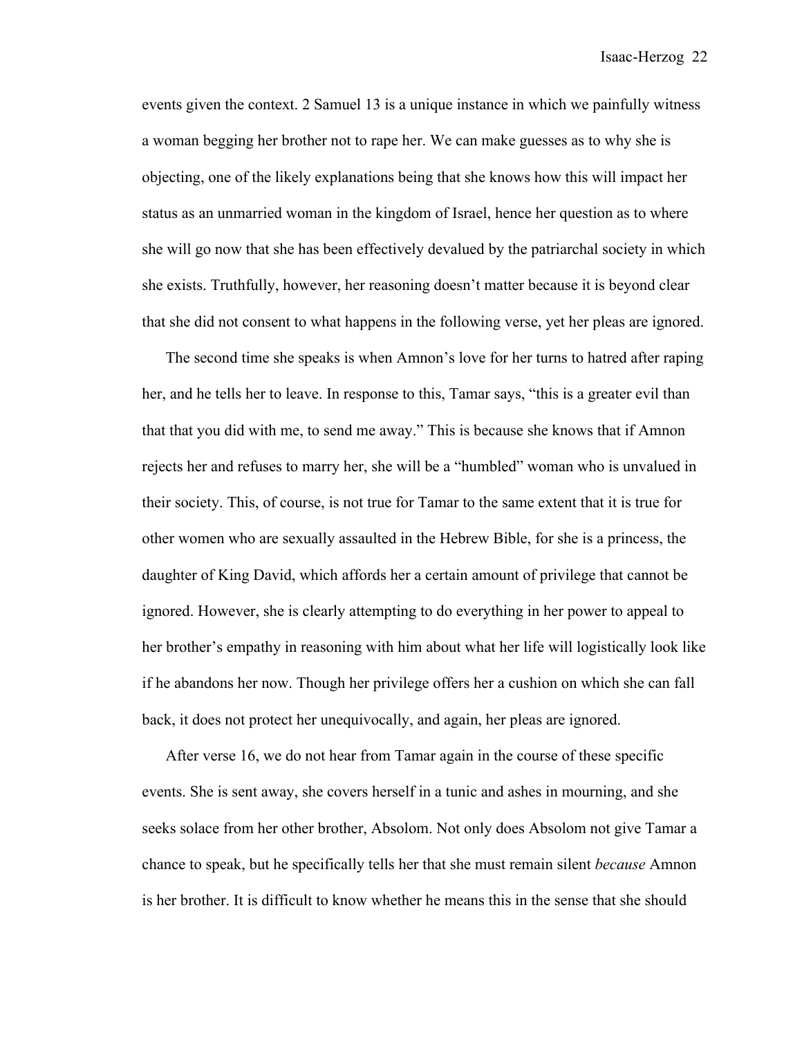events given the context. 2 Samuel 13 is a unique instance in which we painfully witness a woman begging her brother not to rape her. We can make guesses as to why she is objecting, one of the likely explanations being that she knows how this will impact her status as an unmarried woman in the kingdom of Israel, hence her question as to where she will go now that she has been effectively devalued by the patriarchal society in which she exists. Truthfully, however, her reasoning doesn't matter because it is beyond clear that she did not consent to what happens in the following verse, yet her pleas are ignored.

The second time she speaks is when Amnon's love for her turns to hatred after raping her, and he tells her to leave. In response to this, Tamar says, "this is a greater evil than that that you did with me, to send me away." This is because she knows that if Amnon rejects her and refuses to marry her, she will be a "humbled" woman who is unvalued in their society. This, of course, is not true for Tamar to the same extent that it is true for other women who are sexually assaulted in the Hebrew Bible, for she is a princess, the daughter of King David, which affords her a certain amount of privilege that cannot be ignored. However, she is clearly attempting to do everything in her power to appeal to her brother's empathy in reasoning with him about what her life will logistically look like if he abandons her now. Though her privilege offers her a cushion on which she can fall back, it does not protect her unequivocally, and again, her pleas are ignored.

After verse 16, we do not hear from Tamar again in the course of these specific events. She is sent away, she covers herself in a tunic and ashes in mourning, and she seeks solace from her other brother, Absolom. Not only does Absolom not give Tamar a chance to speak, but he specifically tells her that she must remain silent *because* Amnon is her brother. It is difficult to know whether he means this in the sense that she should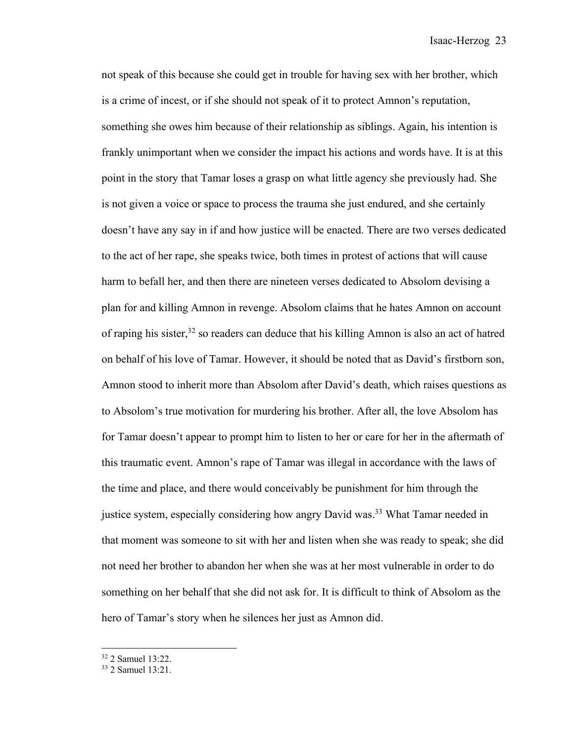not speak of this because she could get in trouble for having sex with her brother, which is a crime of incest, or if she should not speak of it to protect Amnon's reputation, something she owes him because of their relationship as siblings. Again, his intention is frankly unimportant when we consider the impact his actions and words have. It is at this point in the story that Tamar loses a grasp on what little agency she previously had. She is not given a voice or space to process the trauma she just endured, and she certainly doesn't have any say in if and how justice will be enacted. There are two verses dedicated to the act of her rape, she speaks twice, both times in protest of actions that will cause harm to befall her, and then there are nineteen verses dedicated to Absolom devising a plan for and killing Amnon in revenge. Absolom claims that he hates Amnon on account of raping his sister,[32] so readers can deduce that his killing Amnon is also an act of hatred on behalf of his love of Tamar. However, it should be noted that as David's firstborn son, Amnon stood to inherit more than Absolom after David's death, which raises questions as to Absolom's true motivation for murdering his brother. After all, the love Absolom has for Tamar doesn't appear to prompt him to listen to her or care for her in the aftermath of this traumatic event. Amnon's rape of Tamar was illegal in accordance with the laws of the time and place, and there would conceivably be punishment for him through the justice system, especially considering how angry David was.[33] What Tamar needed in that moment was someone to sit with her and listen when she was ready to speak; she did not need her brother to abandon her when she was at her most vulnerable in order to do something on her behalf that she did not ask for. It is difficult to think of Absolom as the hero of Tamar's story when he silences her just as Amnon did.

---

[32] 2 Samuel 13:22.

[33] 2 Samuel 13:21.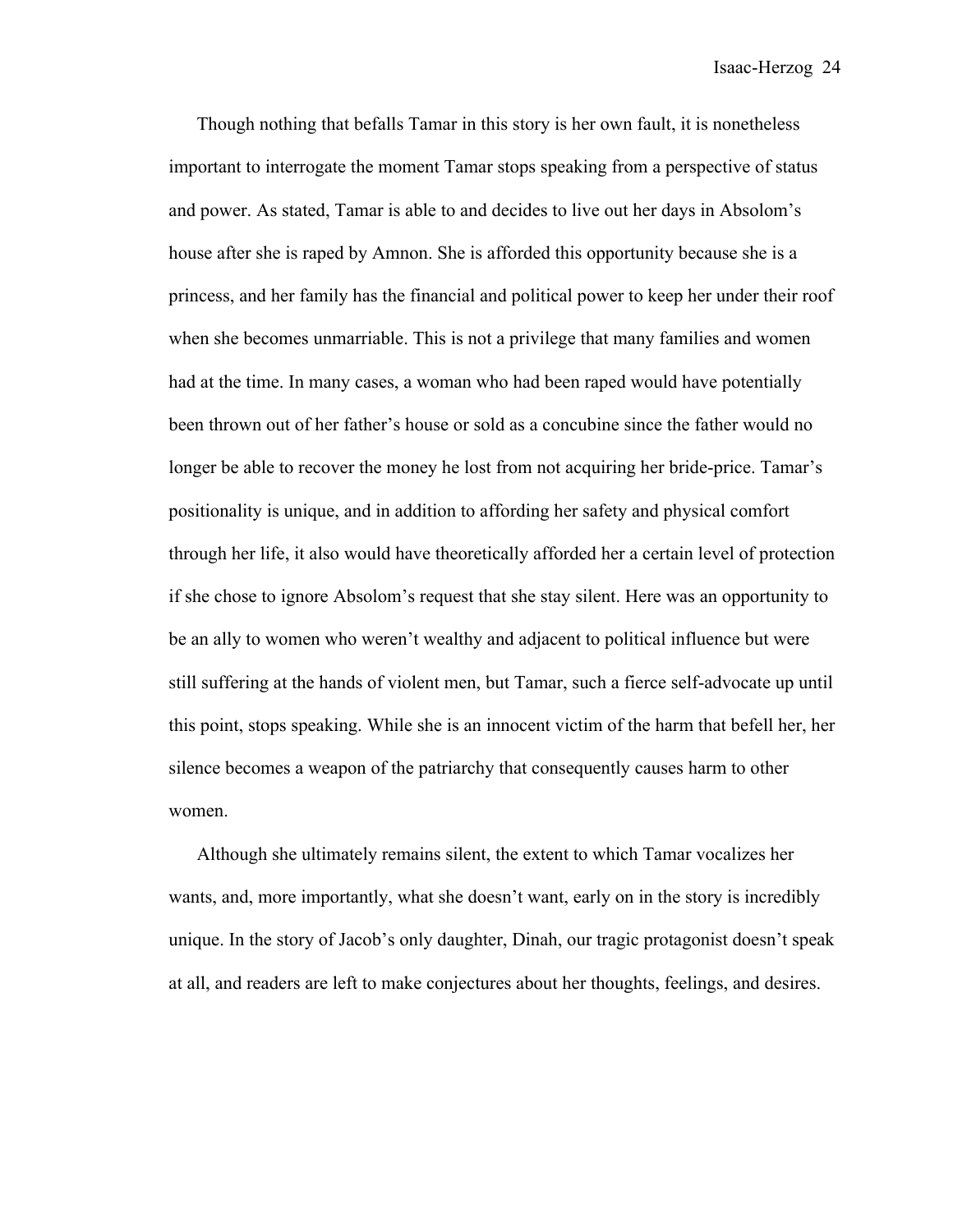Though nothing that befalls Tamar in this story is her own fault, it is nonetheless important to interrogate the moment Tamar stops speaking from a perspective of status and power. As stated, Tamar is able to and decides to live out her days in Absolom's house after she is raped by Amnon. She is afforded this opportunity because she is a princess, and her family has the financial and political power to keep her under their roof when she becomes unmarriable. This is not a privilege that many families and women had at the time. In many cases, a woman who had been raped would have potentially been thrown out of her father's house or sold as a concubine since the father would no longer be able to recover the money he lost from not acquiring her bride-price. Tamar's positionality is unique, and in addition to affording her safety and physical comfort through her life, it also would have theoretically afforded her a certain level of protection if she chose to ignore Absolom's request that she stay silent. Here was an opportunity to be an ally to women who weren't wealthy and adjacent to political influence but were still suffering at the hands of violent men, but Tamar, such a fierce self-advocate up until this point, stops speaking. While she is an innocent victim of the harm that befell her, her silence becomes a weapon of the patriarchy that consequently causes harm to other women.

Although she ultimately remains silent, the extent to which Tamar vocalizes her wants, and, more importantly, what she doesn't want, early on in the story is incredibly unique. In the story of Jacob's only daughter, Dinah, our tragic protagonist doesn't speak at all, and readers are left to make conjectures about her thoughts, feelings, and desires.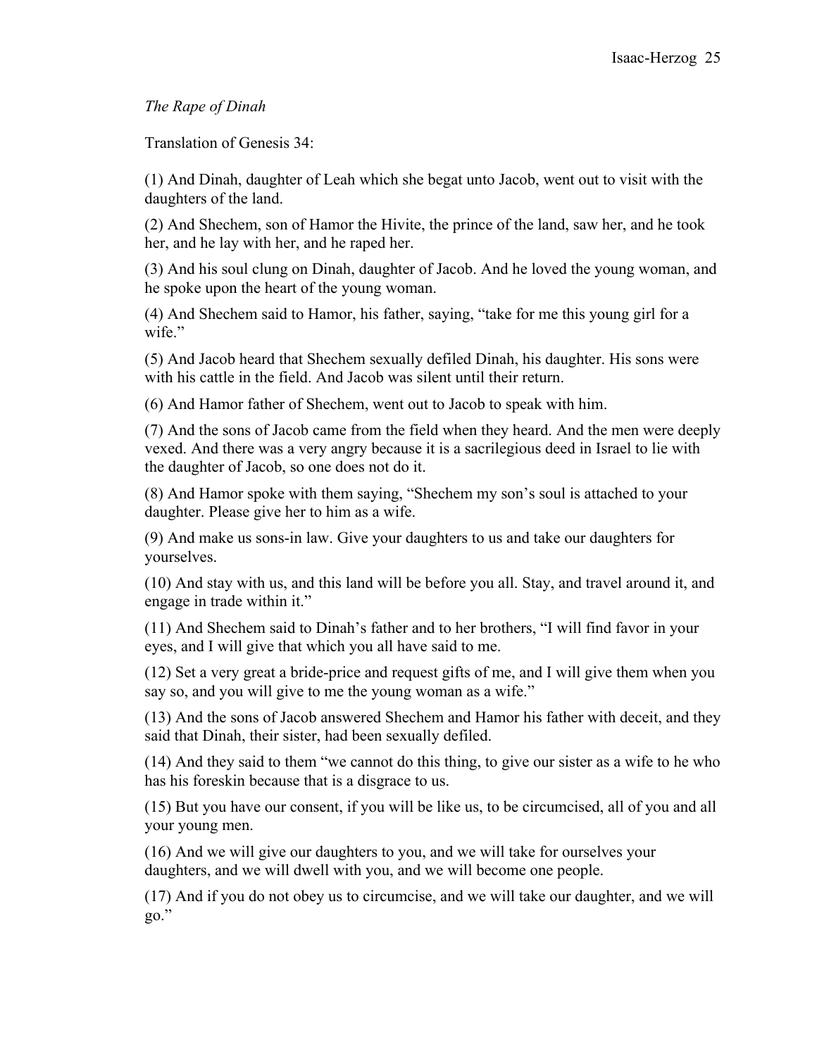*The Rape of Dinah*

Translation of Genesis 34:

(1) And Dinah, daughter of Leah which she begat unto Jacob, went out to visit with the daughters of the land.

(2) And Shechem, son of Hamor the Hivite, the prince of the land, saw her, and he took her, and he lay with her, and he raped her.

(3) And his soul clung on Dinah, daughter of Jacob. And he loved the young woman, and he spoke upon the heart of the young woman.

(4) And Shechem said to Hamor, his father, saying, "take for me this young girl for a wife."

(5) And Jacob heard that Shechem sexually defiled Dinah, his daughter. His sons were with his cattle in the field. And Jacob was silent until their return.

(6) And Hamor father of Shechem, went out to Jacob to speak with him.

(7) And the sons of Jacob came from the field when they heard. And the men were deeply vexed. And there was a very angry because it is a sacrilegious deed in Israel to lie with the daughter of Jacob, so one does not do it.

(8) And Hamor spoke with them saying, "Shechem my son's soul is attached to your daughter. Please give her to him as a wife.

(9) And make us sons-in law. Give your daughters to us and take our daughters for yourselves.

(10) And stay with us, and this land will be before you all. Stay, and travel around it, and engage in trade within it."

(11) And Shechem said to Dinah's father and to her brothers, "I will find favor in your eyes, and I will give that which you all have said to me.

(12) Set a very great a bride-price and request gifts of me, and I will give them when you say so, and you will give to me the young woman as a wife."

(13) And the sons of Jacob answered Shechem and Hamor his father with deceit, and they said that Dinah, their sister, had been sexually defiled.

(14) And they said to them "we cannot do this thing, to give our sister as a wife to he who has his foreskin because that is a disgrace to us.

(15) But you have our consent, if you will be like us, to be circumcised, all of you and all your young men.

(16) And we will give our daughters to you, and we will take for ourselves your daughters, and we will dwell with you, and we will become one people.

(17) And if you do not obey us to circumcise, and we will take our daughter, and we will go."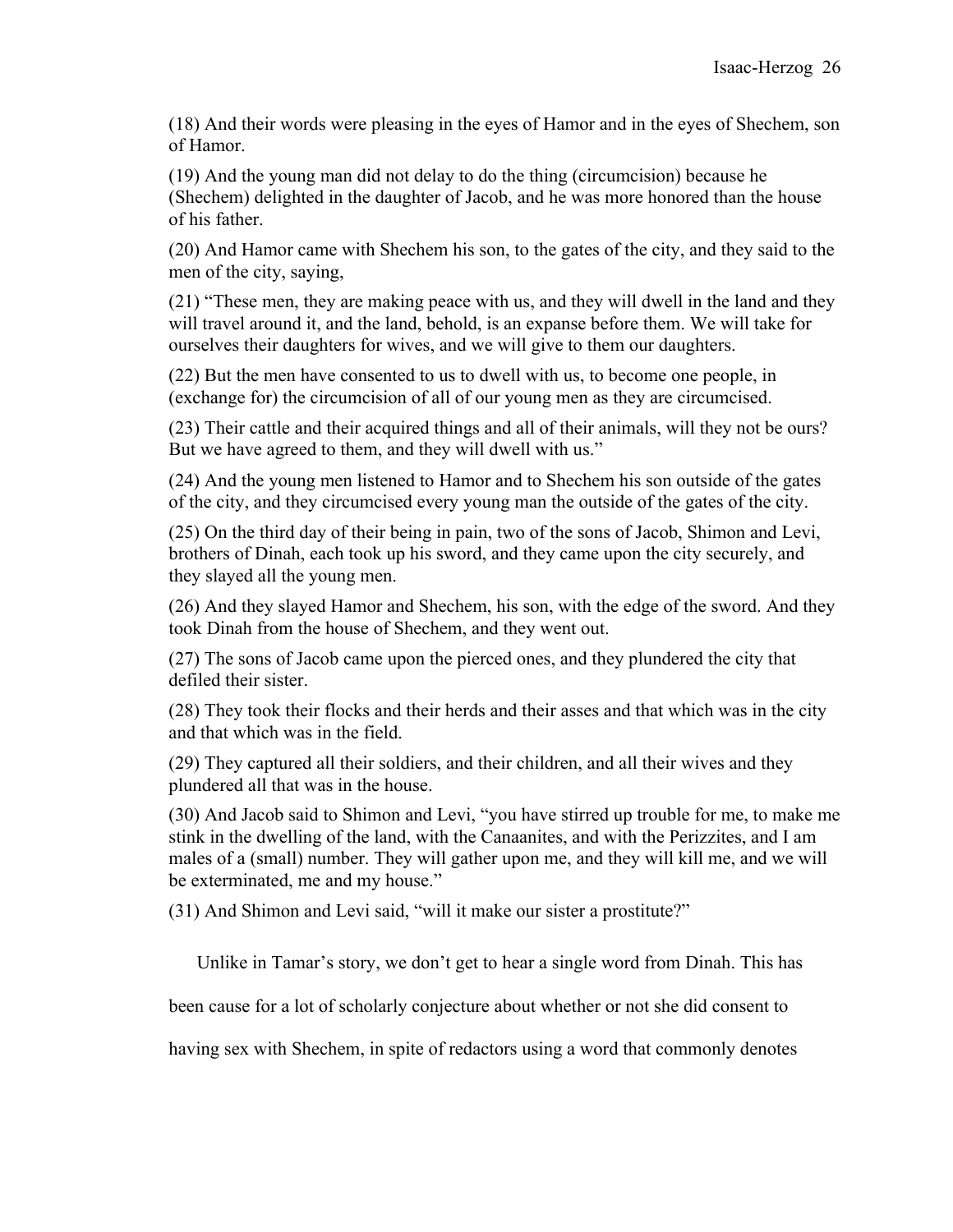(18) And their words were pleasing in the eyes of Hamor and in the eyes of Shechem, son of Hamor.

(19) And the young man did not delay to do the thing (circumcision) because he (Shechem) delighted in the daughter of Jacob, and he was more honored than the house of his father.

(20) And Hamor came with Shechem his son, to the gates of the city, and they said to the men of the city, saying,

(21) "These men, they are making peace with us, and they will dwell in the land and they will travel around it, and the land, behold, is an expanse before them. We will take for ourselves their daughters for wives, and we will give to them our daughters.

(22) But the men have consented to us to dwell with us, to become one people, in (exchange for) the circumcision of all of our young men as they are circumcised.

(23) Their cattle and their acquired things and all of their animals, will they not be ours? But we have agreed to them, and they will dwell with us."

(24) And the young men listened to Hamor and to Shechem his son outside of the gates of the city, and they circumcised every young man the outside of the gates of the city.

(25) On the third day of their being in pain, two of the sons of Jacob, Shimon and Levi, brothers of Dinah, each took up his sword, and they came upon the city securely, and they slayed all the young men.

(26) And they slayed Hamor and Shechem, his son, with the edge of the sword. And they took Dinah from the house of Shechem, and they went out.

(27) The sons of Jacob came upon the pierced ones, and they plundered the city that defiled their sister.

(28) They took their flocks and their herds and their asses and that which was in the city and that which was in the field.

(29) They captured all their soldiers, and their children, and all their wives and they plundered all that was in the house.

(30) And Jacob said to Shimon and Levi, "you have stirred up trouble for me, to make me stink in the dwelling of the land, with the Canaanites, and with the Perizzites, and I am males of a (small) number. They will gather upon me, and they will kill me, and we will be exterminated, me and my house."

(31) And Shimon and Levi said, "will it make our sister a prostitute?"

Unlike in Tamar's story, we don't get to hear a single word from Dinah. This has been cause for a lot of scholarly conjecture about whether or not she did consent to having sex with Shechem, in spite of redactors using a word that commonly denotes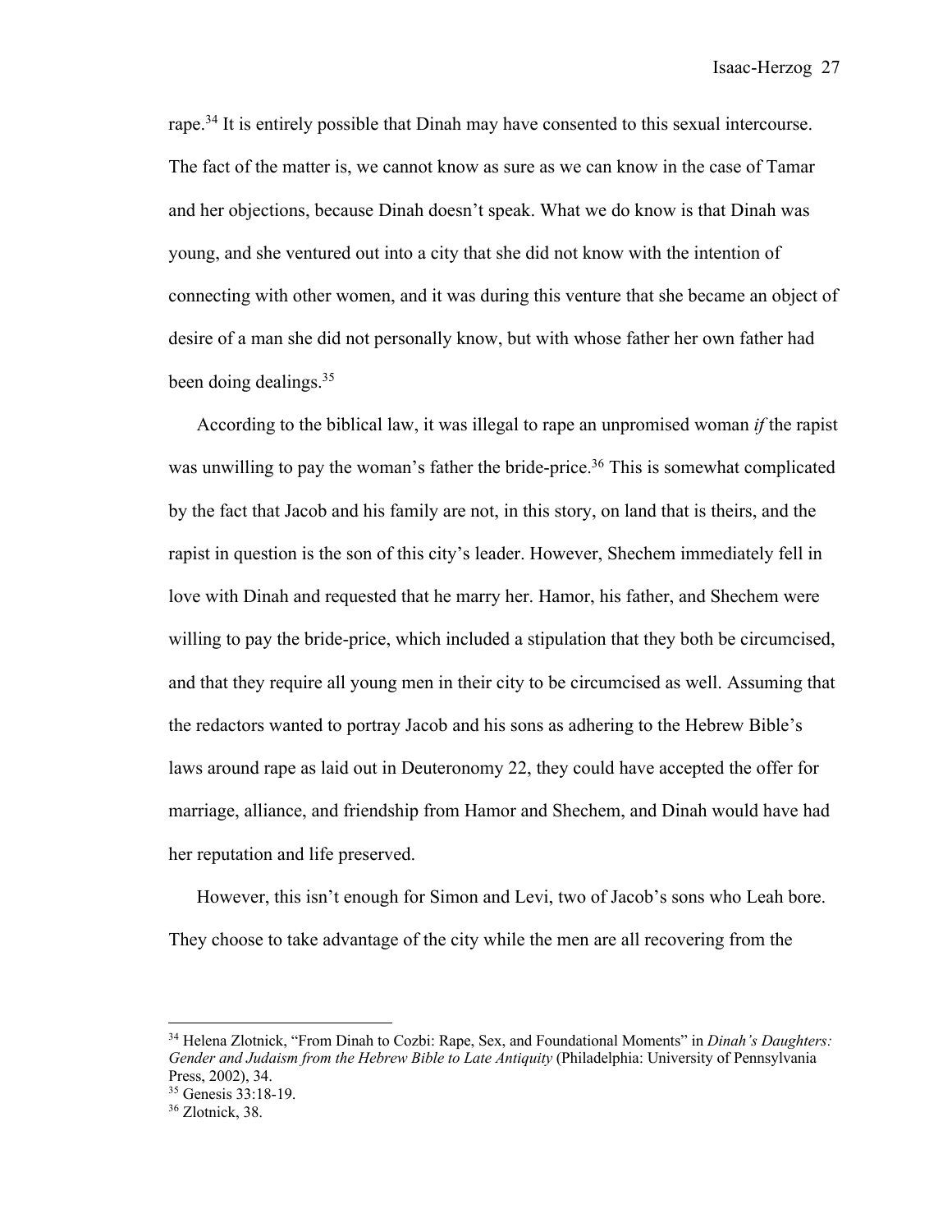rape.[34] It is entirely possible that Dinah may have consented to this sexual intercourse. The fact of the matter is, we cannot know as sure as we can know in the case of Tamar and her objections, because Dinah doesn't speak. What we do know is that Dinah was young, and she ventured out into a city that she did not know with the intention of connecting with other women, and it was during this venture that she became an object of desire of a man she did not personally know, but with whose father her own father had been doing dealings.[35]

According to the biblical law, it was illegal to rape an unpromised woman *if* the rapist was unwilling to pay the woman's father the bride-price.[36] This is somewhat complicated by the fact that Jacob and his family are not, in this story, on land that is theirs, and the rapist in question is the son of this city's leader. However, Shechem immediately fell in love with Dinah and requested that he marry her. Hamor, his father, and Shechem were willing to pay the bride-price, which included a stipulation that they both be circumcised, and that they require all young men in their city to be circumcised as well. Assuming that the redactors wanted to portray Jacob and his sons as adhering to the Hebrew Bible's laws around rape as laid out in Deuteronomy 22, they could have accepted the offer for marriage, alliance, and friendship from Hamor and Shechem, and Dinah would have had her reputation and life preserved.

However, this isn't enough for Simon and Levi, two of Jacob's sons who Leah bore. They choose to take advantage of the city while the men are all recovering from the

---

[34] Helena Zlotnick, "From Dinah to Cozbi: Rape, Sex, and Foundational Moments" in *Dinah's Daughters: Gender and Judaism from the Hebrew Bible to Late Antiquity* (Philadelphia: University of Pennsylvania Press, 2002), 34.

[35] Genesis 33:18-19.

[36] Zlotnick, 38.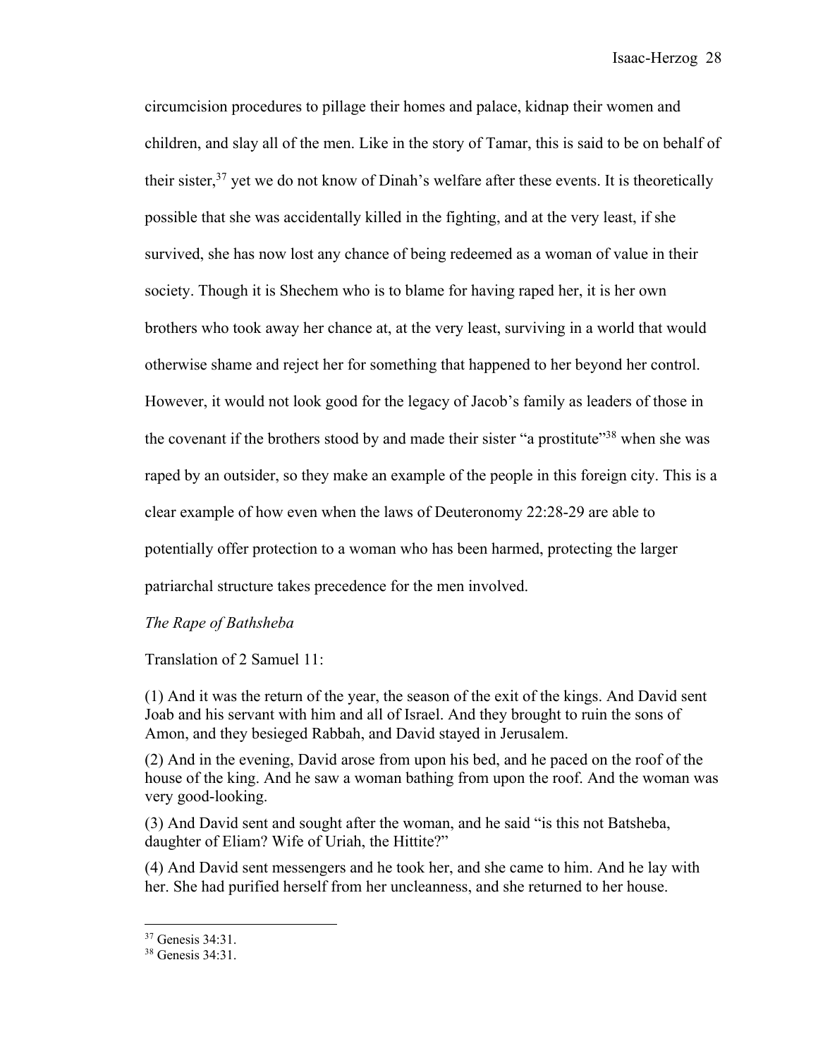circumcision procedures to pillage their homes and palace, kidnap their women and children, and slay all of the men. Like in the story of Tamar, this is said to be on behalf of their sister,[37] yet we do not know of Dinah's welfare after these events. It is theoretically possible that she was accidentally killed in the fighting, and at the very least, if she survived, she has now lost any chance of being redeemed as a woman of value in their society. Though it is Shechem who is to blame for having raped her, it is her own brothers who took away her chance at, at the very least, surviving in a world that would otherwise shame and reject her for something that happened to her beyond her control. However, it would not look good for the legacy of Jacob's family as leaders of those in the covenant if the brothers stood by and made their sister "a prostitute"[38] when she was raped by an outsider, so they make an example of the people in this foreign city. This is a clear example of how even when the laws of Deuteronomy 22:28-29 are able to potentially offer protection to a woman who has been harmed, protecting the larger patriarchal structure takes precedence for the men involved.

*The Rape of Bathsheba*

Translation of 2 Samuel 11:

(1) And it was the return of the year, the season of the exit of the kings. And David sent Joab and his servant with him and all of Israel. And they brought to ruin the sons of Amon, and they besieged Rabbah, and David stayed in Jerusalem.

(2) And in the evening, David arose from upon his bed, and he paced on the roof of the house of the king. And he saw a woman bathing from upon the roof. And the woman was very good-looking.

(3) And David sent and sought after the woman, and he said "is this not Batsheba, daughter of Eliam? Wife of Uriah, the Hittite?"

(4) And David sent messengers and he took her, and she came to him. And he lay with her. She had purified herself from her uncleanness, and she returned to her house.

---

[37] Genesis 34:31.

[38] Genesis 34:31.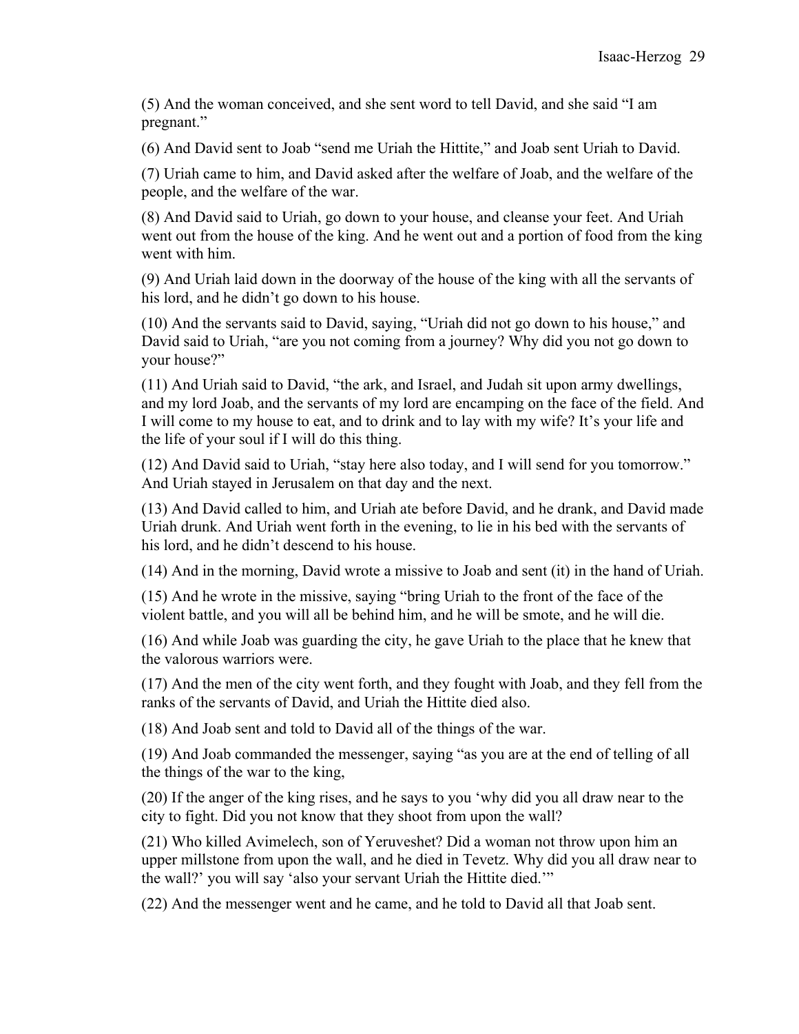(5) And the woman conceived, and she sent word to tell David, and she said "I am pregnant."

(6) And David sent to Joab "send me Uriah the Hittite," and Joab sent Uriah to David.

(7) Uriah came to him, and David asked after the welfare of Joab, and the welfare of the people, and the welfare of the war.

(8) And David said to Uriah, go down to your house, and cleanse your feet. And Uriah went out from the house of the king. And he went out and a portion of food from the king went with him.

(9) And Uriah laid down in the doorway of the house of the king with all the servants of his lord, and he didn't go down to his house.

(10) And the servants said to David, saying, "Uriah did not go down to his house," and David said to Uriah, "are you not coming from a journey? Why did you not go down to your house?"

(11) And Uriah said to David, "the ark, and Israel, and Judah sit upon army dwellings, and my lord Joab, and the servants of my lord are encamping on the face of the field. And I will come to my house to eat, and to drink and to lay with my wife? It's your life and the life of your soul if I will do this thing.

(12) And David said to Uriah, "stay here also today, and I will send for you tomorrow." And Uriah stayed in Jerusalem on that day and the next.

(13) And David called to him, and Uriah ate before David, and he drank, and David made Uriah drunk. And Uriah went forth in the evening, to lie in his bed with the servants of his lord, and he didn't descend to his house.

(14) And in the morning, David wrote a missive to Joab and sent (it) in the hand of Uriah.

(15) And he wrote in the missive, saying "bring Uriah to the front of the face of the violent battle, and you will all be behind him, and he will be smote, and he will die.

(16) And while Joab was guarding the city, he gave Uriah to the place that he knew that the valorous warriors were.

(17) And the men of the city went forth, and they fought with Joab, and they fell from the ranks of the servants of David, and Uriah the Hittite died also.

(18) And Joab sent and told to David all of the things of the war.

(19) And Joab commanded the messenger, saying "as you are at the end of telling of all the things of the war to the king,

(20) If the anger of the king rises, and he says to you 'why did you all draw near to the city to fight. Did you not know that they shoot from upon the wall?

(21) Who killed Avimelech, son of Yeruveshet? Did a woman not throw upon him an upper millstone from upon the wall, and he died in Tevetz. Why did you all draw near to the wall?' you will say 'also your servant Uriah the Hittite died.'"

(22) And the messenger went and he came, and he told to David all that Joab sent.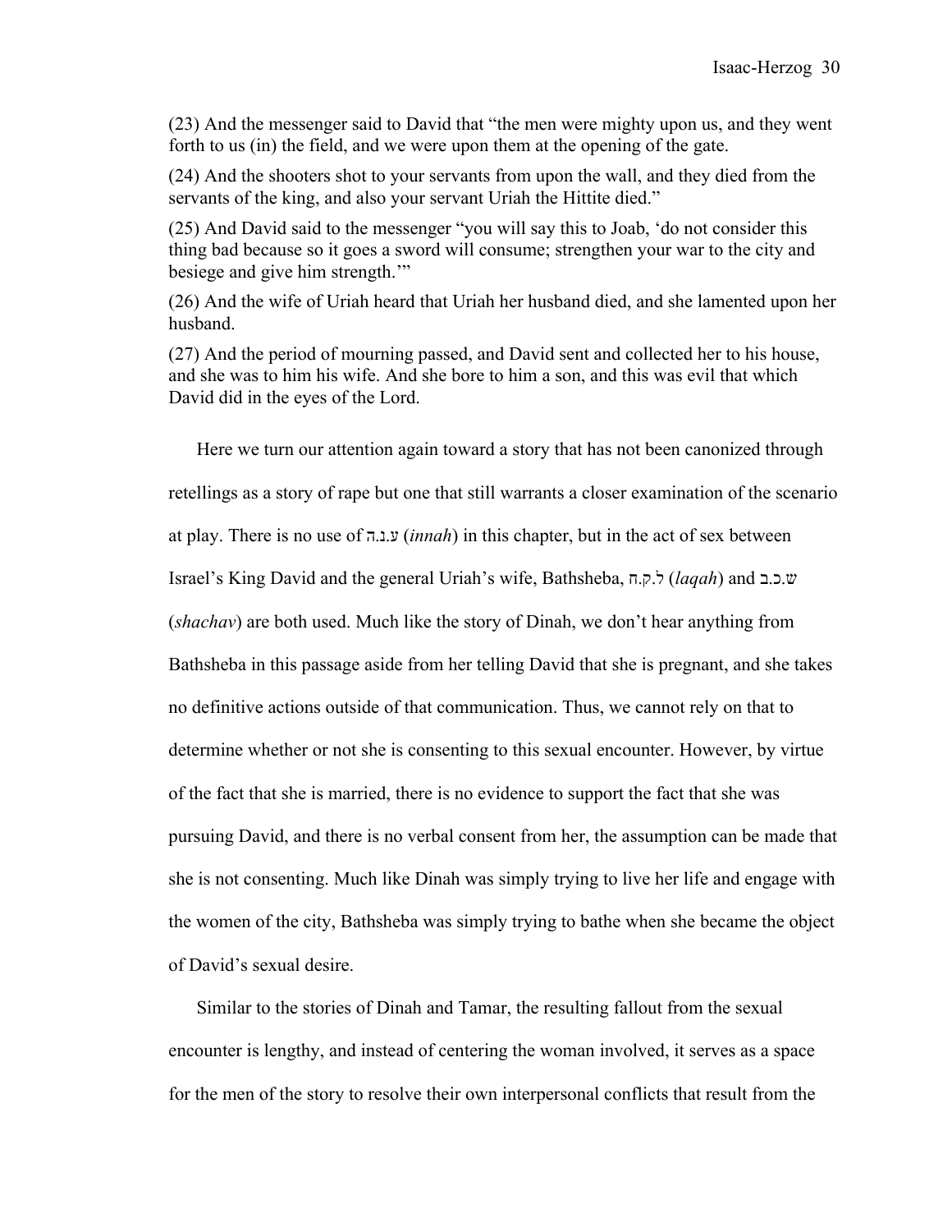(23) And the messenger said to David that "the men were mighty upon us, and they went forth to us (in) the field, and we were upon them at the opening of the gate.

(24) And the shooters shot to your servants from upon the wall, and they died from the servants of the king, and also your servant Uriah the Hittite died."

(25) And David said to the messenger "you will say this to Joab, 'do not consider this thing bad because so it goes a sword will consume; strengthen your war to the city and besiege and give him strength.'"

(26) And the wife of Uriah heard that Uriah her husband died, and she lamented upon her husband.

(27) And the period of mourning passed, and David sent and collected her to his house, and she was to him his wife. And she bore to him a son, and this was evil that which David did in the eyes of the Lord.

Here we turn our attention again toward a story that has not been canonized through retellings as a story of rape but one that still warrants a closer examination of the scenario at play. There is no use of ע.נ.ה (*innah*) in this chapter, but in the act of sex between Israel's King David and the general Uriah's wife, Bathsheba, ל.ק.ח (*laqah*) and ש.כ.ב (*shachav*) are both used. Much like the story of Dinah, we don't hear anything from Bathsheba in this passage aside from her telling David that she is pregnant, and she takes no definitive actions outside of that communication. Thus, we cannot rely on that to determine whether or not she is consenting to this sexual encounter. However, by virtue of the fact that she is married, there is no evidence to support the fact that she was pursuing David, and there is no verbal consent from her, the assumption can be made that she is not consenting. Much like Dinah was simply trying to live her life and engage with the women of the city, Bathsheba was simply trying to bathe when she became the object of David's sexual desire.

Similar to the stories of Dinah and Tamar, the resulting fallout from the sexual encounter is lengthy, and instead of centering the woman involved, it serves as a space for the men of the story to resolve their own interpersonal conflicts that result from the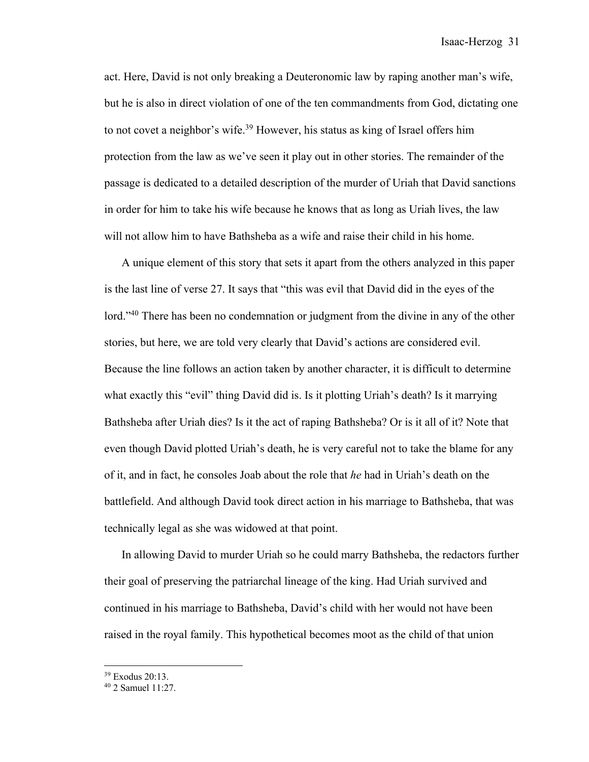act. Here, David is not only breaking a Deuteronomic law by raping another man's wife, but he is also in direct violation of one of the ten commandments from God, dictating one to not covet a neighbor's wife.[39] However, his status as king of Israel offers him protection from the law as we've seen it play out in other stories. The remainder of the passage is dedicated to a detailed description of the murder of Uriah that David sanctions in order for him to take his wife because he knows that as long as Uriah lives, the law will not allow him to have Bathsheba as a wife and raise their child in his home.

A unique element of this story that sets it apart from the others analyzed in this paper is the last line of verse 27. It says that "this was evil that David did in the eyes of the lord."[40] There has been no condemnation or judgment from the divine in any of the other stories, but here, we are told very clearly that David's actions are considered evil. Because the line follows an action taken by another character, it is difficult to determine what exactly this "evil" thing David did is. Is it plotting Uriah's death? Is it marrying Bathsheba after Uriah dies? Is it the act of raping Bathsheba? Or is it all of it? Note that even though David plotted Uriah's death, he is very careful not to take the blame for any of it, and in fact, he consoles Joab about the role that *he* had in Uriah's death on the battlefield. And although David took direct action in his marriage to Bathsheba, that was technically legal as she was widowed at that point.

In allowing David to murder Uriah so he could marry Bathsheba, the redactors further their goal of preserving the patriarchal lineage of the king. Had Uriah survived and continued in his marriage to Bathsheba, David's child with her would not have been raised in the royal family. This hypothetical becomes moot as the child of that union

---

[39] Exodus 20:13.

[40] 2 Samuel 11:27.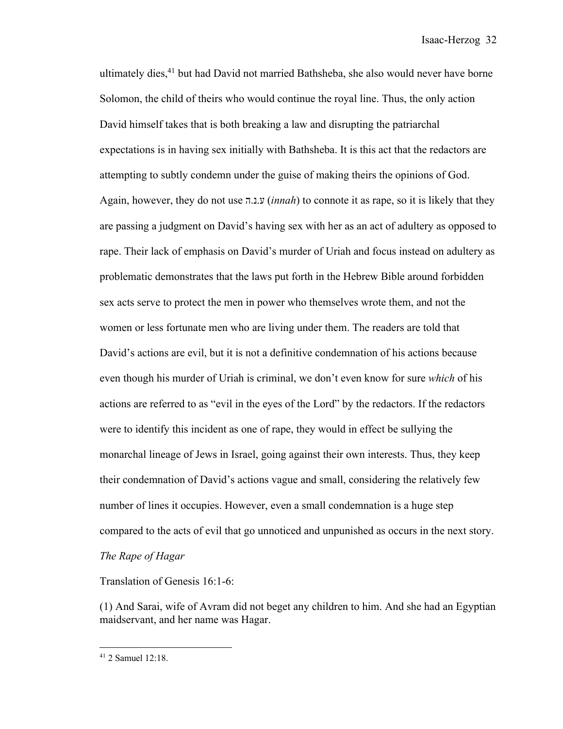ultimately dies,[41] but had David not married Bathsheba, she also would never have borne Solomon, the child of theirs who would continue the royal line. Thus, the only action David himself takes that is both breaking a law and disrupting the patriarchal expectations is in having sex initially with Bathsheba. It is this act that the redactors are attempting to subtly condemn under the guise of making theirs the opinions of God. Again, however, they do not use ע.נ.ה (*innah*) to connote it as rape, so it is likely that they are passing a judgment on David's having sex with her as an act of adultery as opposed to rape. Their lack of emphasis on David's murder of Uriah and focus instead on adultery as problematic demonstrates that the laws put forth in the Hebrew Bible around forbidden sex acts serve to protect the men in power who themselves wrote them, and not the women or less fortunate men who are living under them. The readers are told that David's actions are evil, but it is not a definitive condemnation of his actions because even though his murder of Uriah is criminal, we don't even know for sure *which* of his actions are referred to as "evil in the eyes of the Lord" by the redactors. If the redactors were to identify this incident as one of rape, they would in effect be sullying the monarchal lineage of Jews in Israel, going against their own interests. Thus, they keep their condemnation of David's actions vague and small, considering the relatively few number of lines it occupies. However, even a small condemnation is a huge step compared to the acts of evil that go unnoticed and unpunished as occurs in the next story.

*The Rape of Hagar*

Translation of Genesis 16:1-6:

(1) And Sarai, wife of Avram did not beget any children to him. And she had an Egyptian maidservant, and her name was Hagar.

[41] 2 Samuel 12:18.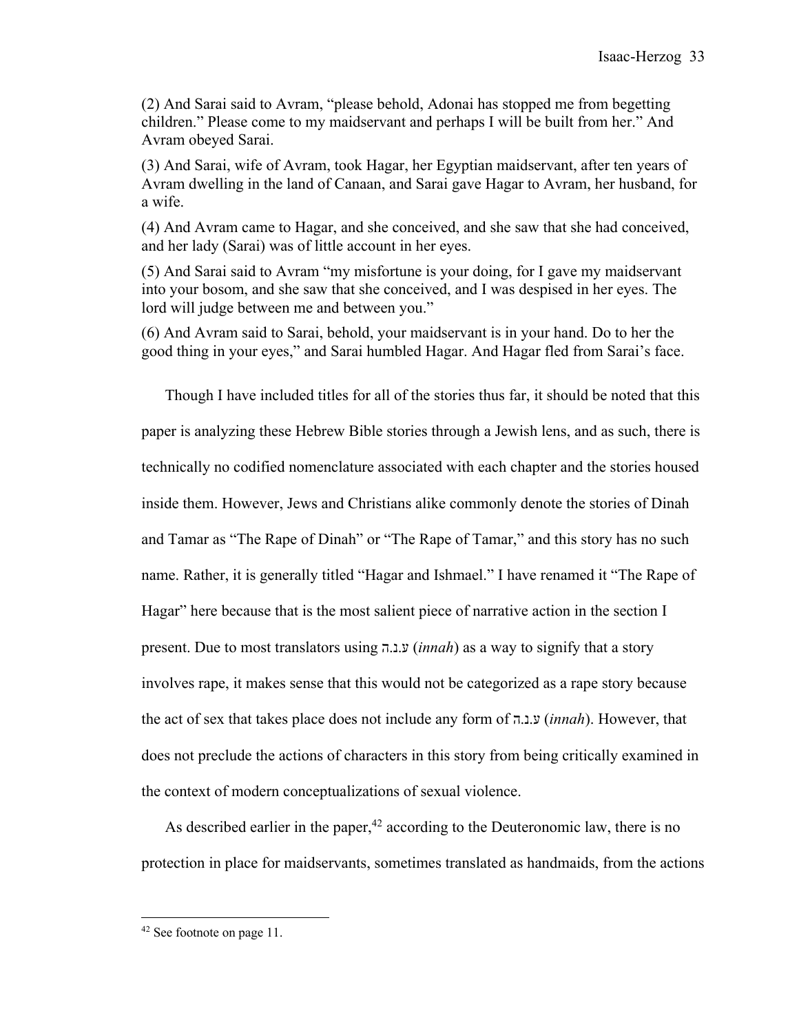(2) And Sarai said to Avram, "please behold, Adonai has stopped me from begetting children." Please come to my maidservant and perhaps I will be built from her." And Avram obeyed Sarai.

(3) And Sarai, wife of Avram, took Hagar, her Egyptian maidservant, after ten years of Avram dwelling in the land of Canaan, and Sarai gave Hagar to Avram, her husband, for a wife.

(4) And Avram came to Hagar, and she conceived, and she saw that she had conceived, and her lady (Sarai) was of little account in her eyes.

(5) And Sarai said to Avram "my misfortune is your doing, for I gave my maidservant into your bosom, and she saw that she conceived, and I was despised in her eyes. The lord will judge between me and between you."

(6) And Avram said to Sarai, behold, your maidservant is in your hand. Do to her the good thing in your eyes," and Sarai humbled Hagar. And Hagar fled from Sarai's face.

Though I have included titles for all of the stories thus far, it should be noted that this paper is analyzing these Hebrew Bible stories through a Jewish lens, and as such, there is technically no codified nomenclature associated with each chapter and the stories housed inside them. However, Jews and Christians alike commonly denote the stories of Dinah and Tamar as "The Rape of Dinah" or "The Rape of Tamar," and this story has no such name. Rather, it is generally titled "Hagar and Ishmael." I have renamed it "The Rape of Hagar" here because that is the most salient piece of narrative action in the section I present. Due to most translators using ע.נ.ה (*innah*) as a way to signify that a story involves rape, it makes sense that this would not be categorized as a rape story because the act of sex that takes place does not include any form of ע.נ.ה (*innah*). However, that does not preclude the actions of characters in this story from being critically examined in the context of modern conceptualizations of sexual violence.

As described earlier in the paper,[42] according to the Deuteronomic law, there is no protection in place for maidservants, sometimes translated as handmaids, from the actions

[42] See footnote on page 11.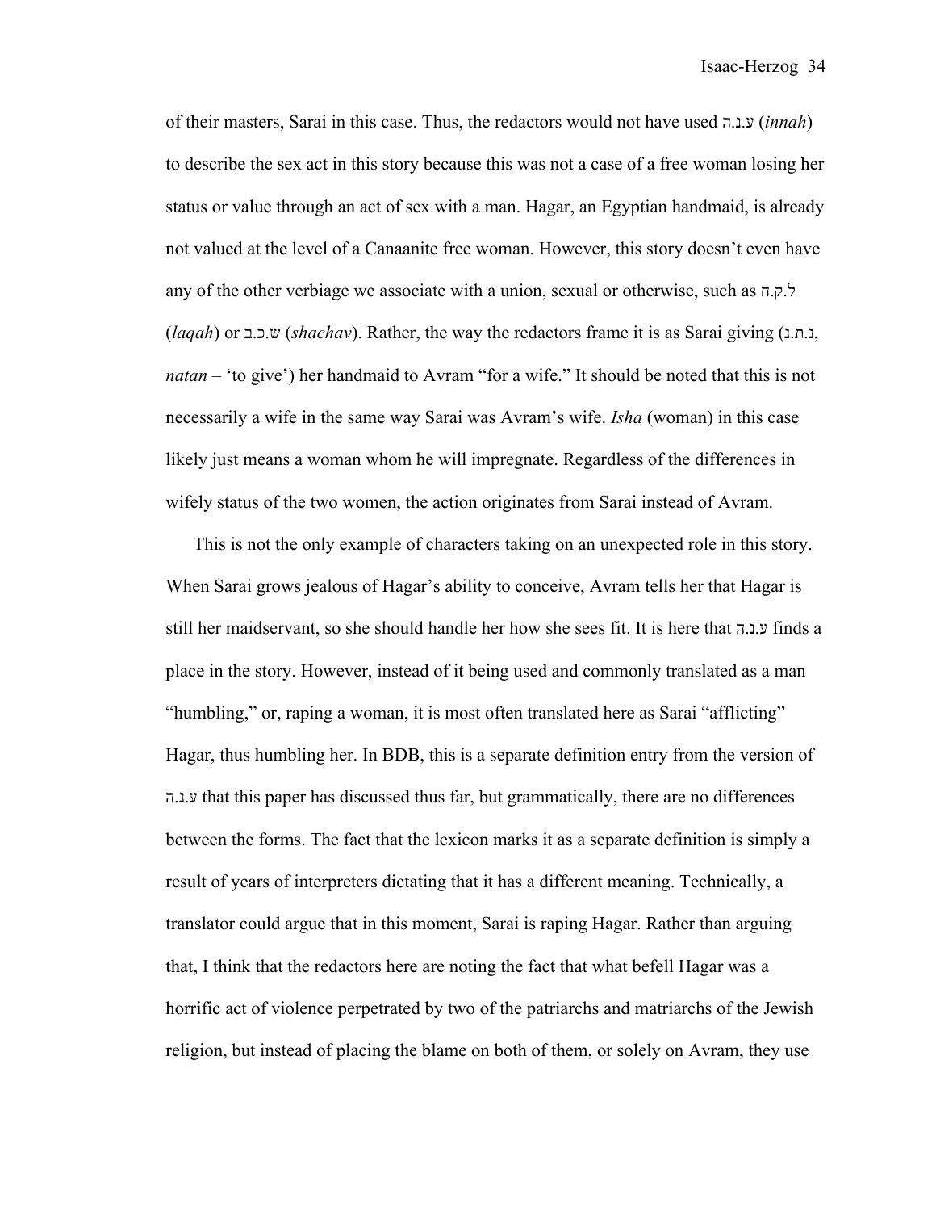of their masters, Sarai in this case. Thus, the redactors would not have used ע.נ.ה (*innah*) to describe the sex act in this story because this was not a case of a free woman losing her status or value through an act of sex with a man. Hagar, an Egyptian handmaid, is already not valued at the level of a Canaanite free woman. However, this story doesn't even have any of the other verbiage we associate with a union, sexual or otherwise, such as ל.ק.ח (*laqah*) or ש.כ.ב (*shachav*). Rather, the way the redactors frame it is as Sarai giving (נ.ת.ן, *natan* – 'to give') her handmaid to Avram "for a wife." It should be noted that this is not necessarily a wife in the same way Sarai was Avram's wife. *Isha* (woman) in this case likely just means a woman whom he will impregnate. Regardless of the differences in wifely status of the two women, the action originates from Sarai instead of Avram.

This is not the only example of characters taking on an unexpected role in this story. When Sarai grows jealous of Hagar's ability to conceive, Avram tells her that Hagar is still her maidservant, so she should handle her how she sees fit. It is here that ע.נ.ה finds a place in the story. However, instead of it being used and commonly translated as a man "humbling," or, raping a woman, it is most often translated here as Sarai "afflicting" Hagar, thus humbling her. In BDB, this is a separate definition entry from the version of ע.נ.ה that this paper has discussed thus far, but grammatically, there are no differences between the forms. The fact that the lexicon marks it as a separate definition is simply a result of years of interpreters dictating that it has a different meaning. Technically, a translator could argue that in this moment, Sarai is raping Hagar. Rather than arguing that, I think that the redactors here are noting the fact that what befell Hagar was a horrific act of violence perpetrated by two of the patriarchs and matriarchs of the Jewish religion, but instead of placing the blame on both of them, or solely on Avram, they use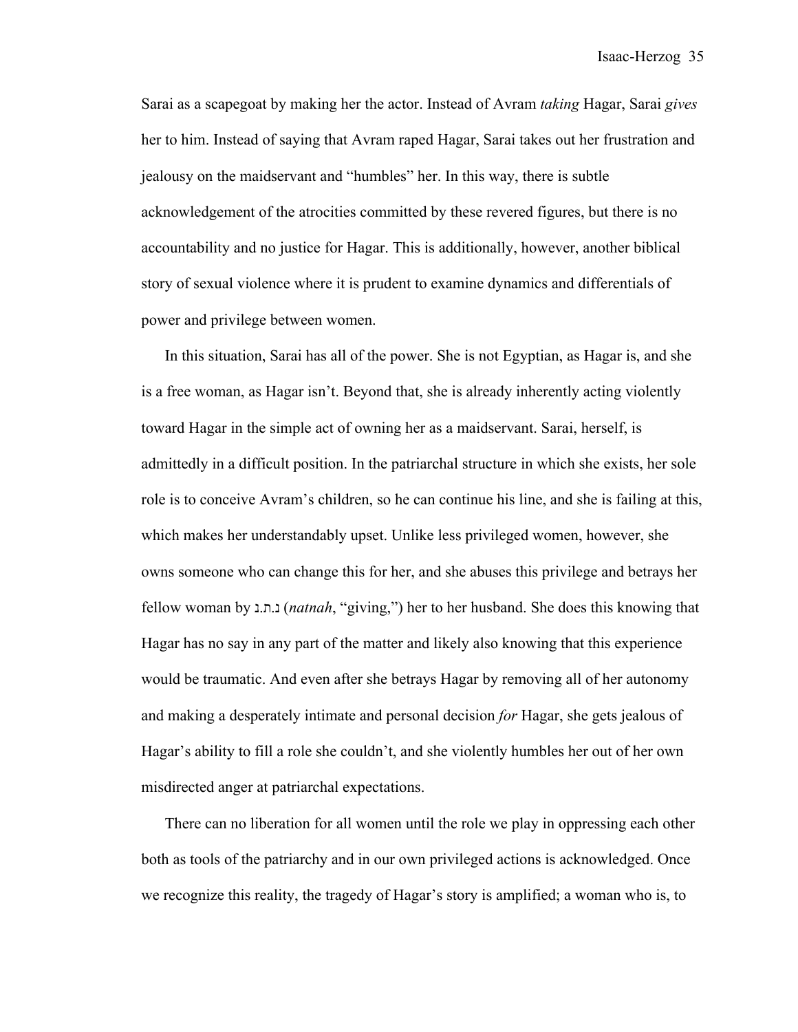Sarai as a scapegoat by making her the actor. Instead of Avram *taking* Hagar, Sarai *gives* her to him. Instead of saying that Avram raped Hagar, Sarai takes out her frustration and jealousy on the maidservant and "humbles" her. In this way, there is subtle acknowledgement of the atrocities committed by these revered figures, but there is no accountability and no justice for Hagar. This is additionally, however, another biblical story of sexual violence where it is prudent to examine dynamics and differentials of power and privilege between women.

In this situation, Sarai has all of the power. She is not Egyptian, as Hagar is, and she is a free woman, as Hagar isn't. Beyond that, she is already inherently acting violently toward Hagar in the simple act of owning her as a maidservant. Sarai, herself, is admittedly in a difficult position. In the patriarchal structure in which she exists, her sole role is to conceive Avram's children, so he can continue his line, and she is failing at this, which makes her understandably upset. Unlike less privileged women, however, she owns someone who can change this for her, and she abuses this privilege and betrays her fellow woman by נ.ת.נ (*natnah*, "giving,") her to her husband. She does this knowing that Hagar has no say in any part of the matter and likely also knowing that this experience would be traumatic. And even after she betrays Hagar by removing all of her autonomy and making a desperately intimate and personal decision *for* Hagar, she gets jealous of Hagar's ability to fill a role she couldn't, and she violently humbles her out of her own misdirected anger at patriarchal expectations.

There can no liberation for all women until the role we play in oppressing each other both as tools of the patriarchy and in our own privileged actions is acknowledged. Once we recognize this reality, the tragedy of Hagar's story is amplified; a woman who is, to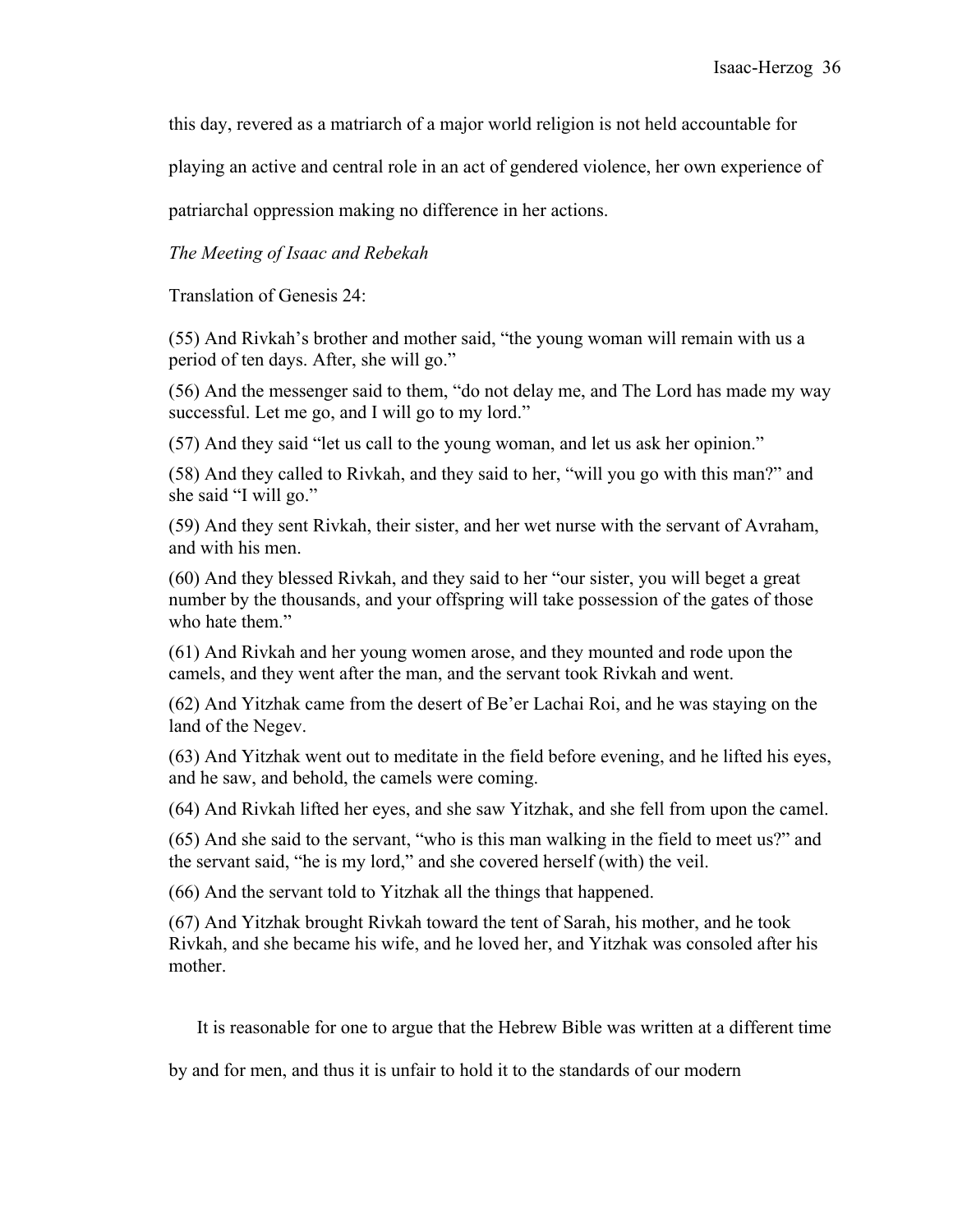this day, revered as a matriarch of a major world religion is not held accountable for playing an active and central role in an act of gendered violence, her own experience of patriarchal oppression making no difference in her actions.

*The Meeting of Isaac and Rebekah*

Translation of Genesis 24:

(55) And Rivkah's brother and mother said, "the young woman will remain with us a period of ten days. After, she will go."

(56) And the messenger said to them, "do not delay me, and The Lord has made my way successful. Let me go, and I will go to my lord."

(57) And they said "let us call to the young woman, and let us ask her opinion."

(58) And they called to Rivkah, and they said to her, "will you go with this man?" and she said "I will go."

(59) And they sent Rivkah, their sister, and her wet nurse with the servant of Avraham, and with his men.

(60) And they blessed Rivkah, and they said to her "our sister, you will beget a great number by the thousands, and your offspring will take possession of the gates of those who hate them."

(61) And Rivkah and her young women arose, and they mounted and rode upon the camels, and they went after the man, and the servant took Rivkah and went.

(62) And Yitzhak came from the desert of Be'er Lachai Roi, and he was staying on the land of the Negev.

(63) And Yitzhak went out to meditate in the field before evening, and he lifted his eyes, and he saw, and behold, the camels were coming.

(64) And Rivkah lifted her eyes, and she saw Yitzhak, and she fell from upon the camel.

(65) And she said to the servant, "who is this man walking in the field to meet us?" and the servant said, "he is my lord," and she covered herself (with) the veil.

(66) And the servant told to Yitzhak all the things that happened.

(67) And Yitzhak brought Rivkah toward the tent of Sarah, his mother, and he took Rivkah, and she became his wife, and he loved her, and Yitzhak was consoled after his mother.

It is reasonable for one to argue that the Hebrew Bible was written at a different time by and for men, and thus it is unfair to hold it to the standards of our modern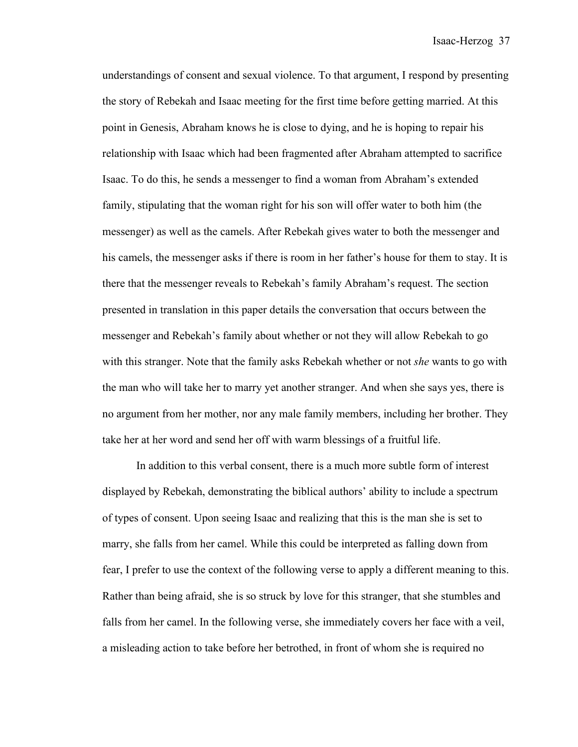understandings of consent and sexual violence. To that argument, I respond by presenting the story of Rebekah and Isaac meeting for the first time before getting married. At this point in Genesis, Abraham knows he is close to dying, and he is hoping to repair his relationship with Isaac which had been fragmented after Abraham attempted to sacrifice Isaac. To do this, he sends a messenger to find a woman from Abraham's extended family, stipulating that the woman right for his son will offer water to both him (the messenger) as well as the camels. After Rebekah gives water to both the messenger and his camels, the messenger asks if there is room in her father's house for them to stay. It is there that the messenger reveals to Rebekah's family Abraham's request. The section presented in translation in this paper details the conversation that occurs between the messenger and Rebekah's family about whether or not they will allow Rebekah to go with this stranger. Note that the family asks Rebekah whether or not *she* wants to go with the man who will take her to marry yet another stranger. And when she says yes, there is no argument from her mother, nor any male family members, including her brother. They take her at her word and send her off with warm blessings of a fruitful life.

In addition to this verbal consent, there is a much more subtle form of interest displayed by Rebekah, demonstrating the biblical authors' ability to include a spectrum of types of consent. Upon seeing Isaac and realizing that this is the man she is set to marry, she falls from her camel. While this could be interpreted as falling down from fear, I prefer to use the context of the following verse to apply a different meaning to this. Rather than being afraid, she is so struck by love for this stranger, that she stumbles and falls from her camel. In the following verse, she immediately covers her face with a veil, a misleading action to take before her betrothed, in front of whom she is required no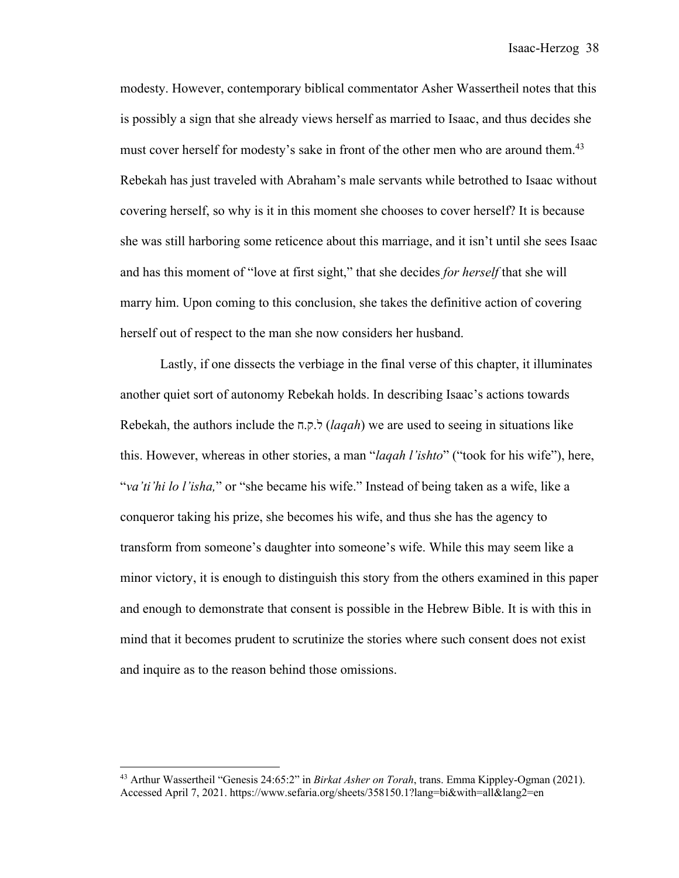modesty. However, contemporary biblical commentator Asher Wassertheil notes that this is possibly a sign that she already views herself as married to Isaac, and thus decides she must cover herself for modesty's sake in front of the other men who are around them.[43] Rebekah has just traveled with Abraham's male servants while betrothed to Isaac without covering herself, so why is it in this moment she chooses to cover herself? It is because she was still harboring some reticence about this marriage, and it isn't until she sees Isaac and has this moment of "love at first sight," that she decides *for herself* that she will marry him. Upon coming to this conclusion, she takes the definitive action of covering herself out of respect to the man she now considers her husband.

Lastly, if one dissects the verbiage in the final verse of this chapter, it illuminates another quiet sort of autonomy Rebekah holds. In describing Isaac's actions towards Rebekah, the authors include the ל.ק.ח (*laqah*) we are used to seeing in situations like this. However, whereas in other stories, a man "*laqah l'ishto*" ("took for his wife"), here, "*va'ti'hi lo l'isha,*" or "she became his wife." Instead of being taken as a wife, like a conqueror taking his prize, she becomes his wife, and thus she has the agency to transform from someone's daughter into someone's wife. While this may seem like a minor victory, it is enough to distinguish this story from the others examined in this paper and enough to demonstrate that consent is possible in the Hebrew Bible. It is with this in mind that it becomes prudent to scrutinize the stories where such consent does not exist and inquire as to the reason behind those omissions.

---

[43] Arthur Wassertheil "Genesis 24:65:2" in *Birkat Asher on Torah*, trans. Emma Kippley-Ogman (2021). Accessed April 7, 2021. https://www.sefaria.org/sheets/358150.1?lang=bi&with=all&lang2=en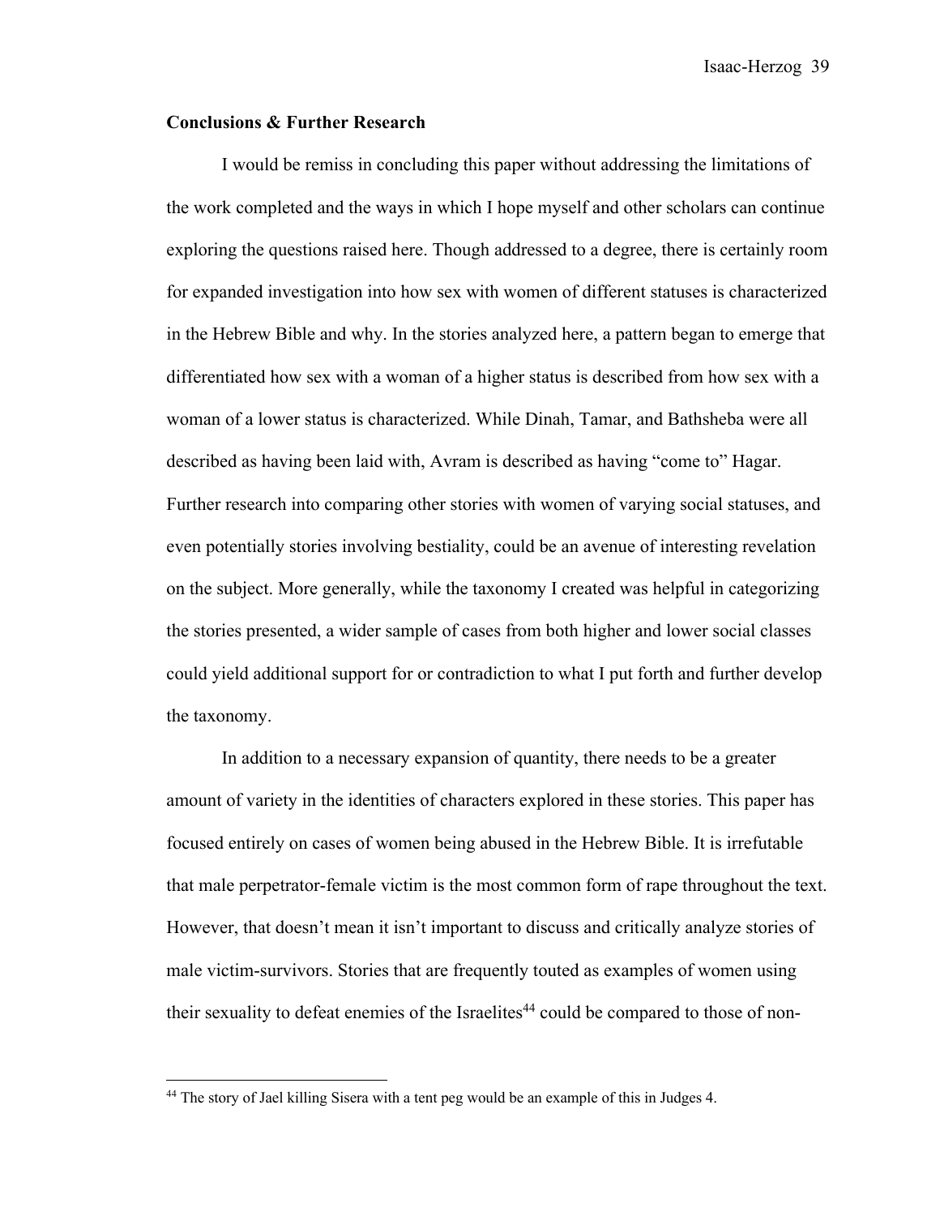**Conclusions & Further Research**

I would be remiss in concluding this paper without addressing the limitations of the work completed and the ways in which I hope myself and other scholars can continue exploring the questions raised here. Though addressed to a degree, there is certainly room for expanded investigation into how sex with women of different statuses is characterized in the Hebrew Bible and why. In the stories analyzed here, a pattern began to emerge that differentiated how sex with a woman of a higher status is described from how sex with a woman of a lower status is characterized. While Dinah, Tamar, and Bathsheba were all described as having been laid with, Avram is described as having "come to" Hagar. Further research into comparing other stories with women of varying social statuses, and even potentially stories involving bestiality, could be an avenue of interesting revelation on the subject. More generally, while the taxonomy I created was helpful in categorizing the stories presented, a wider sample of cases from both higher and lower social classes could yield additional support for or contradiction to what I put forth and further develop the taxonomy.

In addition to a necessary expansion of quantity, there needs to be a greater amount of variety in the identities of characters explored in these stories. This paper has focused entirely on cases of women being abused in the Hebrew Bible. It is irrefutable that male perpetrator-female victim is the most common form of rape throughout the text. However, that doesn't mean it isn't important to discuss and critically analyze stories of male victim-survivors. Stories that are frequently touted as examples of women using their sexuality to defeat enemies of the Israelites[44] could be compared to those of non-

[44] The story of Jael killing Sisera with a tent peg would be an example of this in Judges 4.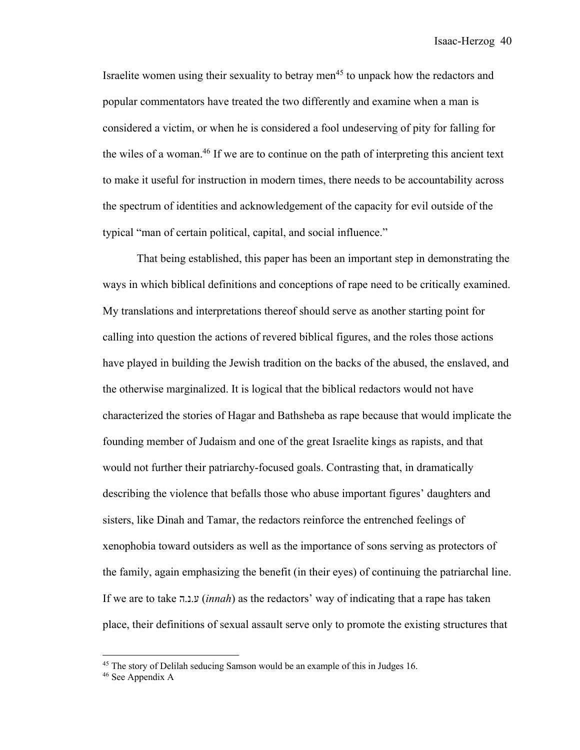Israelite women using their sexuality to betray men[45] to unpack how the redactors and popular commentators have treated the two differently and examine when a man is considered a victim, or when he is considered a fool undeserving of pity for falling for the wiles of a woman.[46] If we are to continue on the path of interpreting this ancient text to make it useful for instruction in modern times, there needs to be accountability across the spectrum of identities and acknowledgement of the capacity for evil outside of the typical "man of certain political, capital, and social influence."

That being established, this paper has been an important step in demonstrating the ways in which biblical definitions and conceptions of rape need to be critically examined. My translations and interpretations thereof should serve as another starting point for calling into question the actions of revered biblical figures, and the roles those actions have played in building the Jewish tradition on the backs of the abused, the enslaved, and the otherwise marginalized. It is logical that the biblical redactors would not have characterized the stories of Hagar and Bathsheba as rape because that would implicate the founding member of Judaism and one of the great Israelite kings as rapists, and that would not further their patriarchy-focused goals. Contrasting that, in dramatically describing the violence that befalls those who abuse important figures' daughters and sisters, like Dinah and Tamar, the redactors reinforce the entrenched feelings of xenophobia toward outsiders as well as the importance of sons serving as protectors of the family, again emphasizing the benefit (in their eyes) of continuing the patriarchal line. If we are to take ע.נ.ה (*innah*) as the redactors' way of indicating that a rape has taken place, their definitions of sexual assault serve only to promote the existing structures that

[45] The story of Delilah seducing Samson would be an example of this in Judges 16.

[46] See Appendix A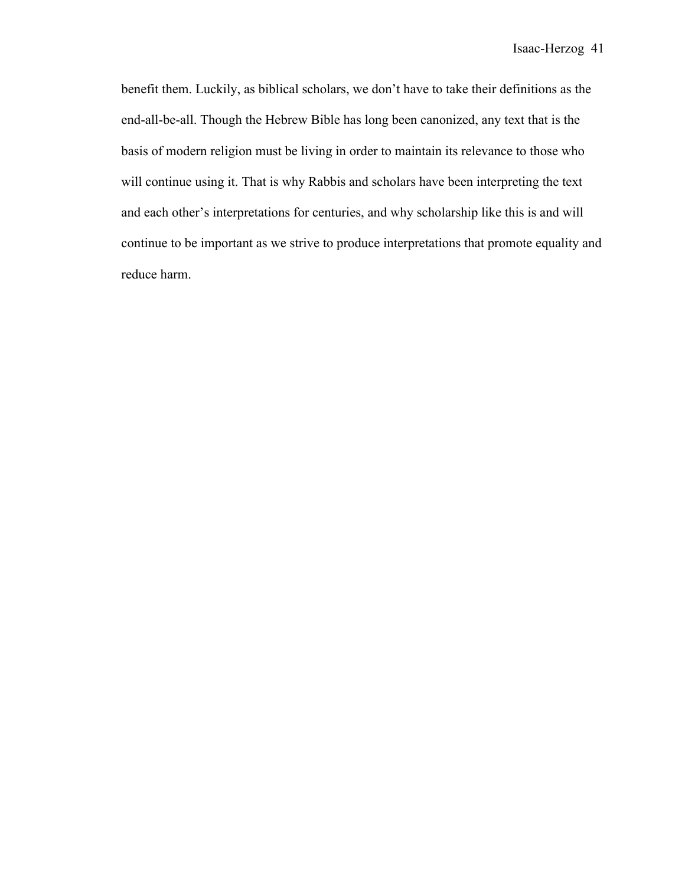benefit them. Luckily, as biblical scholars, we don't have to take their definitions as the end-all-be-all. Though the Hebrew Bible has long been canonized, any text that is the basis of modern religion must be living in order to maintain its relevance to those who will continue using it. That is why Rabbis and scholars have been interpreting the text and each other's interpretations for centuries, and why scholarship like this is and will continue to be important as we strive to produce interpretations that promote equality and reduce harm.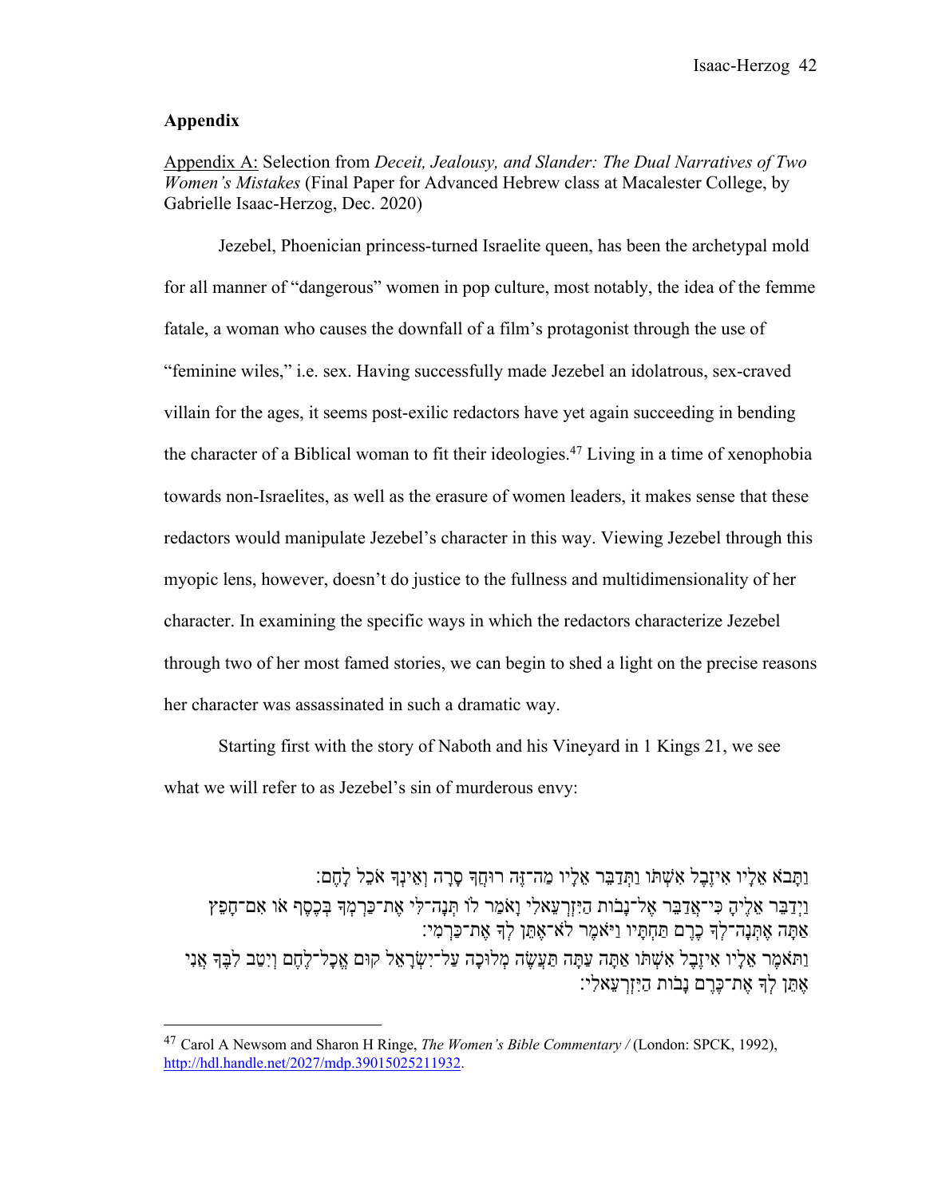## Appendix

Appendix A: Selection from *Deceit, Jealousy, and Slander: The Dual Narratives of Two Women's Mistakes* (Final Paper for Advanced Hebrew class at Macalester College, by Gabrielle Isaac-Herzog, Dec. 2020)

Jezebel, Phoenician princess-turned Israelite queen, has been the archetypal mold for all manner of "dangerous" women in pop culture, most notably, the idea of the femme fatale, a woman who causes the downfall of a film's protagonist through the use of "feminine wiles," i.e. sex. Having successfully made Jezebel an idolatrous, sex-craved villain for the ages, it seems post-exilic redactors have yet again succeeding in bending the character of a Biblical woman to fit their ideologies.[47] Living in a time of xenophobia towards non-Israelites, as well as the erasure of women leaders, it makes sense that these redactors would manipulate Jezebel's character in this way. Viewing Jezebel through this myopic lens, however, doesn't do justice to the fullness and multidimensionality of her character. In examining the specific ways in which the redactors characterize Jezebel through two of her most famed stories, we can begin to shed a light on the precise reasons her character was assassinated in such a dramatic way.

Starting first with the story of Naboth and his Vineyard in 1 Kings 21, we see what we will refer to as Jezebel's sin of murderous envy:

וַתָּבֹא אֵלָיו אִיזֶבֶל אִשְׁתּוֹ וַתְּדַבֵּר אֵלָיו מַה־זֶּה רוּחֲךָ סָרָה וְאֵינְךָ אֹכֵל לָחֶם׃
וַיְדַבֵּר אֵלֶיהָ כִּי־אֲדַבֵּר אֶל־נָבוֹת הַיִּזְרְעֵאלִי וָאֹמַר לוֹ תְּנָה־לִּי אֶת־כַּרְמְךָ בְּכֶסֶף אוֹ אִם־חָפֵץ אַתָּה אֶתְּנָה־לְךָ כֶרֶם תַּחְתָּיו וַיֹּאמֶר לֹא־אֶתֵּן לְךָ אֶת־כַּרְמִי׃
וַתֹּאמֶר אֵלָיו אִיזֶבֶל אִשְׁתּוֹ אַתָּה עַתָּה תַּעֲשֶׂה מְלוּכָה עַל־יִשְׂרָאֵל קוּם אֱכָל־לֶחֶם וְיִטַב לִבֶּךָ אֲנִי אֶתֵּן לְךָ אֶת־כֶּרֶם נָבוֹת הַיִּזְרְעֵאלִי׃

---

[47] Carol A Newsom and Sharon H Ringe, *The Women's Bible Commentary /* (London: SPCK, 1992), http://hdl.handle.net/2027/mdp.39015025211932.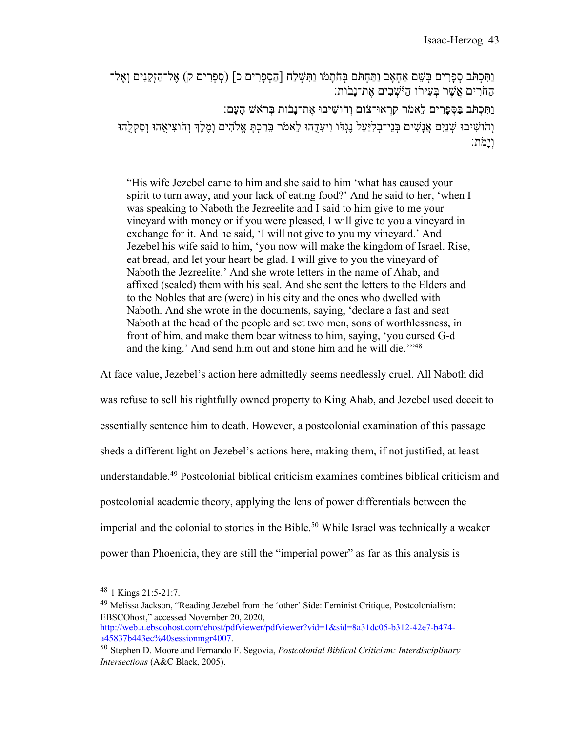וַתִּכְתֹּב סְפָרִים בְּשֵׁם אַחְאָב וַתַּחְתֹּם בְּחֹתָמוֹ וַתִּשְׁלַח [הַסְפָרִים כ] (סְפָרִים ק) אֶל־הַזְּקֵנִים וְאֶל־הַחֹרִים אֲשֶׁר בְּעִירוֹ הַיֹּשְׁבִים אֶת־נָבוֹת׃

וַתִּכְתֹּב בַּסְּפָרִים לֵאמֹר קִרְאוּ־צוֹם וְהוֹשִׁיבוּ אֶת־נָבוֹת בְּרֹאשׁ הָעָם׃

וְהוֹשִׁיבוּ שְׁנַיִם אֲנָשִׁים בְּנֵי־בְלִיַּעַל נֶגְדּוֹ וִיעִדֻהוּ לֵאמֹר בֵּרַכְתָּ אֱלֹהִים וָמֶלֶךְ וְהוֹצִיאֻהוּ וְסִקְלֻהוּ וְיָמֹת׃

> "His wife Jezebel came to him and she said to him 'what has caused your spirit to turn away, and your lack of eating food?' And he said to her, 'when I was speaking to Naboth the Jezreelite and I said to him give to me your vineyard with money or if you were pleased, I will give to you a vineyard in exchange for it. And he said, 'I will not give to you my vineyard.' And Jezebel his wife said to him, 'you now will make the kingdom of Israel. Rise, eat bread, and let your heart be glad. I will give to you the vineyard of Naboth the Jezreelite.' And she wrote letters in the name of Ahab, and affixed (sealed) them with his seal. And she sent the letters to the Elders and to the Nobles that are (were) in his city and the ones who dwelled with Naboth. And she wrote in the documents, saying, 'declare a fast and seat Naboth at the head of the people and set two men, sons of worthlessness, in front of him, and make them bear witness to him, saying, 'you cursed G-d and the king.' And send him out and stone him and he will die.'"[48]

At face value, Jezebel's action here admittedly seems needlessly cruel. All Naboth did was refuse to sell his rightfully owned property to King Ahab, and Jezebel used deceit to essentially sentence him to death. However, a postcolonial examination of this passage sheds a different light on Jezebel's actions here, making them, if not justified, at least understandable.[49] Postcolonial biblical criticism examines combines biblical criticism and postcolonial academic theory, applying the lens of power differentials between the imperial and the colonial to stories in the Bible.[50] While Israel was technically a weaker power than Phoenicia, they are still the "imperial power" as far as this analysis is

---

[48] 1 Kings 21:5-21:7.

[49] Melissa Jackson, "Reading Jezebel from the 'other' Side: Feminist Critique, Postcolonialism: EBSCOhost," accessed November 20, 2020, http://web.a.ebscohost.com/ehost/pdfviewer/pdfviewer?vid=1&sid=8a31dc05-b312-42e7-b474-a45837b443ec%40sessionmgr4007.

[50] Stephen D. Moore and Fernando F. Segovia, *Postcolonial Biblical Criticism: Interdisciplinary Intersections* (A&C Black, 2005).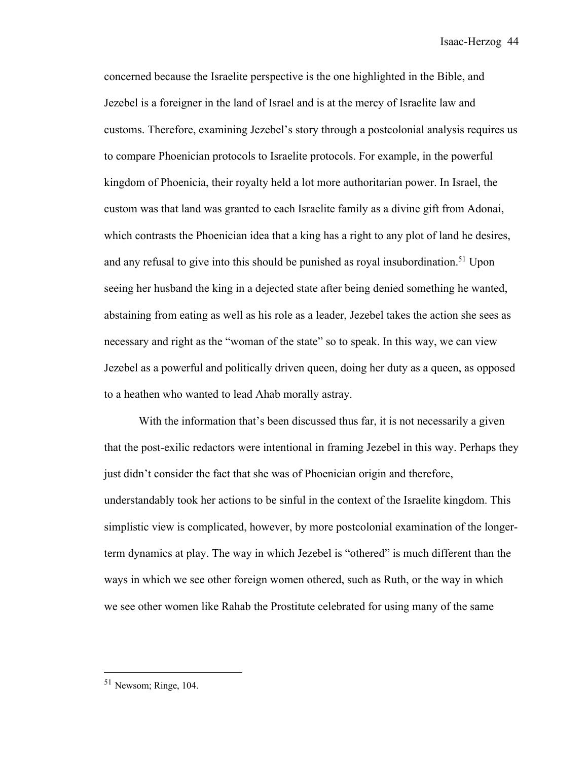concerned because the Israelite perspective is the one highlighted in the Bible, and Jezebel is a foreigner in the land of Israel and is at the mercy of Israelite law and customs. Therefore, examining Jezebel's story through a postcolonial analysis requires us to compare Phoenician protocols to Israelite protocols. For example, in the powerful kingdom of Phoenicia, their royalty held a lot more authoritarian power. In Israel, the custom was that land was granted to each Israelite family as a divine gift from Adonai, which contrasts the Phoenician idea that a king has a right to any plot of land he desires, and any refusal to give into this should be punished as royal insubordination.[51] Upon seeing her husband the king in a dejected state after being denied something he wanted, abstaining from eating as well as his role as a leader, Jezebel takes the action she sees as necessary and right as the "woman of the state" so to speak. In this way, we can view Jezebel as a powerful and politically driven queen, doing her duty as a queen, as opposed to a heathen who wanted to lead Ahab morally astray.

With the information that's been discussed thus far, it is not necessarily a given that the post-exilic redactors were intentional in framing Jezebel in this way. Perhaps they just didn't consider the fact that she was of Phoenician origin and therefore, understandably took her actions to be sinful in the context of the Israelite kingdom. This simplistic view is complicated, however, by more postcolonial examination of the longer-term dynamics at play. The way in which Jezebel is "othered" is much different than the ways in which we see other foreign women othered, such as Ruth, or the way in which we see other women like Rahab the Prostitute celebrated for using many of the same

---

[51] Newsom; Ringe, 104.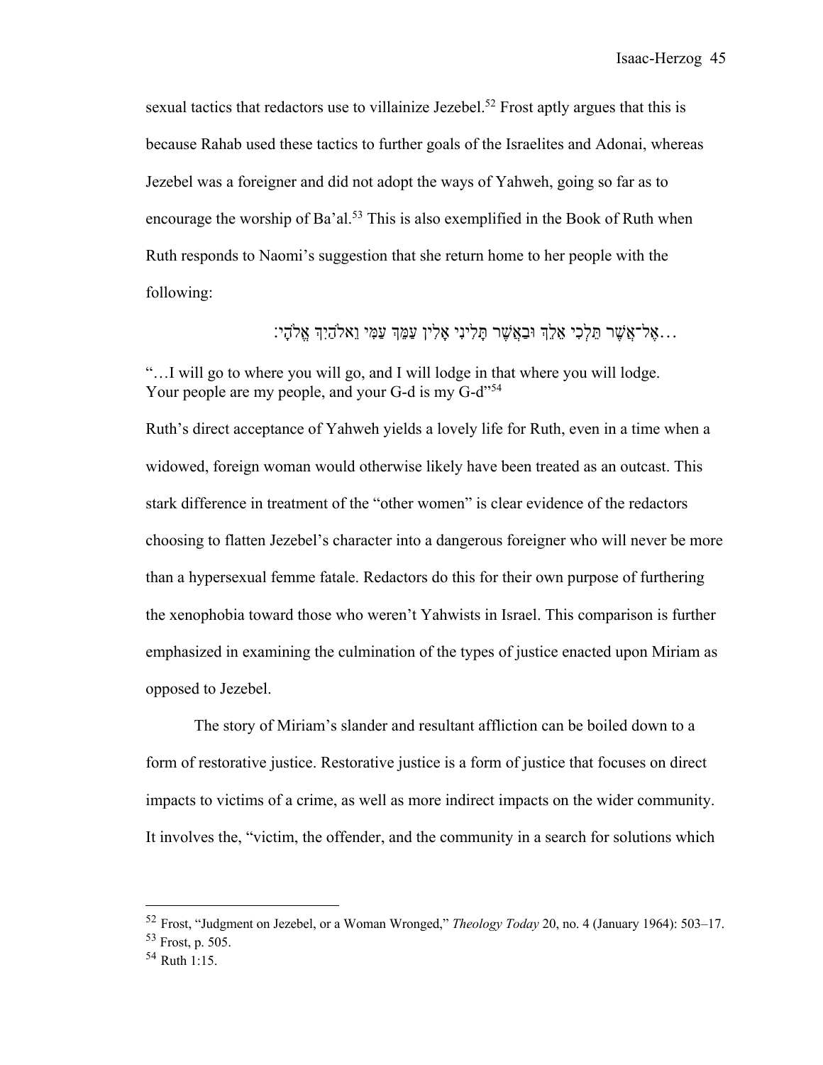sexual tactics that redactors use to villainize Jezebel.[52] Frost aptly argues that this is because Rahab used these tactics to further goals of the Israelites and Adonai, whereas Jezebel was a foreigner and did not adopt the ways of Yahweh, going so far as to encourage the worship of Ba'al.[53] This is also exemplified in the Book of Ruth when Ruth responds to Naomi's suggestion that she return home to her people with the following:

…אֶל־אֲשֶׁר תֵּלְכִי אֵלֵךְ וּבַאֲשֶׁר תָּלִינִי אָלִין עַמֵּךְ עַמִּי וֵאלֹהַיִךְ אֱלֹהָי׃

"…I will go to where you will go, and I will lodge in that where you will lodge. Your people are my people, and your G-d is my G-d"[54]

Ruth's direct acceptance of Yahweh yields a lovely life for Ruth, even in a time when a widowed, foreign woman would otherwise likely have been treated as an outcast. This stark difference in treatment of the "other women" is clear evidence of the redactors choosing to flatten Jezebel's character into a dangerous foreigner who will never be more than a hypersexual femme fatale. Redactors do this for their own purpose of furthering the xenophobia toward those who weren't Yahwists in Israel. This comparison is further emphasized in examining the culmination of the types of justice enacted upon Miriam as opposed to Jezebel.

The story of Miriam's slander and resultant affliction can be boiled down to a form of restorative justice. Restorative justice is a form of justice that focuses on direct impacts to victims of a crime, as well as more indirect impacts on the wider community. It involves the, "victim, the offender, and the community in a search for solutions which

---

[52] Frost, "Judgment on Jezebel, or a Woman Wronged," *Theology Today* 20, no. 4 (January 1964): 503–17.

[53] Frost, p. 505.

[54] Ruth 1:15.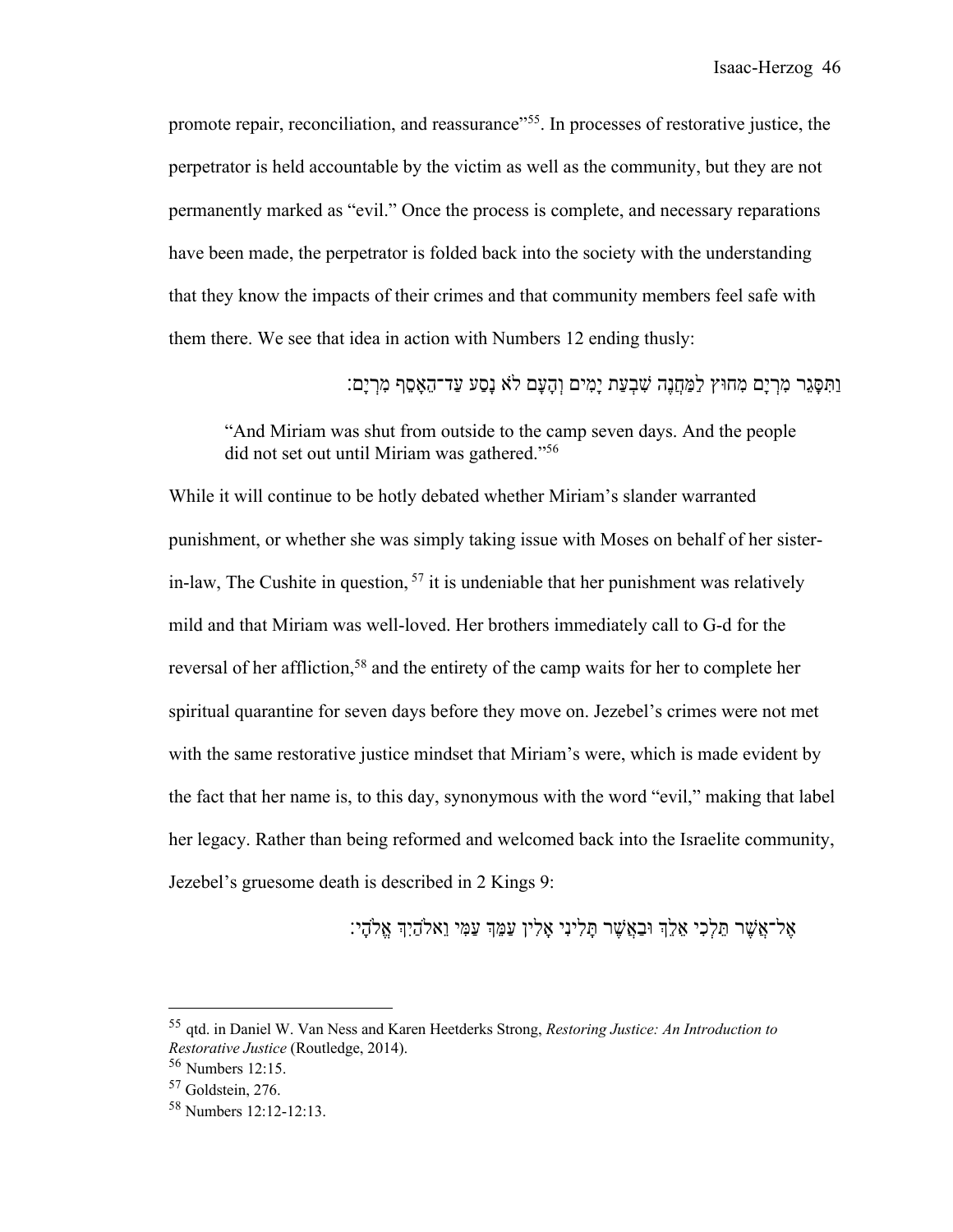promote repair, reconciliation, and reassurance"[55]. In processes of restorative justice, the perpetrator is held accountable by the victim as well as the community, but they are not permanently marked as "evil." Once the process is complete, and necessary reparations have been made, the perpetrator is folded back into the society with the understanding that they know the impacts of their crimes and that community members feel safe with them there. We see that idea in action with Numbers 12 ending thusly:

וַתִּסָּגֵר מִרְיָם מִחוּץ לַמַּחֲנֶה שִׁבְעַת יָמִים וְהָעָם לֹא נָסַע עַד־הֵאָסֵף מִרְיָם׃

> "And Miriam was shut from outside to the camp seven days. And the people did not set out until Miriam was gathered."[56]

While it will continue to be hotly debated whether Miriam's slander warranted punishment, or whether she was simply taking issue with Moses on behalf of her sister-in-law, The Cushite in question, [57] it is undeniable that her punishment was relatively mild and that Miriam was well-loved. Her brothers immediately call to G-d for the reversal of her affliction,[58] and the entirety of the camp waits for her to complete her spiritual quarantine for seven days before they move on. Jezebel's crimes were not met with the same restorative justice mindset that Miriam's were, which is made evident by the fact that her name is, to this day, synonymous with the word "evil," making that label her legacy. Rather than being reformed and welcomed back into the Israelite community, Jezebel's gruesome death is described in 2 Kings 9:

אֶל־אֲשֶׁר תֵּלְכִי אֵלֵךְ וּבַאֲשֶׁר תָּלִינִי אָלִין עַמֵּךְ עַמִּי וֵאלֹהַיִךְ אֱלֹהָי׃

---

[55] qtd. in Daniel W. Van Ness and Karen Heetderks Strong, *Restoring Justice: An Introduction to Restorative Justice* (Routledge, 2014).

[56] Numbers 12:15.

[57] Goldstein, 276.

[58] Numbers 12:12-12:13.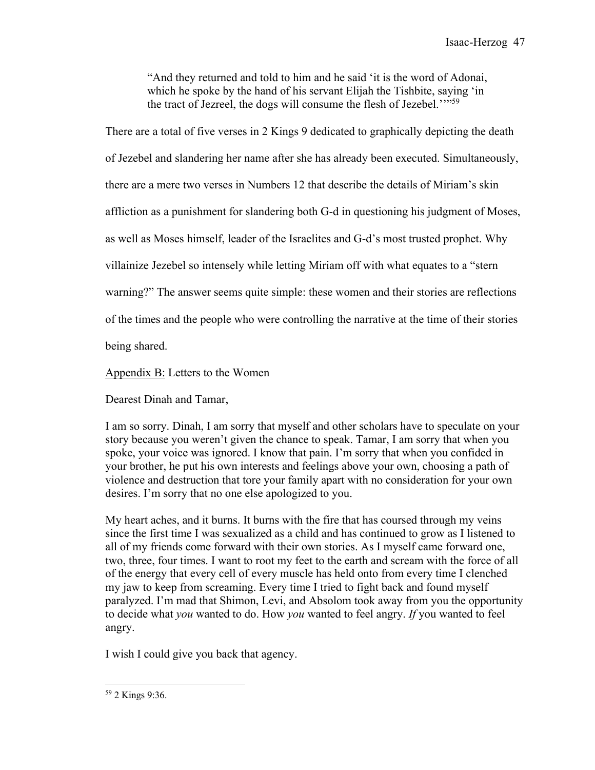> "And they returned and told to him and he said 'it is the word of Adonai, which he spoke by the hand of his servant Elijah the Tishbite, saying 'in the tract of Jezreel, the dogs will consume the flesh of Jezebel.''"[59]

There are a total of five verses in 2 Kings 9 dedicated to graphically depicting the death of Jezebel and slandering her name after she has already been executed. Simultaneously, there are a mere two verses in Numbers 12 that describe the details of Miriam's skin affliction as a punishment for slandering both G-d in questioning his judgment of Moses, as well as Moses himself, leader of the Israelites and G-d's most trusted prophet. Why villainize Jezebel so intensely while letting Miriam off with what equates to a "stern warning?" The answer seems quite simple: these women and their stories are reflections of the times and the people who were controlling the narrative at the time of their stories being shared.

<u>Appendix B:</u> Letters to the Women

Dearest Dinah and Tamar,

I am so sorry. Dinah, I am sorry that myself and other scholars have to speculate on your story because you weren't given the chance to speak. Tamar, I am sorry that when you spoke, your voice was ignored. I know that pain. I'm sorry that when you confided in your brother, he put his own interests and feelings above your own, choosing a path of violence and destruction that tore your family apart with no consideration for your own desires. I'm sorry that no one else apologized to you.

My heart aches, and it burns. It burns with the fire that has coursed through my veins since the first time I was sexualized as a child and has continued to grow as I listened to all of my friends come forward with their own stories. As I myself came forward one, two, three, four times. I want to root my feet to the earth and scream with the force of all of the energy that every cell of every muscle has held onto from every time I clenched my jaw to keep from screaming. Every time I tried to fight back and found myself paralyzed. I'm mad that Shimon, Levi, and Absolom took away from you the opportunity to decide what *you* wanted to do. How *you* wanted to feel angry. *If* you wanted to feel angry.

I wish I could give you back that agency.

---

[59] 2 Kings 9:36.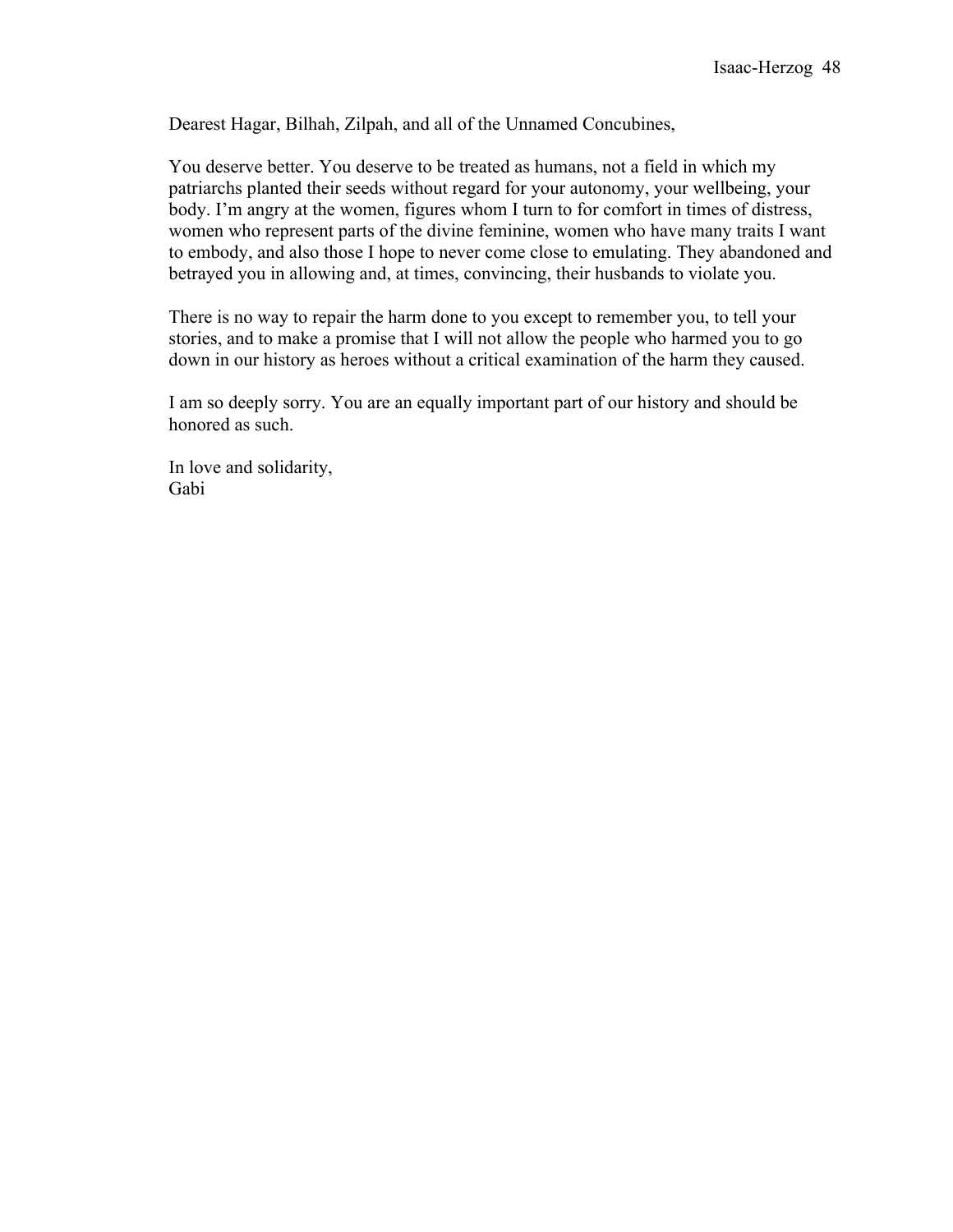Dearest Hagar, Bilhah, Zilpah, and all of the Unnamed Concubines,

You deserve better. You deserve to be treated as humans, not a field in which my patriarchs planted their seeds without regard for your autonomy, your wellbeing, your body. I'm angry at the women, figures whom I turn to for comfort in times of distress, women who represent parts of the divine feminine, women who have many traits I want to embody, and also those I hope to never come close to emulating. They abandoned and betrayed you in allowing and, at times, convincing, their husbands to violate you.

There is no way to repair the harm done to you except to remember you, to tell your stories, and to make a promise that I will not allow the people who harmed you to go down in our history as heroes without a critical examination of the harm they caused.

I am so deeply sorry. You are an equally important part of our history and should be honored as such.

In love and solidarity,
Gabi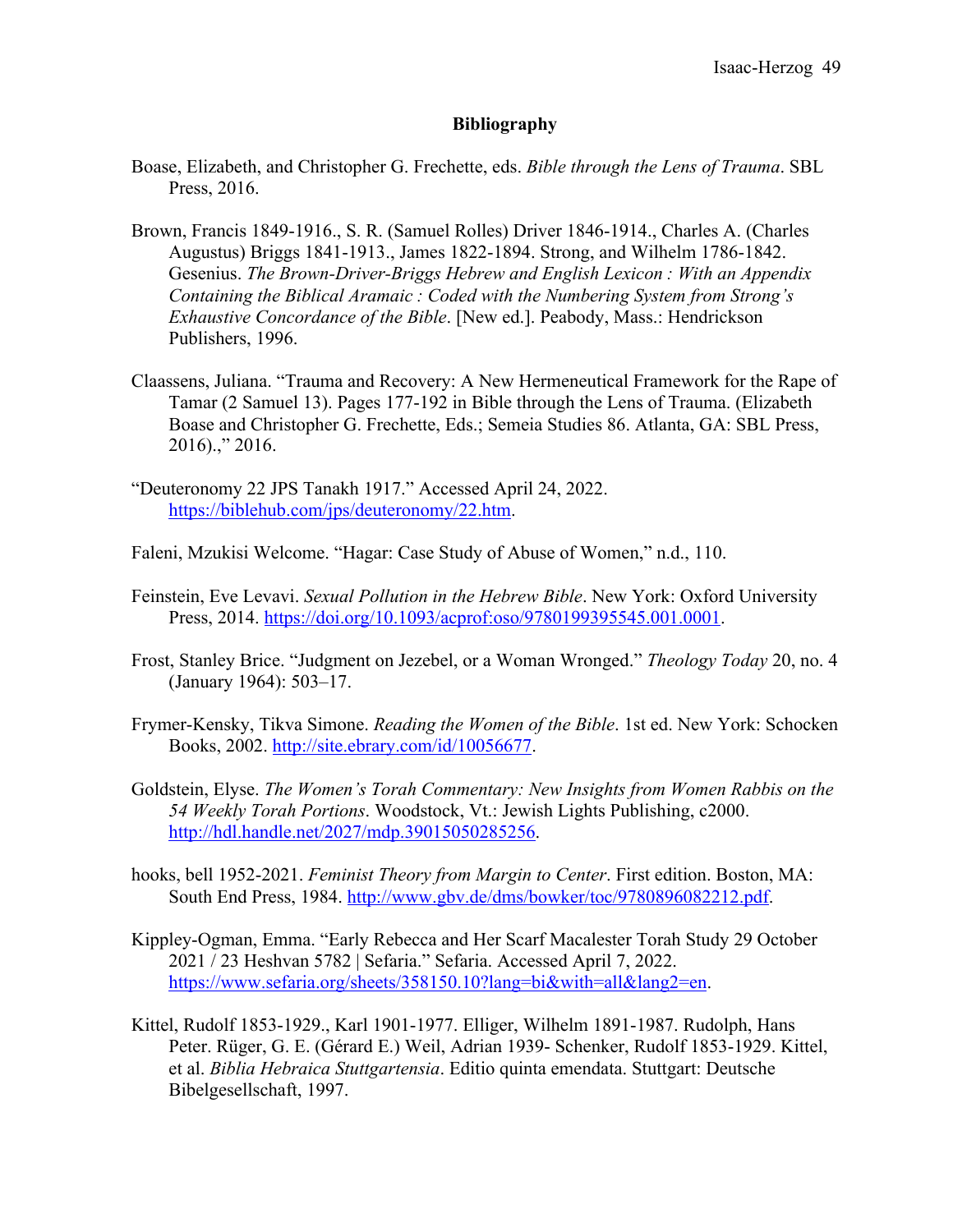# Bibliography

Boase, Elizabeth, and Christopher G. Frechette, eds. *Bible through the Lens of Trauma*. SBL Press, 2016.

Brown, Francis 1849-1916., S. R. (Samuel Rolles) Driver 1846-1914., Charles A. (Charles Augustus) Briggs 1841-1913., James 1822-1894. Strong, and Wilhelm 1786-1842. Gesenius. *The Brown-Driver-Briggs Hebrew and English Lexicon : With an Appendix Containing the Biblical Aramaic : Coded with the Numbering System from Strong's Exhaustive Concordance of the Bible*. [New ed.]. Peabody, Mass.: Hendrickson Publishers, 1996.

Claassens, Juliana. "Trauma and Recovery: A New Hermeneutical Framework for the Rape of Tamar (2 Samuel 13). Pages 177-192 in Bible through the Lens of Trauma. (Elizabeth Boase and Christopher G. Frechette, Eds.; Semeia Studies 86. Atlanta, GA: SBL Press, 2016).," 2016.

"Deuteronomy 22 JPS Tanakh 1917." Accessed April 24, 2022. https://biblehub.com/jps/deuteronomy/22.htm.

Faleni, Mzukisi Welcome. "Hagar: Case Study of Abuse of Women," n.d., 110.

Feinstein, Eve Levavi. *Sexual Pollution in the Hebrew Bible*. New York: Oxford University Press, 2014. https://doi.org/10.1093/acprof:oso/9780199395545.001.0001.

Frost, Stanley Brice. "Judgment on Jezebel, or a Woman Wronged." *Theology Today* 20, no. 4 (January 1964): 503–17.

Frymer-Kensky, Tikva Simone. *Reading the Women of the Bible*. 1st ed. New York: Schocken Books, 2002. http://site.ebrary.com/id/10056677.

Goldstein, Elyse. *The Women's Torah Commentary: New Insights from Women Rabbis on the 54 Weekly Torah Portions*. Woodstock, Vt.: Jewish Lights Publishing, c2000. http://hdl.handle.net/2027/mdp.39015050285256.

hooks, bell 1952-2021. *Feminist Theory from Margin to Center*. First edition. Boston, MA: South End Press, 1984. http://www.gbv.de/dms/bowker/toc/9780896082212.pdf.

Kippley-Ogman, Emma. "Early Rebecca and Her Scarf Macalester Torah Study 29 October 2021 / 23 Heshvan 5782 | Sefaria." Sefaria. Accessed April 7, 2022. https://www.sefaria.org/sheets/358150.10?lang=bi&with=all&lang2=en.

Kittel, Rudolf 1853-1929., Karl 1901-1977. Elliger, Wilhelm 1891-1987. Rudolph, Hans Peter. Rüger, G. E. (Gérard E.) Weil, Adrian 1939- Schenker, Rudolf 1853-1929. Kittel, et al. *Biblia Hebraica Stuttgartensia*. Editio quinta emendata. Stuttgart: Deutsche Bibelgesellschaft, 1997.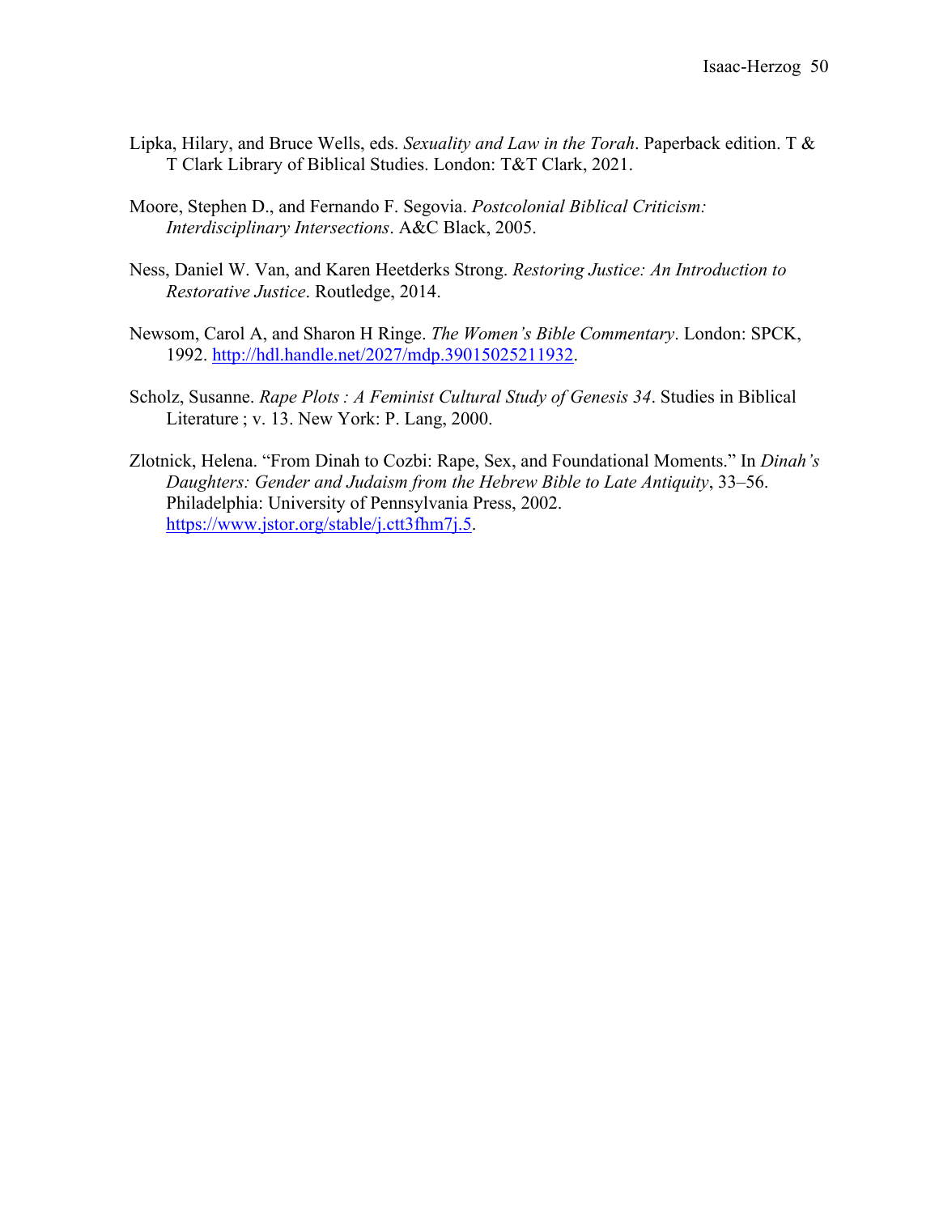Lipka, Hilary, and Bruce Wells, eds. *Sexuality and Law in the Torah*. Paperback edition. T & T Clark Library of Biblical Studies. London: T&T Clark, 2021.

Moore, Stephen D., and Fernando F. Segovia. *Postcolonial Biblical Criticism: Interdisciplinary Intersections*. A&C Black, 2005.

Ness, Daniel W. Van, and Karen Heetderks Strong. *Restoring Justice: An Introduction to Restorative Justice*. Routledge, 2014.

Newsom, Carol A, and Sharon H Ringe. *The Women's Bible Commentary*. London: SPCK, 1992. http://hdl.handle.net/2027/mdp.39015025211932.

Scholz, Susanne. *Rape Plots : A Feminist Cultural Study of Genesis 34*. Studies in Biblical Literature ; v. 13. New York: P. Lang, 2000.

Zlotnick, Helena. "From Dinah to Cozbi: Rape, Sex, and Foundational Moments." In *Dinah's Daughters: Gender and Judaism from the Hebrew Bible to Late Antiquity*, 33–56. Philadelphia: University of Pennsylvania Press, 2002. https://www.jstor.org/stable/j.ctt3fhm7j.5.